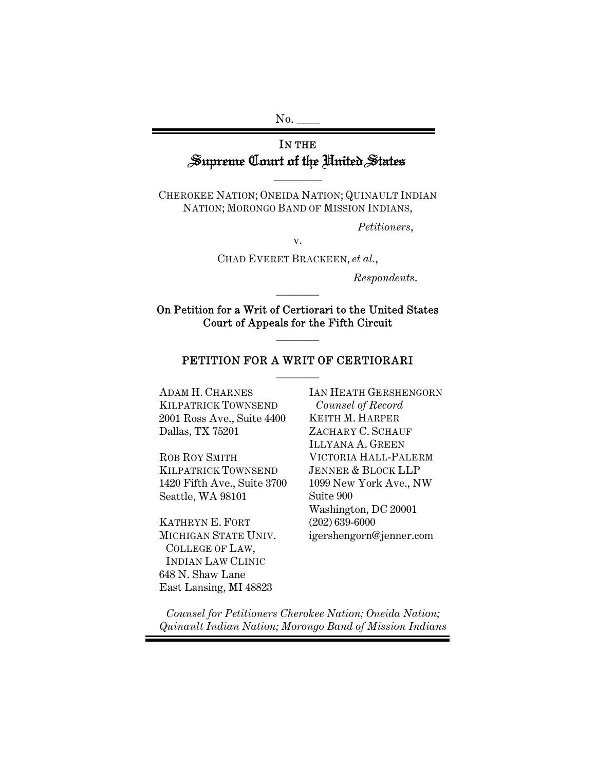No. \_\_\_\_

IN THE
# Supreme Court of the United States

---

CHEROKEE NATION; ONEIDA NATION; QUINAULT INDIAN NATION; MORONGO BAND OF MISSION INDIANS,

*Petitioners*,

v.

CHAD EVERET BRACKEEN, *et al.*,

*Respondents*.

---

**On Petition for a Writ of Certiorari to the United States Court of Appeals for the Fifth Circuit**

---

## PETITION FOR A WRIT OF CERTIORARI

---

ADAM H. CHARNES
KILPATRICK TOWNSEND
2001 Ross Ave., Suite 4400
Dallas, TX 75201

ROB ROY SMITH
KILPATRICK TOWNSEND
1420 Fifth Ave., Suite 3700
Seattle, WA 98101

KATHRYN E. FORT
MICHIGAN STATE UNIV.
COLLEGE OF LAW,
INDIAN LAW CLINIC
648 N. Shaw Lane
East Lansing, MI 48823

IAN HEATH GERSHENGORN
*Counsel of Record*
KEITH M. HARPER
ZACHARY C. SCHAUF
ILLYANA A. GREEN
VICTORIA HALL-PALERM
JENNER & BLOCK LLP
1099 New York Ave., NW
Suite 900
Washington, DC 20001
(202) 639-6000
igershengorn@jenner.com

*Counsel for Petitioners Cherokee Nation; Oneida Nation; Quinault Indian Nation; Morongo Band of Mission Indians*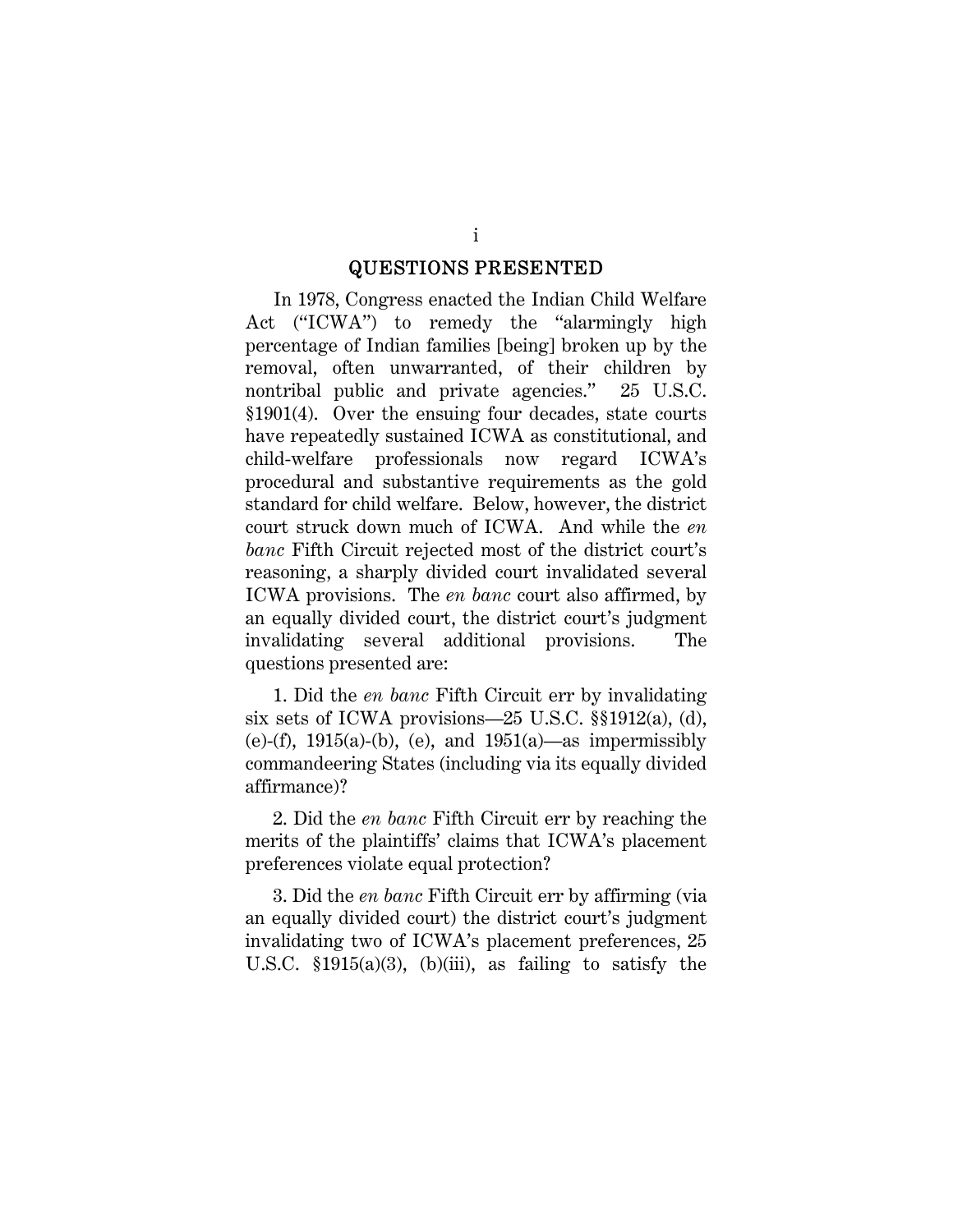## QUESTIONS PRESENTED

In 1978, Congress enacted the Indian Child Welfare Act ("ICWA") to remedy the "alarmingly high percentage of Indian families [being] broken up by the removal, often unwarranted, of their children by nontribal public and private agencies." 25 U.S.C. §1901(4). Over the ensuing four decades, state courts have repeatedly sustained ICWA as constitutional, and child-welfare professionals now regard ICWA's procedural and substantive requirements as the gold standard for child welfare. Below, however, the district court struck down much of ICWA. And while the *en banc* Fifth Circuit rejected most of the district court's reasoning, a sharply divided court invalidated several ICWA provisions. The *en banc* court also affirmed, by an equally divided court, the district court's judgment invalidating several additional provisions. The questions presented are:

1. Did the *en banc* Fifth Circuit err by invalidating six sets of ICWA provisions—25 U.S.C. §§1912(a), (d), (e)-(f), 1915(a)-(b), (e), and 1951(a)—as impermissibly commandeering States (including via its equally divided affirmance)?

2. Did the *en banc* Fifth Circuit err by reaching the merits of the plaintiffs' claims that ICWA's placement preferences violate equal protection?

3. Did the *en banc* Fifth Circuit err by affirming (via an equally divided court) the district court's judgment invalidating two of ICWA's placement preferences, 25 U.S.C. §1915(a)(3), (b)(iii), as failing to satisfy the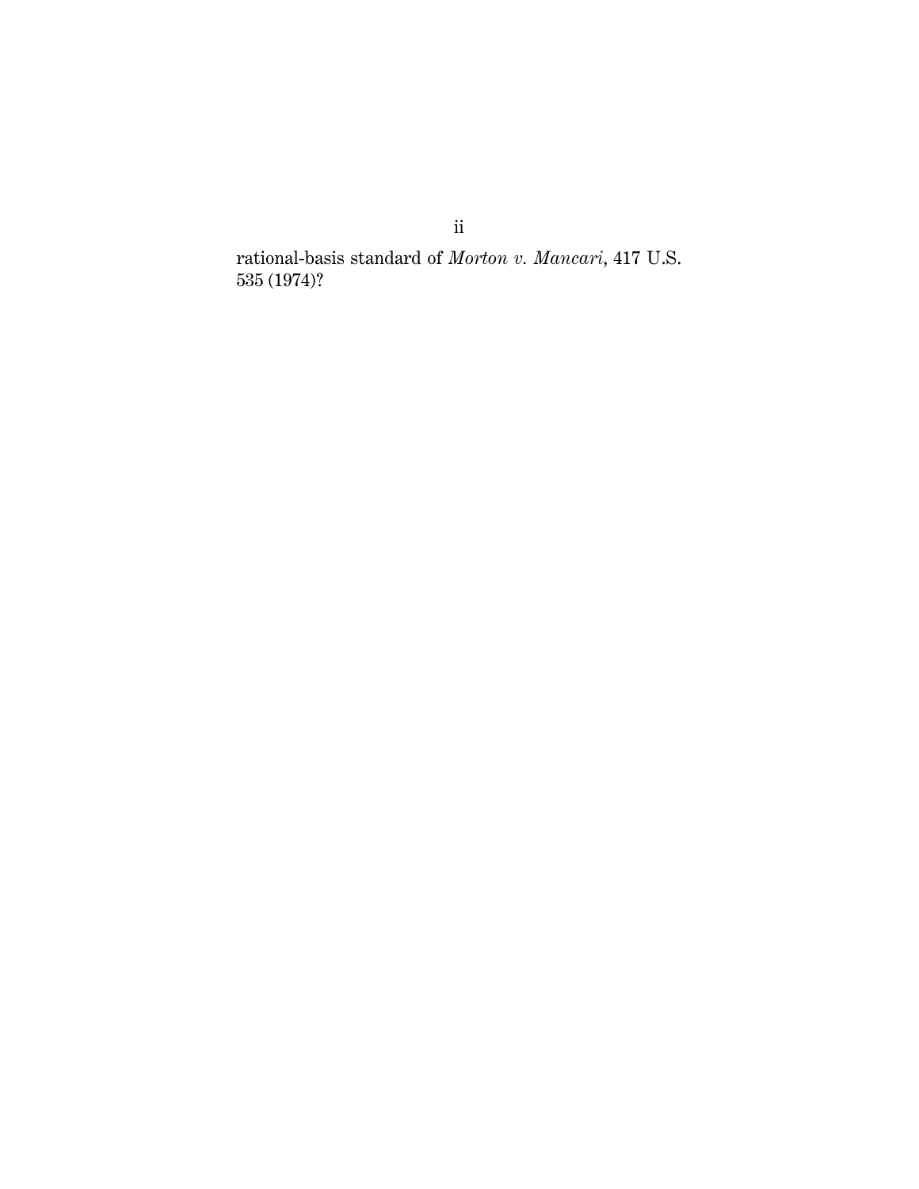rational-basis standard of *Morton v. Mancari*, 417 U.S. 535 (1974)?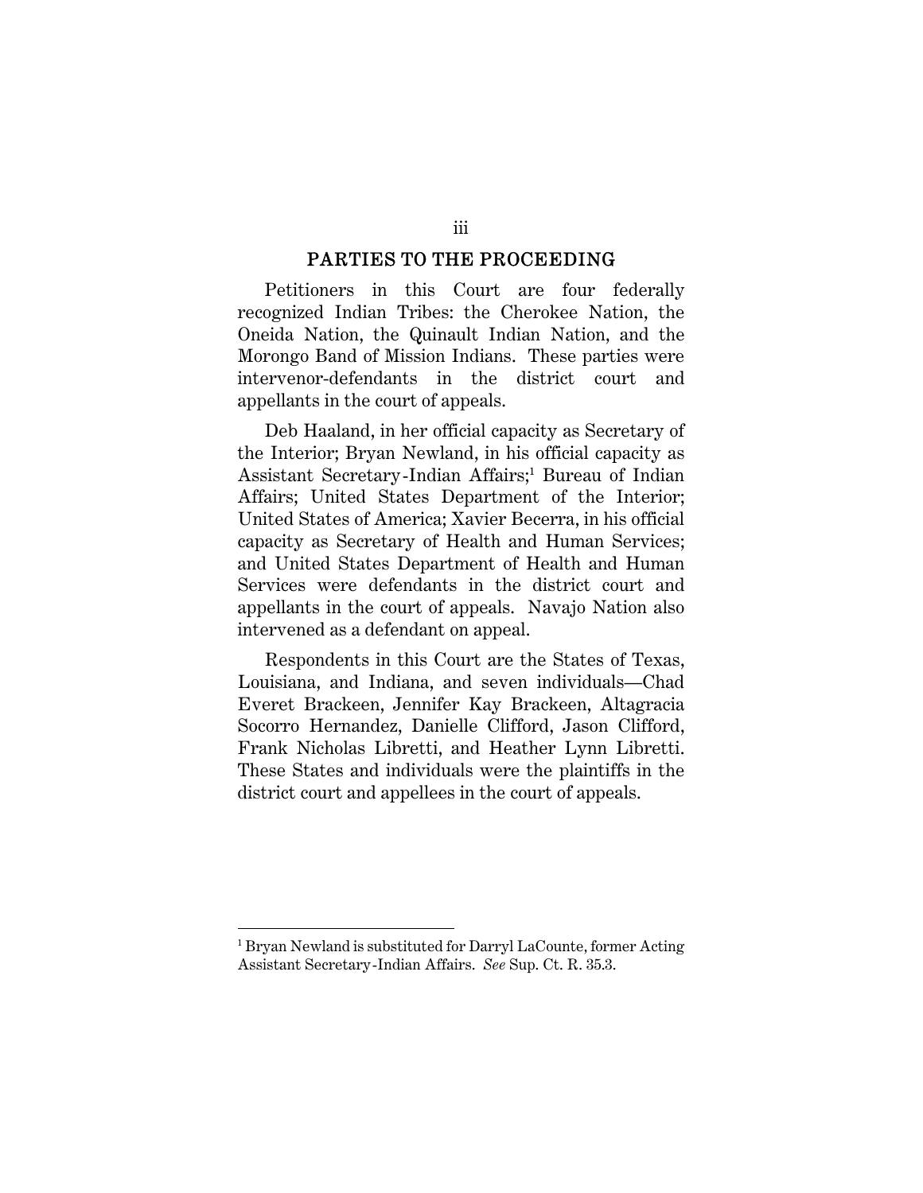## PARTIES TO THE PROCEEDING

Petitioners in this Court are four federally recognized Indian Tribes: the Cherokee Nation, the Oneida Nation, the Quinault Indian Nation, and the Morongo Band of Mission Indians. These parties were intervenor-defendants in the district court and appellants in the court of appeals.

Deb Haaland, in her official capacity as Secretary of the Interior; Bryan Newland, in his official capacity as Assistant Secretary-Indian Affairs;[1] Bureau of Indian Affairs; United States Department of the Interior; United States of America; Xavier Becerra, in his official capacity as Secretary of Health and Human Services; and United States Department of Health and Human Services were defendants in the district court and appellants in the court of appeals. Navajo Nation also intervened as a defendant on appeal.

Respondents in this Court are the States of Texas, Louisiana, and Indiana, and seven individuals—Chad Everet Brackeen, Jennifer Kay Brackeen, Altagracia Socorro Hernandez, Danielle Clifford, Jason Clifford, Frank Nicholas Libretti, and Heather Lynn Libretti. These States and individuals were the plaintiffs in the district court and appellees in the court of appeals.

---

[1] Bryan Newland is substituted for Darryl LaCounte, former Acting Assistant Secretary-Indian Affairs. *See* Sup. Ct. R. 35.3.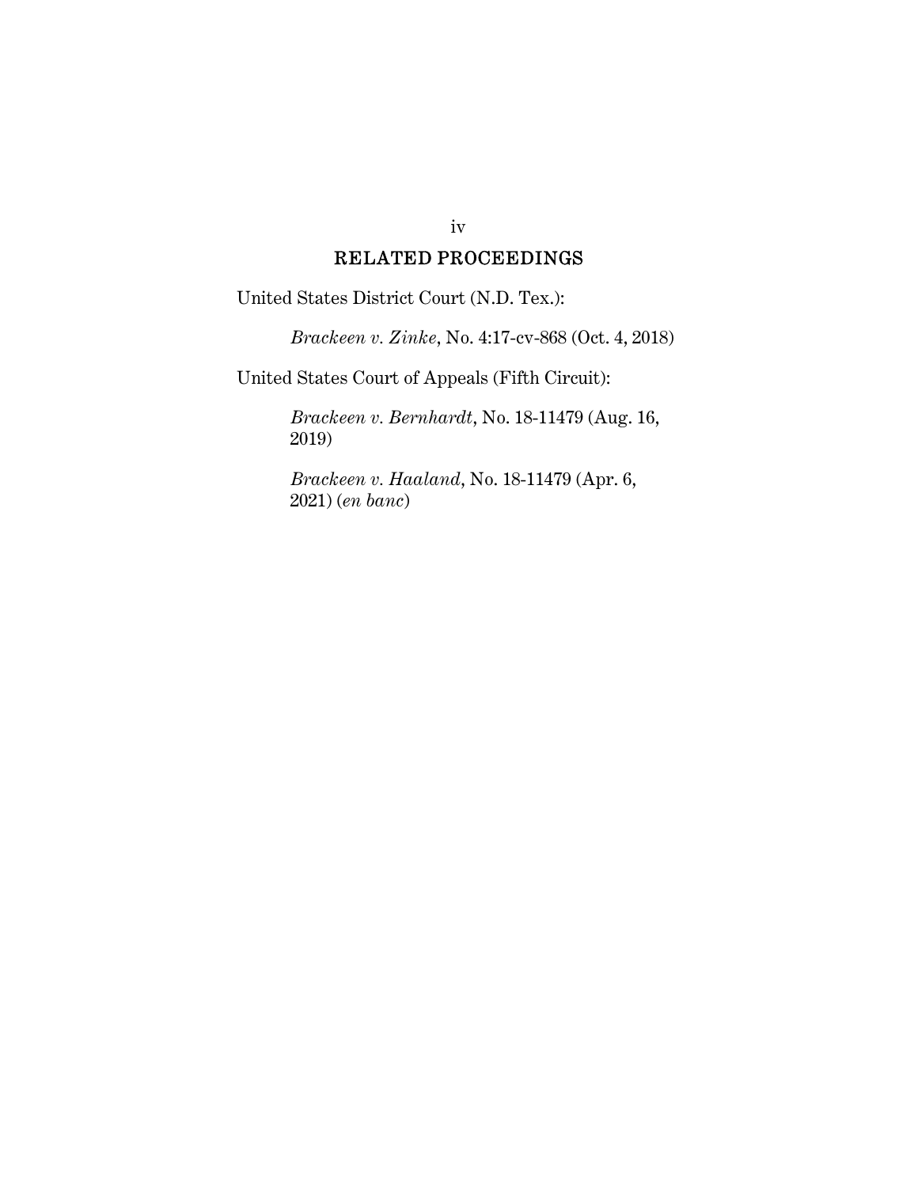## RELATED PROCEEDINGS

United States District Court (N.D. Tex.):

*Brackeen v. Zinke*, No. 4:17-cv-868 (Oct. 4, 2018)

United States Court of Appeals (Fifth Circuit):

*Brackeen v. Bernhardt*, No. 18-11479 (Aug. 16, 2019)

*Brackeen v. Haaland*, No. 18-11479 (Apr. 6, 2021) (*en banc*)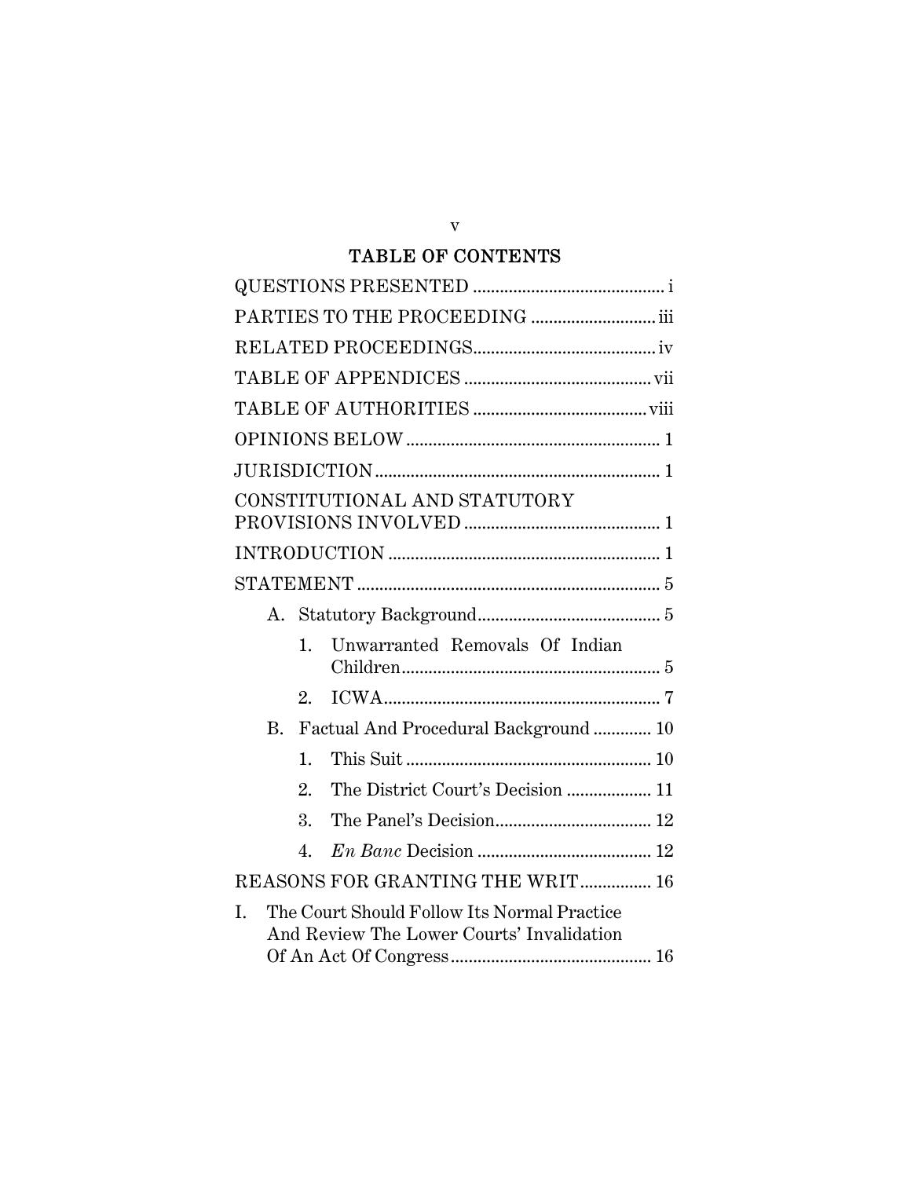## TABLE OF CONTENTS

QUESTIONS PRESENTED .......................................... i

PARTIES TO THE PROCEEDING ............................ iii

RELATED PROCEEDINGS......................................... iv

TABLE OF APPENDICES .......................................... vii

TABLE OF AUTHORITIES ....................................... viii

OPINIONS BELOW ......................................................... 1

JURISDICTION ................................................................ 1

CONSTITUTIONAL AND STATUTORY PROVISIONS INVOLVED ............................................ 1

INTRODUCTION ............................................................. 1

STATEMENT .................................................................... 5

- A. Statutory Background.......................................... 5
  - 1. Unwarranted Removals Of Indian Children.......................................................... 5
  - 2. ICWA.............................................................. 7
- B. Factual And Procedural Background ............. 10
  - 1. This Suit ....................................................... 10
  - 2. The District Court's Decision ................... 11
  - 3. The Panel's Decision................................... 12
  - 4. *En Banc* Decision ....................................... 12

REASONS FOR GRANTING THE WRIT................ 16

I. The Court Should Follow Its Normal Practice And Review The Lower Courts' Invalidation Of An Act Of Congress ............................................. 16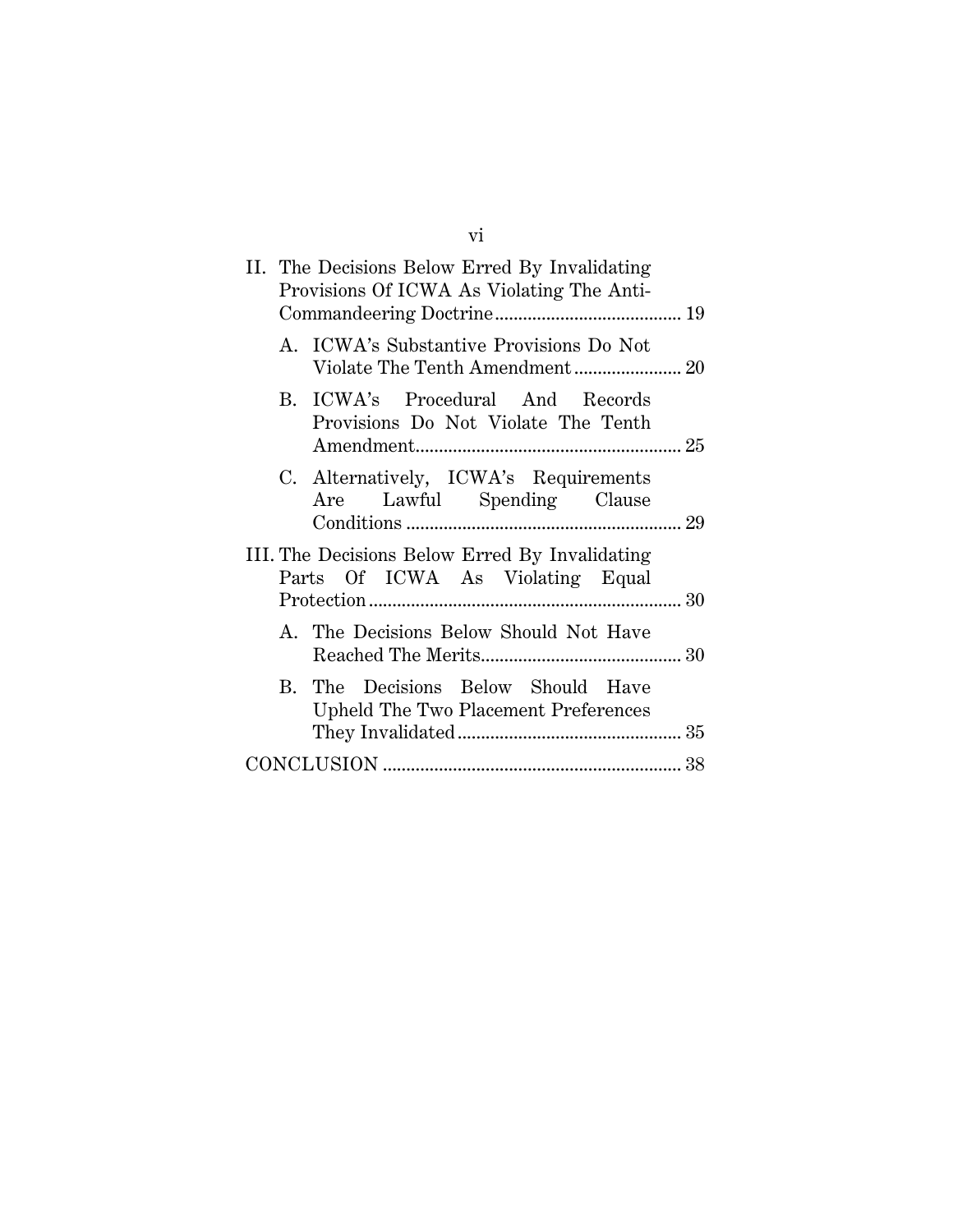II. The Decisions Below Erred By Invalidating Provisions Of ICWA As Violating The Anti-Commandeering Doctrine ........................................ 19

   A. ICWA's Substantive Provisions Do Not Violate The Tenth Amendment ....................... 20

   B. ICWA's Procedural And Records Provisions Do Not Violate The Tenth Amendment......................................................... 25

   C. Alternatively, ICWA's Requirements Are Lawful Spending Clause Conditions ........................................................... 29

III. The Decisions Below Erred By Invalidating Parts Of ICWA As Violating Equal Protection .................................................................. 30

   A. The Decisions Below Should Not Have Reached The Merits........................................... 30

   B. The Decisions Below Should Have Upheld The Two Placement Preferences They Invalidated................................................ 35

CONCLUSION ................................................................ 38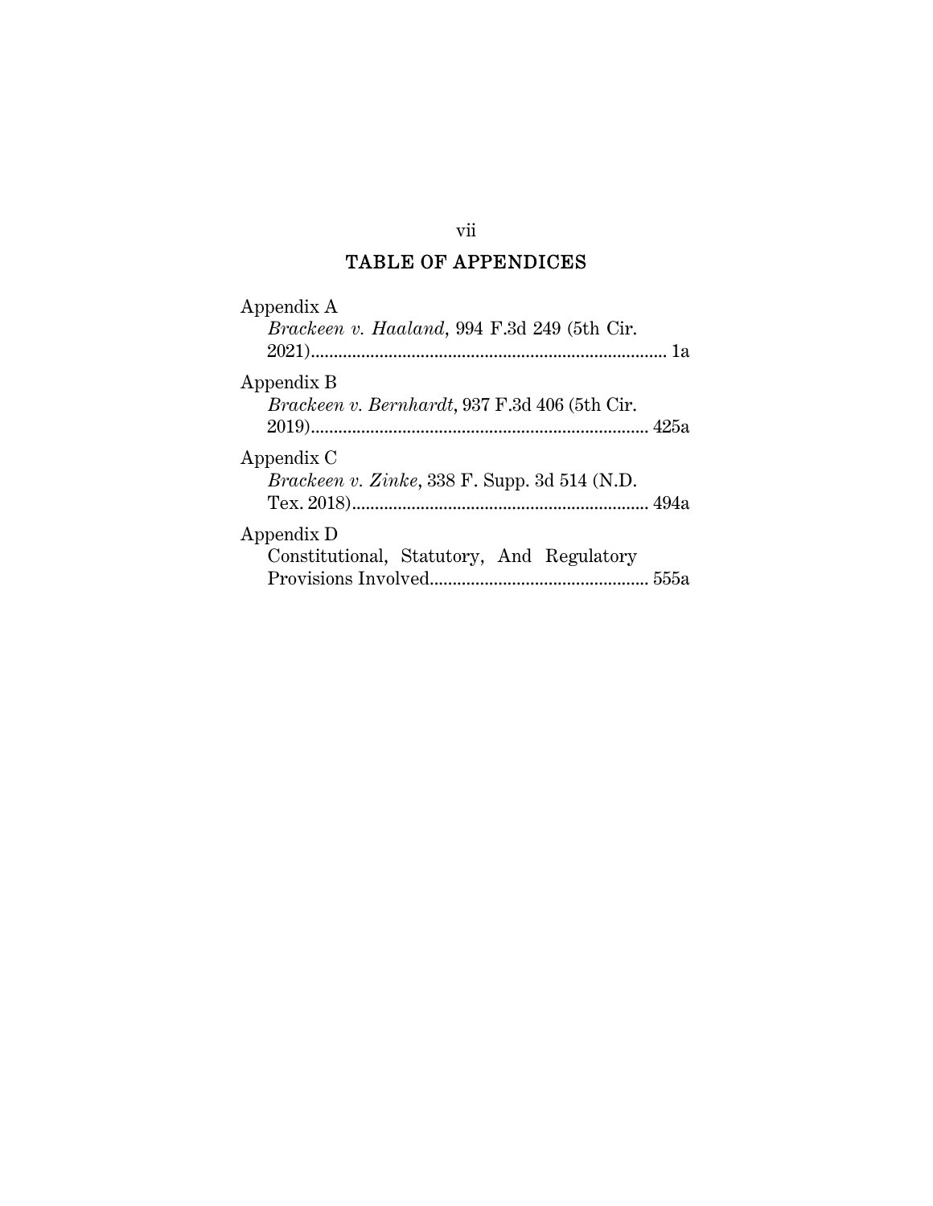## TABLE OF APPENDICES

Appendix A
*Brackeen v. Haaland*, 994 F.3d 249 (5th Cir. 2021) ........................................................................... 1a

Appendix B
*Brackeen v. Bernhardt*, 937 F.3d 406 (5th Cir. 2019) ........................................................................ 425a

Appendix C
*Brackeen v. Zinke*, 338 F. Supp. 3d 514 (N.D. Tex. 2018) ............................................................... 494a

Appendix D
Constitutional, Statutory, And Regulatory Provisions Involved ............................................... 555a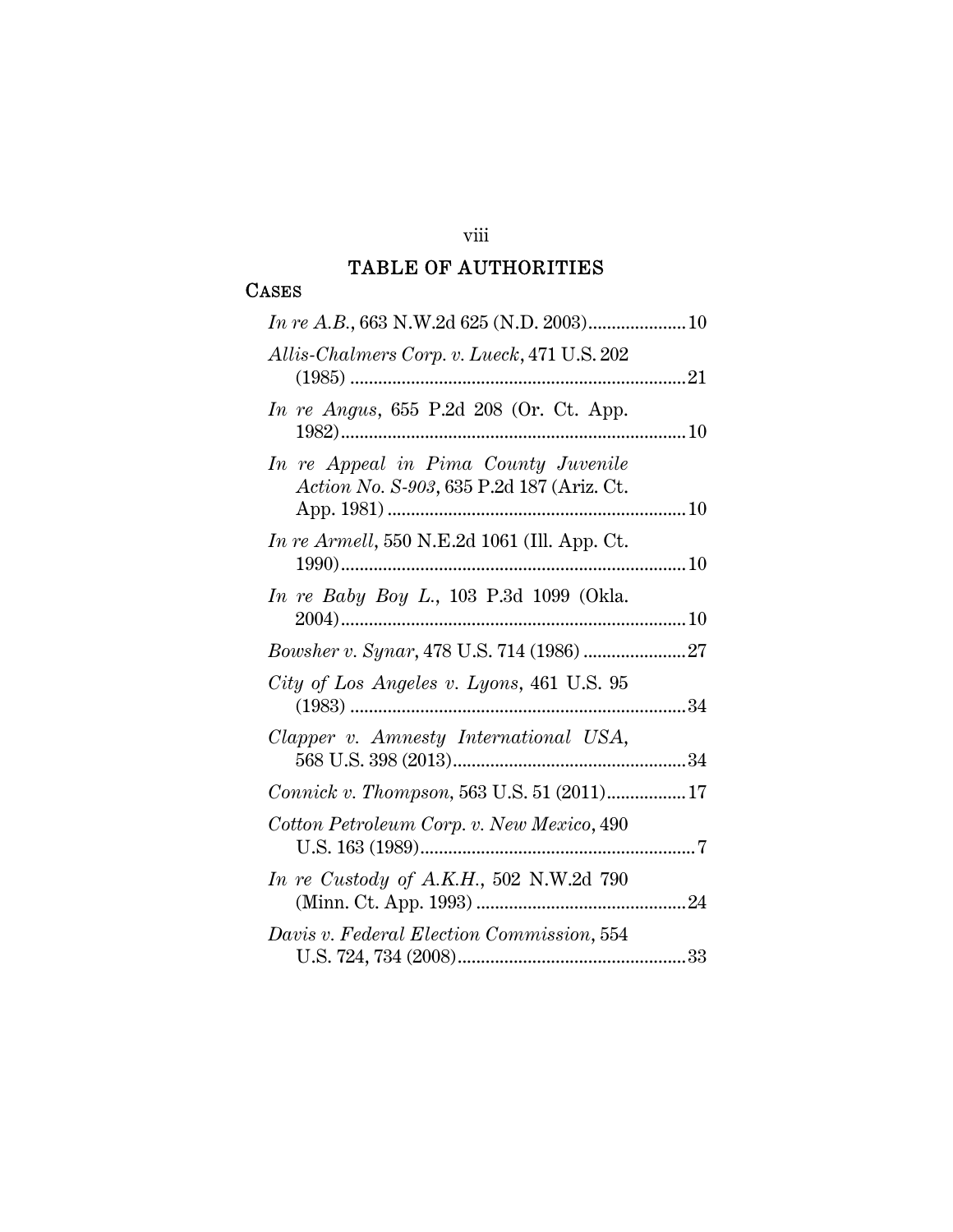# TABLE OF AUTHORITIES

## CASES

*In re A.B.*, 663 N.W.2d 625 (N.D. 2003) ..................... 10

*Allis-Chalmers Corp. v. Lueck*, 471 U.S. 202 (1985) ....................................................................... 21

*In re Angus*, 655 P.2d 208 (Or. Ct. App. 1982) ......................................................................... 10

*In re Appeal in Pima County Juvenile Action No. S-903*, 635 P.2d 187 (Ariz. Ct. App. 1981) ............................................................... 10

*In re Armell*, 550 N.E.2d 1061 (Ill. App. Ct. 1990) ......................................................................... 10

*In re Baby Boy L.*, 103 P.3d 1099 (Okla. 2004) ......................................................................... 10

*Bowsher v. Synar*, 478 U.S. 714 (1986) ...................... 27

*City of Los Angeles v. Lyons*, 461 U.S. 95 (1983) ....................................................................... 34

*Clapper v. Amnesty International USA*, 568 U.S. 398 (2013) .................................................. 34

*Connick v. Thompson*, 563 U.S. 51 (2011) ................. 17

*Cotton Petroleum Corp. v. New Mexico*, 490 U.S. 163 (1989) ........................................................... 7

*In re Custody of A.K.H.*, 502 N.W.2d 790 (Minn. Ct. App. 1993) ............................................ 24

*Davis v. Federal Election Commission*, 554 U.S. 724, 734 (2008) ................................................. 33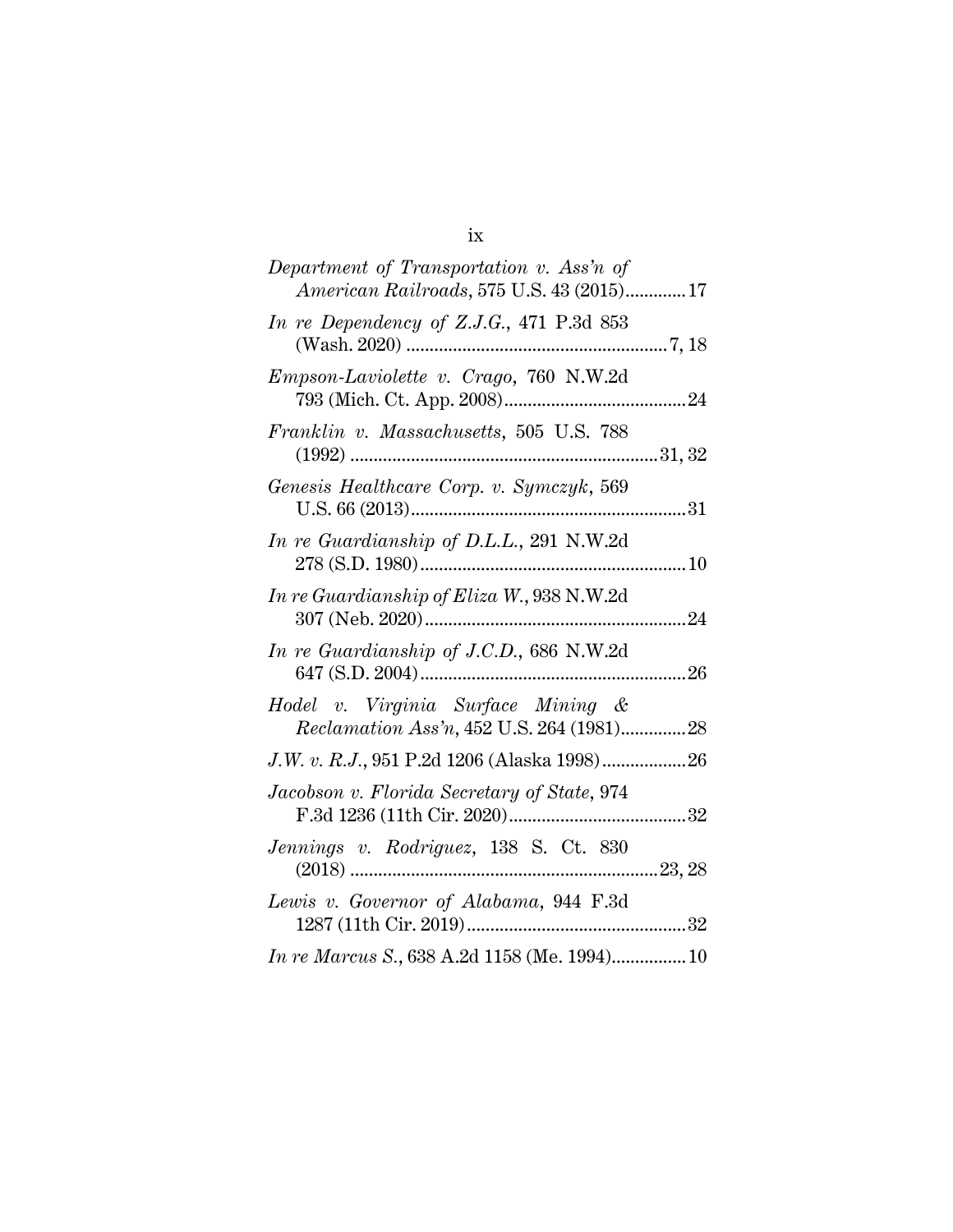*Department of Transportation v. Ass'n of American Railroads*, 575 U.S. 43 (2015).............17

*In re Dependency of Z.J.G.*, 471 P.3d 853 (Wash. 2020) ........................................................7, 18

*Empson-Laviolette v. Crago*, 760 N.W.2d 793 (Mich. Ct. App. 2008).......................................24

*Franklin v. Massachusetts*, 505 U.S. 788 (1992) ..................................................................31, 32

*Genesis Healthcare Corp. v. Symczyk*, 569 U.S. 66 (2013)...........................................................31

*In re Guardianship of D.L.L.*, 291 N.W.2d 278 (S.D. 1980).........................................................10

*In re Guardianship of Eliza W.*, 938 N.W.2d 307 (Neb. 2020)........................................................24

*In re Guardianship of J.C.D.*, 686 N.W.2d 647 (S.D. 2004)..........................................................26

*Hodel v. Virginia Surface Mining & Reclamation Ass'n*, 452 U.S. 264 (1981)..............28

*J.W. v. R.J.*, 951 P.2d 1206 (Alaska 1998)..................26

*Jacobson v. Florida Secretary of State*, 974 F.3d 1236 (11th Cir. 2020)......................................32

*Jennings v. Rodriguez*, 138 S. Ct. 830 (2018) ..................................................................23, 28

*Lewis v. Governor of Alabama*, 944 F.3d 1287 (11th Cir. 2019)...............................................32

*In re Marcus S.*, 638 A.2d 1158 (Me. 1994)................10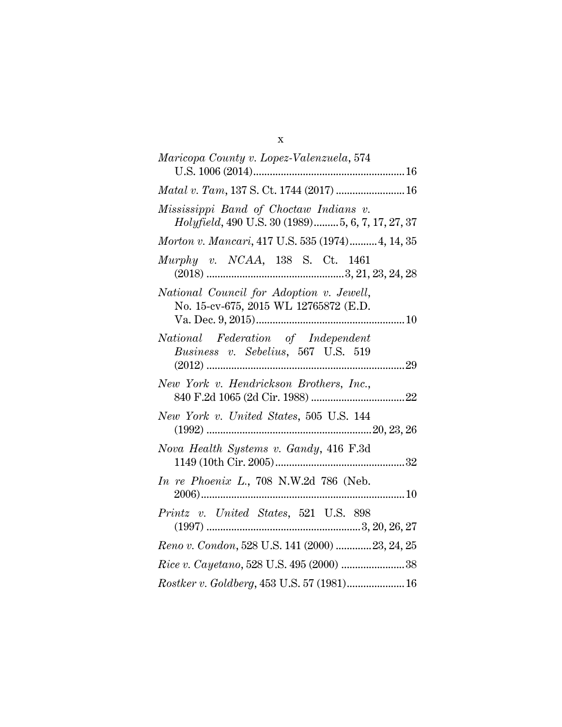*Maricopa County v. Lopez-Valenzuela*, 574 U.S. 1006 (2014) .......... 16

*Matal v. Tam*, 137 S. Ct. 1744 (2017) .......... 16

*Mississippi Band of Choctaw Indians v. Holyfield*, 490 U.S. 30 (1989) .......... 5, 6, 7, 17, 27, 37

*Morton v. Mancari*, 417 U.S. 535 (1974) .......... 4, 14, 35

*Murphy v. NCAA*, 138 S. Ct. 1461 (2018) .......... 3, 21, 23, 24, 28

*National Council for Adoption v. Jewell*, No. 15-cv-675, 2015 WL 12765872 (E.D. Va. Dec. 9, 2015) .......... 10

*National Federation of Independent Business v. Sebelius*, 567 U.S. 519 (2012) .......... 29

*New York v. Hendrickson Brothers, Inc.*, 840 F.2d 1065 (2d Cir. 1988) .......... 22

*New York v. United States*, 505 U.S. 144 (1992) .......... 20, 23, 26

*Nova Health Systems v. Gandy*, 416 F.3d 1149 (10th Cir. 2005) .......... 32

*In re Phoenix L.*, 708 N.W.2d 786 (Neb. 2006) .......... 10

*Printz v. United States*, 521 U.S. 898 (1997) .......... 3, 20, 26, 27

*Reno v. Condon*, 528 U.S. 141 (2000) .......... 23, 24, 25

*Rice v. Cayetano*, 528 U.S. 495 (2000) .......... 38

*Rostker v. Goldberg*, 453 U.S. 57 (1981) .......... 16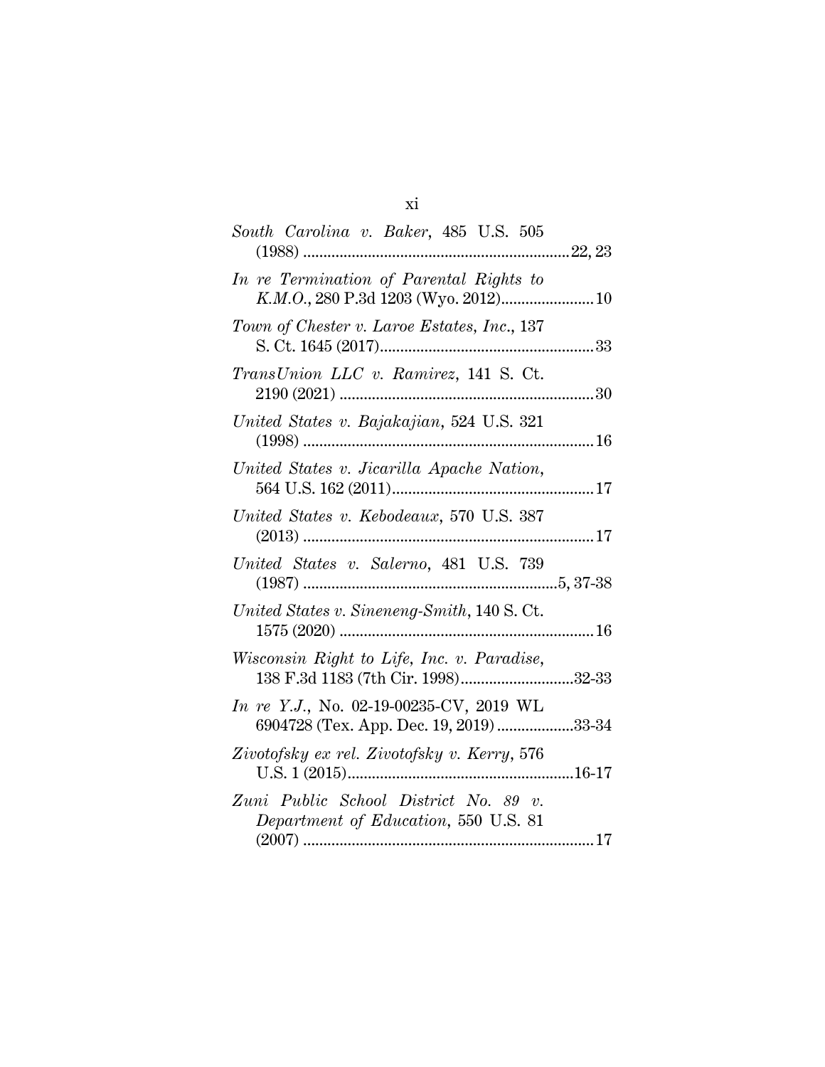*South Carolina v. Baker*, 485 U.S. 505 (1988) .................................................................22, 23

*In re Termination of Parental Rights to K.M.O.*, 280 P.3d 1203 (Wyo. 2012).......................10

*Town of Chester v. Laroe Estates, Inc.*, 137 S. Ct. 1645 (2017)....................................................33

*TransUnion LLC v. Ramirez*, 141 S. Ct. 2190 (2021) ..............................................................30

*United States v. Bajakajian*, 524 U.S. 321 (1998) .......................................................................16

*United States v. Jicarilla Apache Nation*, 564 U.S. 162 (2011).................................................17

*United States v. Kebodeaux*, 570 U.S. 387 (2013) .......................................................................17

*United States v. Salerno*, 481 U.S. 739 (1987) ..............................................................5, 37-38

*United States v. Sineneng-Smith*, 140 S. Ct. 1575 (2020) ..............................................................16

*Wisconsin Right to Life, Inc. v. Paradise*, 138 F.3d 1183 (7th Cir. 1998)............................32-33

*In re Y.J.*, No. 02-19-00235-CV, 2019 WL 6904728 (Tex. App. Dec. 19, 2019) ...................33-34

*Zivotofsky ex rel. Zivotofsky v. Kerry*, 576 U.S. 1 (2015)........................................................16-17

*Zuni Public School District No. 89 v. Department of Education*, 550 U.S. 81 (2007) .......................................................................17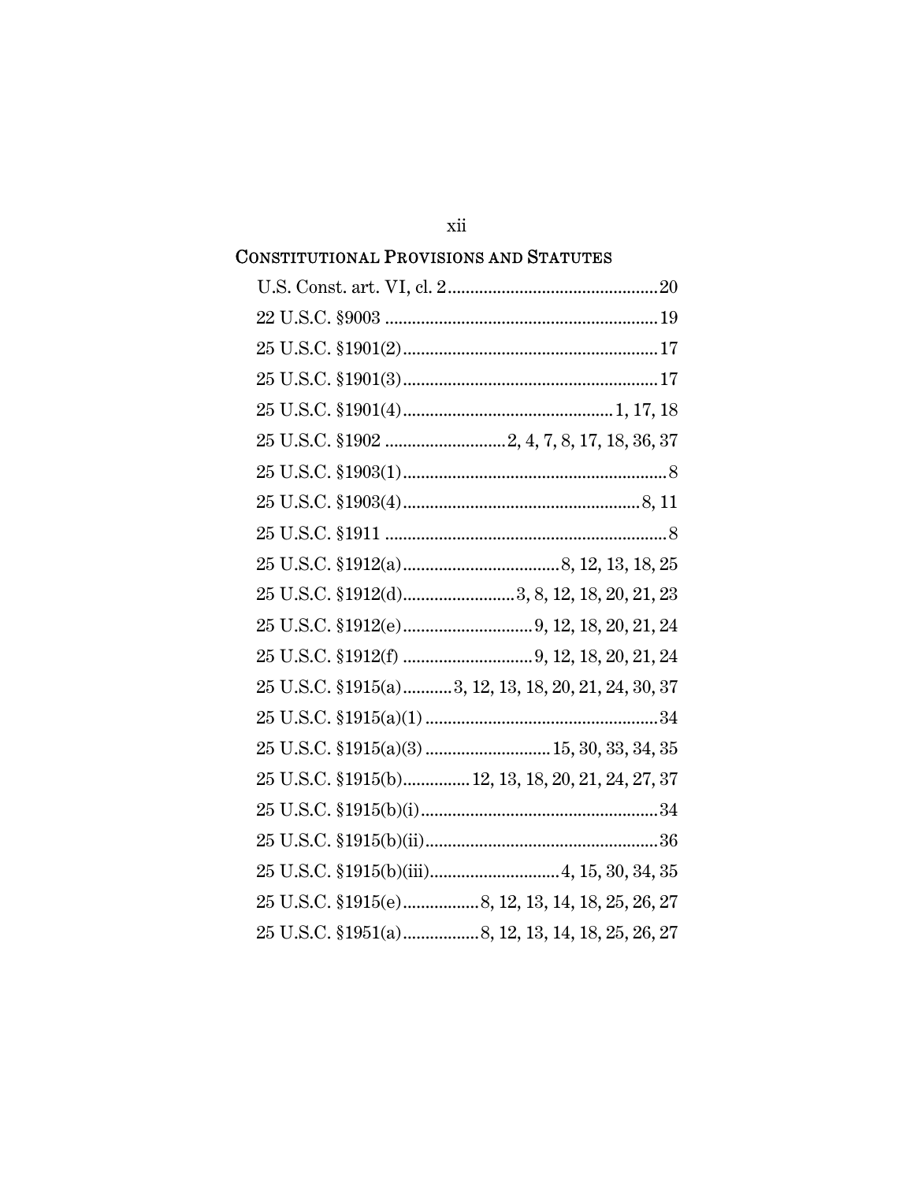## CONSTITUTIONAL PROVISIONS AND STATUTES

U.S. Const. art. VI, cl. 2 .............................................. 20

22 U.S.C. §9003 ........................................................... 19

25 U.S.C. §1901(2) ........................................................ 17

25 U.S.C. §1901(3) ........................................................ 17

25 U.S.C. §1901(4) .............................................. 1, 17, 18

25 U.S.C. §1902 .......................... 2, 4, 7, 8, 17, 18, 36, 37

25 U.S.C. §1903(1) .......................................................... 8

25 U.S.C. §1903(4) .................................................... 8, 11

25 U.S.C. §1911 ............................................................... 8

25 U.S.C. §1912(a) .................................. 8, 12, 13, 18, 25

25 U.S.C. §1912(d) ......................... 3, 8, 12, 18, 20, 21, 23

25 U.S.C. §1912(e) ............................ 9, 12, 18, 20, 21, 24

25 U.S.C. §1912(f) ............................ 9, 12, 18, 20, 21, 24

25 U.S.C. §1915(a) ........... 3, 12, 13, 18, 20, 21, 24, 30, 37

25 U.S.C. §1915(a)(1) .................................................... 34

25 U.S.C. §1915(a)(3) ........................... 15, 30, 33, 34, 35

25 U.S.C. §1915(b) ............... 12, 13, 18, 20, 21, 24, 27, 37

25 U.S.C. §1915(b)(i) ..................................................... 34

25 U.S.C. §1915(b)(ii) .................................................... 36

25 U.S.C. §1915(b)(iii) ............................ 4, 15, 30, 34, 35

25 U.S.C. §1915(e) ................. 8, 12, 13, 14, 18, 25, 26, 27

25 U.S.C. §1951(a) ................. 8, 12, 13, 14, 18, 25, 26, 27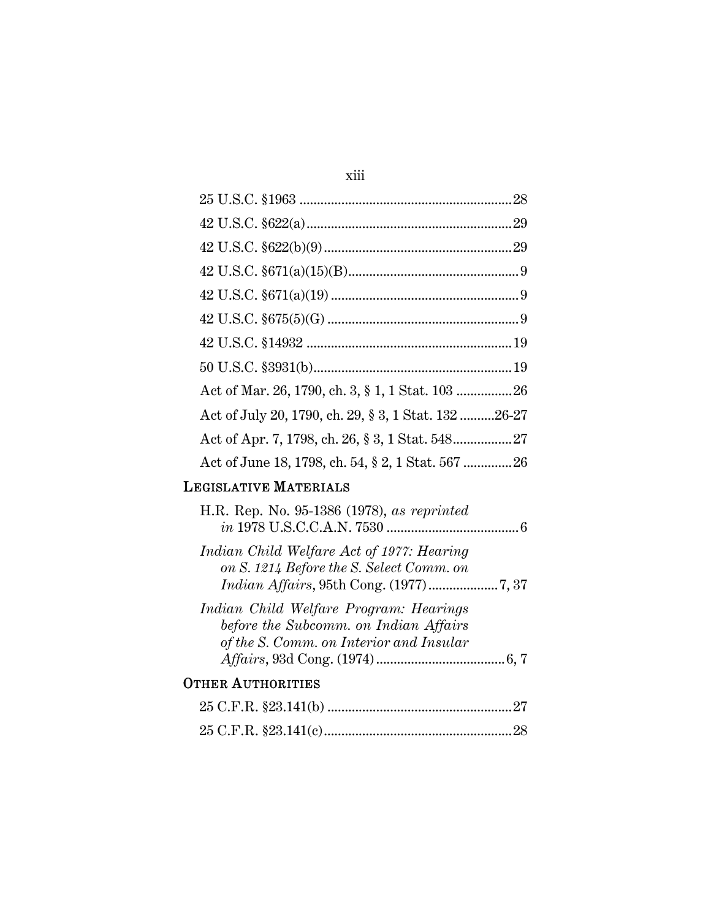25 U.S.C. §1963 ............................................................. 28

42 U.S.C. §622(a) ........................................................... 29

42 U.S.C. §622(b)(9) ...................................................... 29

42 U.S.C. §671(a)(15)(B) ................................................. 9

42 U.S.C. §671(a)(19) ...................................................... 9

42 U.S.C. §675(5)(G) ....................................................... 9

42 U.S.C. §14932 ........................................................... 19

50 U.S.C. §3931(b) ......................................................... 19

Act of Mar. 26, 1790, ch. 3, § 1, 1 Stat. 103 ................ 26

Act of July 20, 1790, ch. 29, § 3, 1 Stat. 132 .......... 26-27

Act of Apr. 7, 1798, ch. 26, § 3, 1 Stat. 548 ................. 27

Act of June 18, 1798, ch. 54, § 2, 1 Stat. 567 .............. 26

## LEGISLATIVE MATERIALS

H.R. Rep. No. 95-1386 (1978), *as reprinted in* 1978 U.S.C.C.A.N. 7530 ...................................... 6

*Indian Child Welfare Act of 1977: Hearing on S. 1214 Before the S. Select Comm. on Indian Affairs*, 95th Cong. (1977) .................... 7, 37

*Indian Child Welfare Program: Hearings before the Subcomm. on Indian Affairs of the S. Comm. on Interior and Insular Affairs*, 93d Cong. (1974) ..................................... 6, 7

## OTHER AUTHORITIES

25 C.F.R. §23.141(b) ..................................................... 27

25 C.F.R. §23.141(c) ...................................................... 28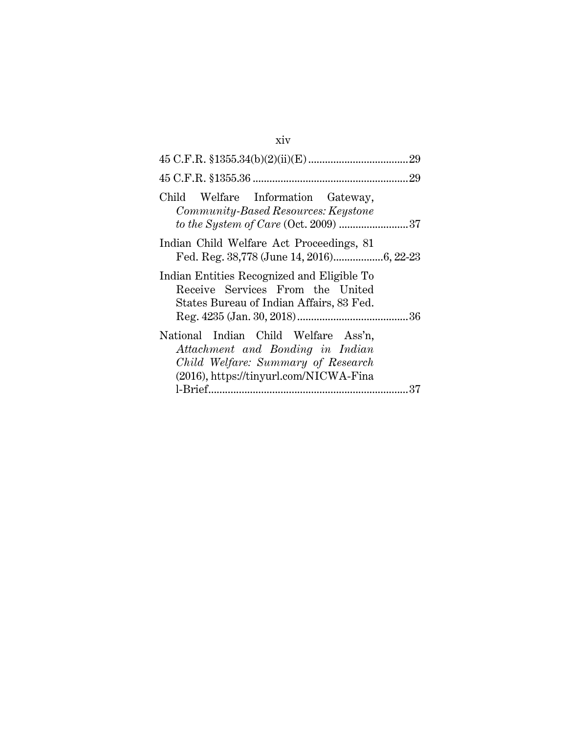45 C.F.R. §1355.34(b)(2)(ii)(E) ....................................29

45 C.F.R. §1355.36 .......................................................29

Child Welfare Information Gateway, *Community-Based Resources: Keystone to the System of Care* (Oct. 2009) .........................37

Indian Child Welfare Act Proceedings, 81 Fed. Reg. 38,778 (June 14, 2016)..................6, 22-23

Indian Entities Recognized and Eligible To Receive Services From the United States Bureau of Indian Affairs, 83 Fed. Reg. 4235 (Jan. 30, 2018)........................................36

National Indian Child Welfare Ass'n, *Attachment and Bonding in Indian Child Welfare: Summary of Research* (2016), https://tinyurl.com/NICWA-Final-Brief.......................................................................37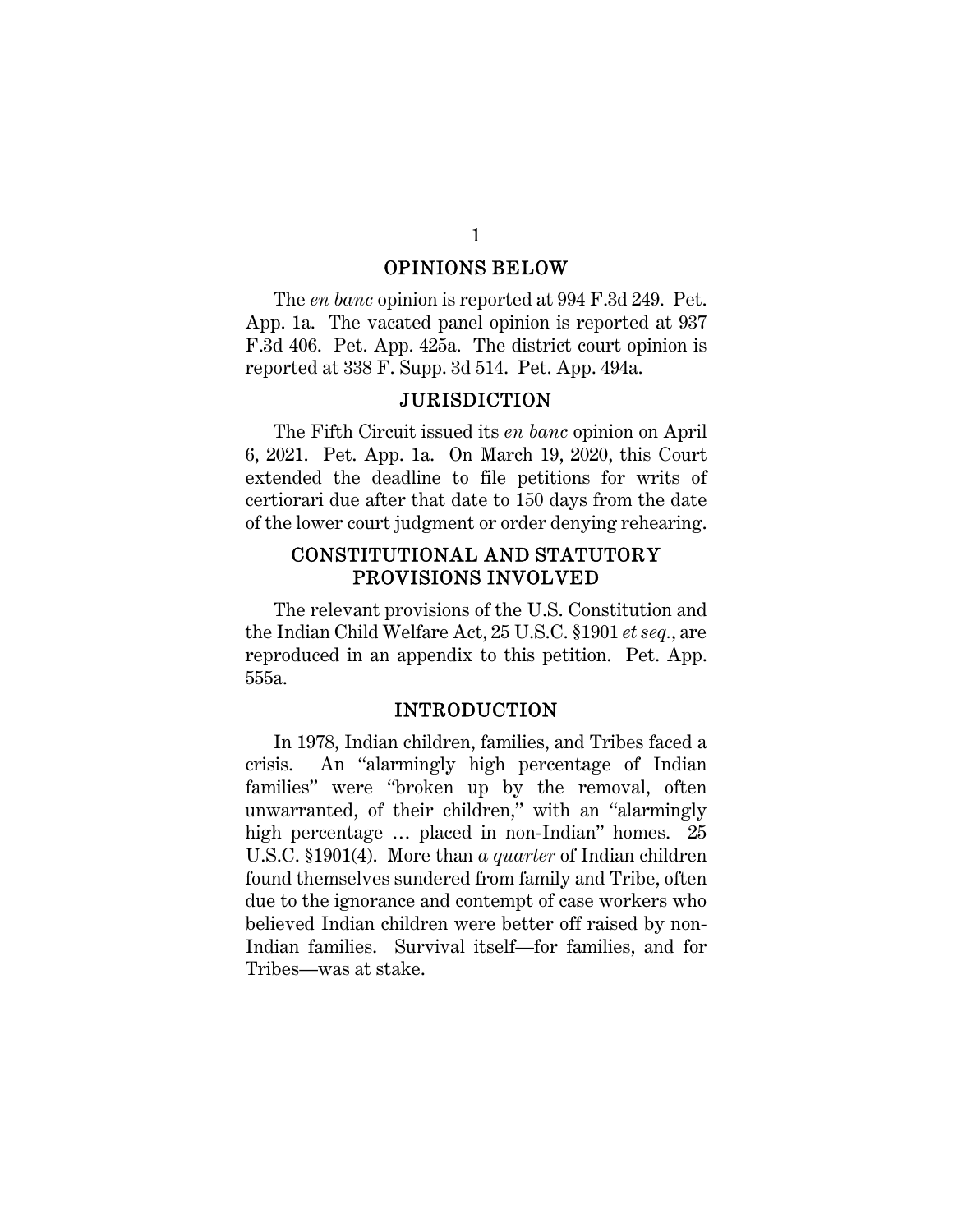## OPINIONS BELOW

The *en banc* opinion is reported at 994 F.3d 249. Pet. App. 1a. The vacated panel opinion is reported at 937 F.3d 406. Pet. App. 425a. The district court opinion is reported at 338 F. Supp. 3d 514. Pet. App. 494a.

## JURISDICTION

The Fifth Circuit issued its *en banc* opinion on April 6, 2021. Pet. App. 1a. On March 19, 2020, this Court extended the deadline to file petitions for writs of certiorari due after that date to 150 days from the date of the lower court judgment or order denying rehearing.

## CONSTITUTIONAL AND STATUTORY PROVISIONS INVOLVED

The relevant provisions of the U.S. Constitution and the Indian Child Welfare Act, 25 U.S.C. §1901 *et seq.*, are reproduced in an appendix to this petition. Pet. App. 555a.

## INTRODUCTION

In 1978, Indian children, families, and Tribes faced a crisis. An "alarmingly high percentage of Indian families" were "broken up by the removal, often unwarranted, of their children," with an "alarmingly high percentage … placed in non-Indian" homes. 25 U.S.C. §1901(4). More than *a quarter* of Indian children found themselves sundered from family and Tribe, often due to the ignorance and contempt of case workers who believed Indian children were better off raised by non-Indian families. Survival itself—for families, and for Tribes—was at stake.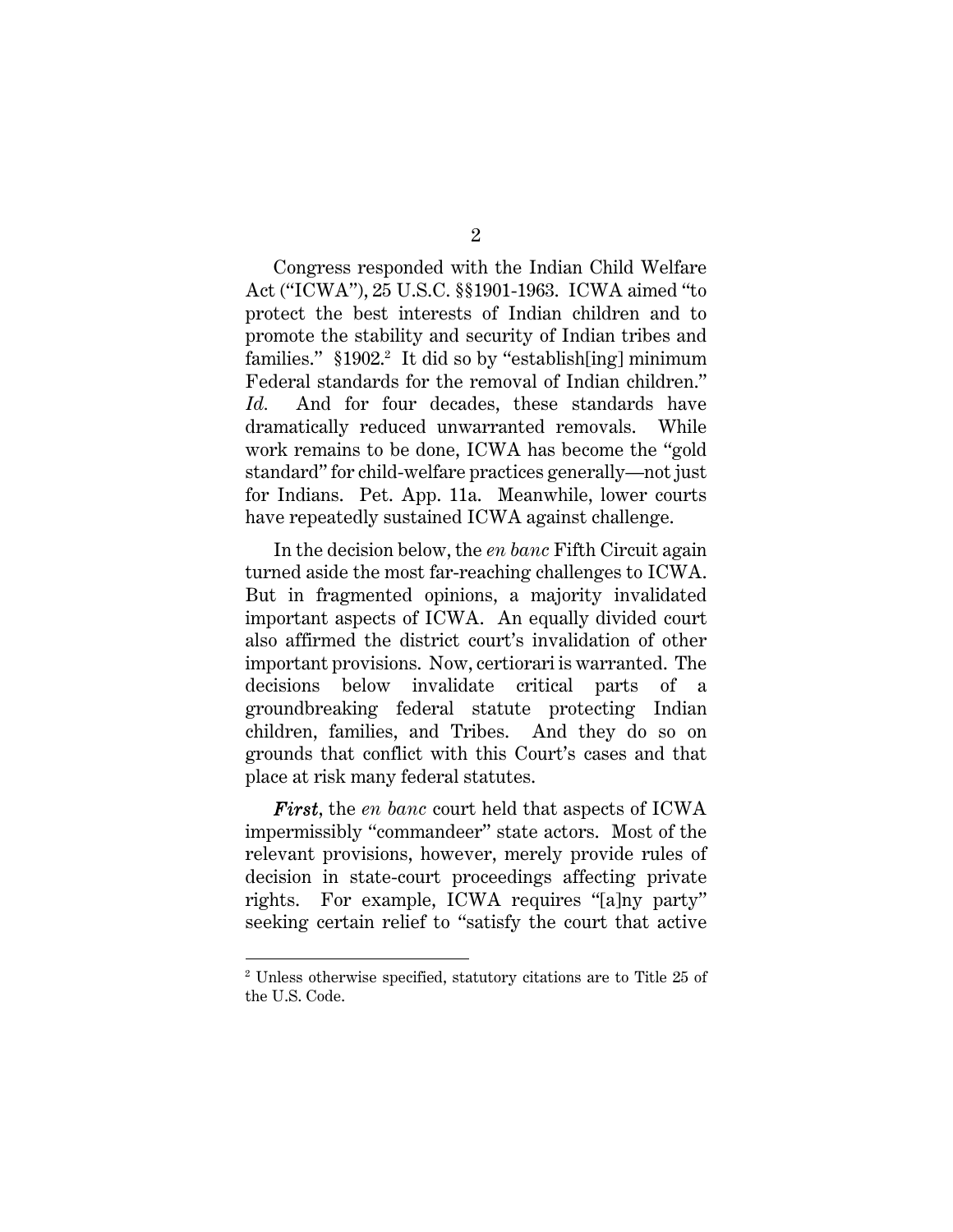Congress responded with the Indian Child Welfare Act ("ICWA"), 25 U.S.C. §§1901-1963. ICWA aimed "to protect the best interests of Indian children and to promote the stability and security of Indian tribes and families." §1902.[2] It did so by "establish[ing] minimum Federal standards for the removal of Indian children." *Id.* And for four decades, these standards have dramatically reduced unwarranted removals. While work remains to be done, ICWA has become the "gold standard" for child-welfare practices generally—not just for Indians. Pet. App. 11a. Meanwhile, lower courts have repeatedly sustained ICWA against challenge.

In the decision below, the *en banc* Fifth Circuit again turned aside the most far-reaching challenges to ICWA. But in fragmented opinions, a majority invalidated important aspects of ICWA. An equally divided court also affirmed the district court's invalidation of other important provisions. Now, certiorari is warranted. The decisions below invalidate critical parts of a groundbreaking federal statute protecting Indian children, families, and Tribes. And they do so on grounds that conflict with this Court's cases and that place at risk many federal statutes.

***First***, the *en banc* court held that aspects of ICWA impermissibly "commandeer" state actors. Most of the relevant provisions, however, merely provide rules of decision in state-court proceedings affecting private rights. For example, ICWA requires "[a]ny party" seeking certain relief to "satisfy the court that active

[2] Unless otherwise specified, statutory citations are to Title 25 of the U.S. Code.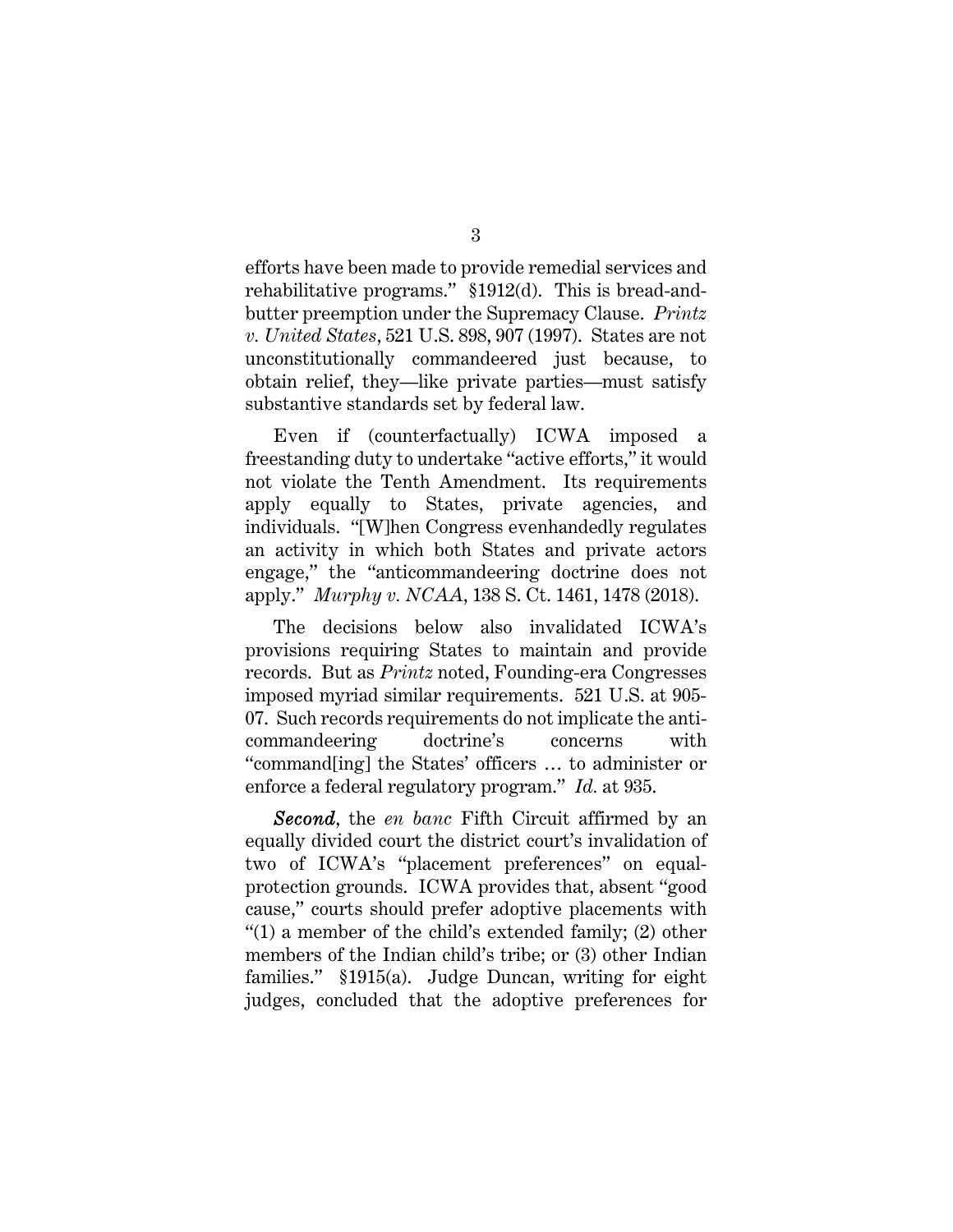efforts have been made to provide remedial services and rehabilitative programs." §1912(d). This is bread-and-butter preemption under the Supremacy Clause. *Printz v. United States*, 521 U.S. 898, 907 (1997). States are not unconstitutionally commandeered just because, to obtain relief, they—like private parties—must satisfy substantive standards set by federal law.

Even if (counterfactually) ICWA imposed a freestanding duty to undertake "active efforts," it would not violate the Tenth Amendment. Its requirements apply equally to States, private agencies, and individuals. "[W]hen Congress evenhandedly regulates an activity in which both States and private actors engage," the "anticommandeering doctrine does not apply." *Murphy v. NCAA*, 138 S. Ct. 1461, 1478 (2018).

The decisions below also invalidated ICWA's provisions requiring States to maintain and provide records. But as *Printz* noted, Founding-era Congresses imposed myriad similar requirements. 521 U.S. at 905-07. Such records requirements do not implicate the anti-commandeering doctrine's concerns with "command[ing] the States' officers … to administer or enforce a federal regulatory program." *Id.* at 935.

***Second***, the *en banc* Fifth Circuit affirmed by an equally divided court the district court's invalidation of two of ICWA's "placement preferences" on equal-protection grounds. ICWA provides that, absent "good cause," courts should prefer adoptive placements with "(1) a member of the child's extended family; (2) other members of the Indian child's tribe; or (3) other Indian families." §1915(a). Judge Duncan, writing for eight judges, concluded that the adoptive preferences for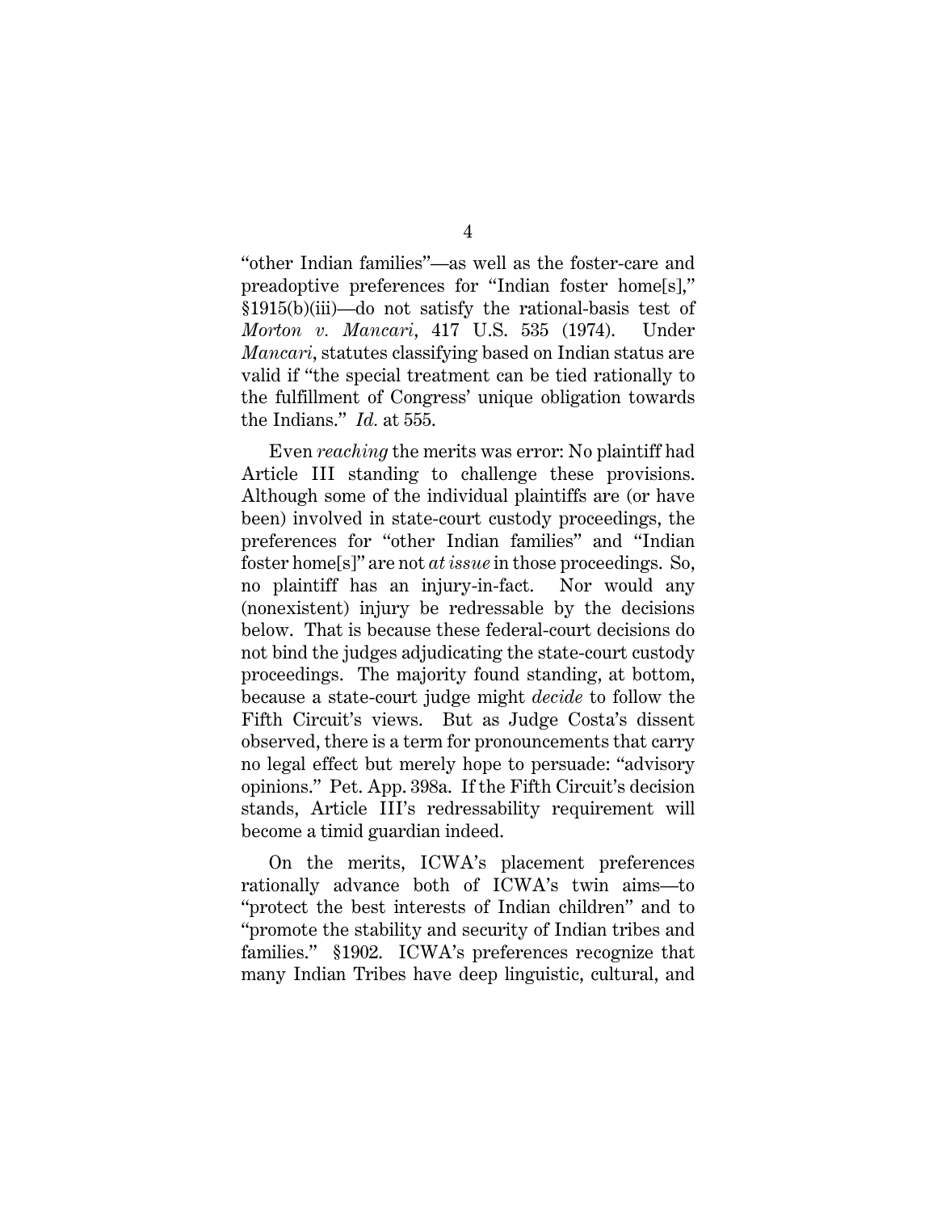"other Indian families"—as well as the foster-care and preadoptive preferences for "Indian foster home[s]," §1915(b)(iii)—do not satisfy the rational-basis test of *Morton v. Mancari*, 417 U.S. 535 (1974). Under *Mancari*, statutes classifying based on Indian status are valid if "the special treatment can be tied rationally to the fulfillment of Congress' unique obligation towards the Indians." *Id.* at 555.

Even *reaching* the merits was error: No plaintiff had Article III standing to challenge these provisions. Although some of the individual plaintiffs are (or have been) involved in state-court custody proceedings, the preferences for "other Indian families" and "Indian foster home[s]" are not *at issue* in those proceedings. So, no plaintiff has an injury-in-fact. Nor would any (nonexistent) injury be redressable by the decisions below. That is because these federal-court decisions do not bind the judges adjudicating the state-court custody proceedings. The majority found standing, at bottom, because a state-court judge might *decide* to follow the Fifth Circuit's views. But as Judge Costa's dissent observed, there is a term for pronouncements that carry no legal effect but merely hope to persuade: "advisory opinions." Pet. App. 398a. If the Fifth Circuit's decision stands, Article III's redressability requirement will become a timid guardian indeed.

On the merits, ICWA's placement preferences rationally advance both of ICWA's twin aims—to "protect the best interests of Indian children" and to "promote the stability and security of Indian tribes and families." §1902. ICWA's preferences recognize that many Indian Tribes have deep linguistic, cultural, and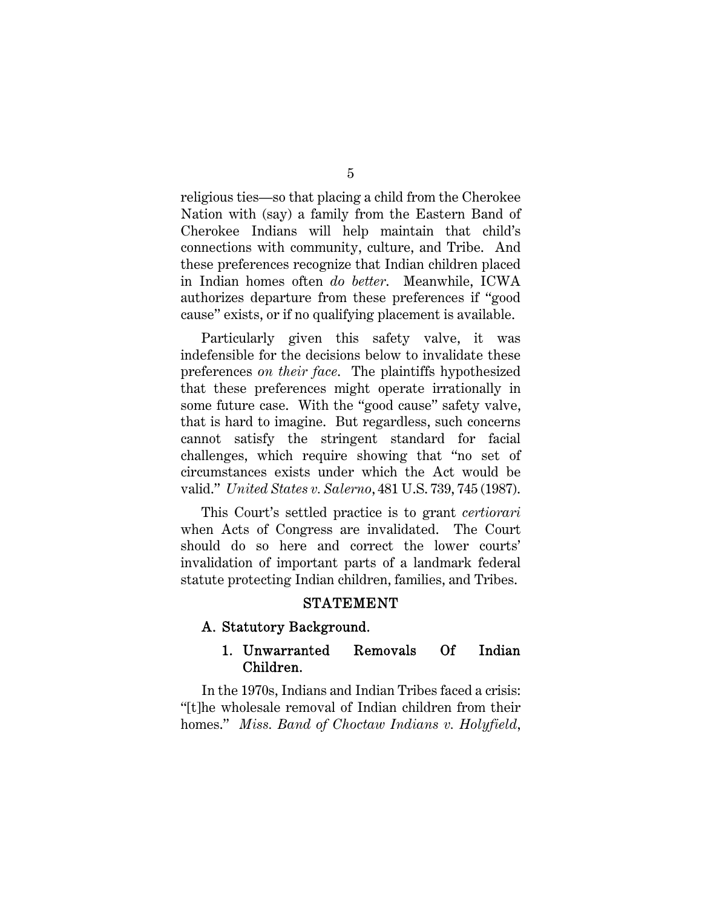religious ties—so that placing a child from the Cherokee Nation with (say) a family from the Eastern Band of Cherokee Indians will help maintain that child's connections with community, culture, and Tribe. And these preferences recognize that Indian children placed in Indian homes often *do better*. Meanwhile, ICWA authorizes departure from these preferences if "good cause" exists, or if no qualifying placement is available.

Particularly given this safety valve, it was indefensible for the decisions below to invalidate these preferences *on their face*. The plaintiffs hypothesized that these preferences might operate irrationally in some future case. With the "good cause" safety valve, that is hard to imagine. But regardless, such concerns cannot satisfy the stringent standard for facial challenges, which require showing that "no set of circumstances exists under which the Act would be valid." *United States v. Salerno*, 481 U.S. 739, 745 (1987).

This Court's settled practice is to grant *certiorari* when Acts of Congress are invalidated. The Court should do so here and correct the lower courts' invalidation of important parts of a landmark federal statute protecting Indian children, families, and Tribes.

## STATEMENT

### A. Statutory Background.

#### 1. Unwarranted Removals Of Indian Children.

In the 1970s, Indians and Indian Tribes faced a crisis: "[t]he wholesale removal of Indian children from their homes." *Miss. Band of Choctaw Indians v. Holyfield*,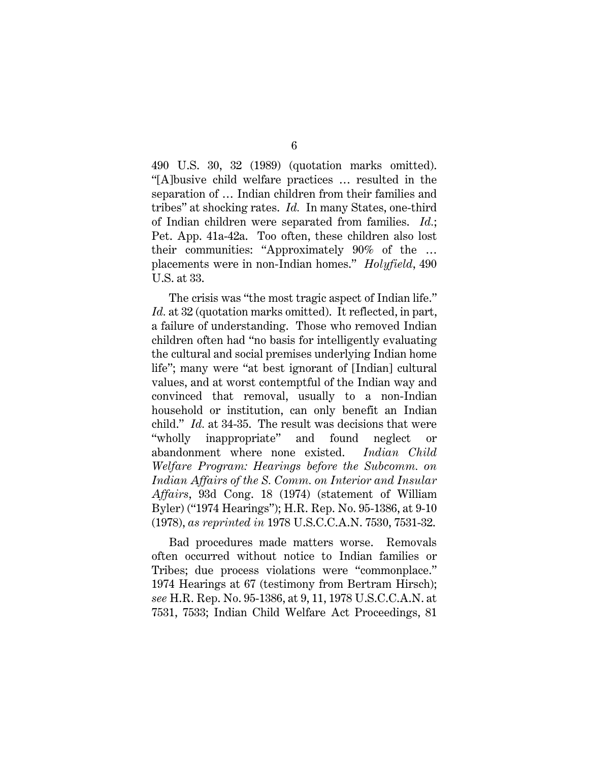490 U.S. 30, 32 (1989) (quotation marks omitted). "[A]busive child welfare practices … resulted in the separation of … Indian children from their families and tribes" at shocking rates. *Id.* In many States, one-third of Indian children were separated from families. *Id.*; Pet. App. 41a-42a. Too often, these children also lost their communities: "Approximately 90% of the … placements were in non-Indian homes." *Holyfield*, 490 U.S. at 33.

The crisis was "the most tragic aspect of Indian life." *Id.* at 32 (quotation marks omitted). It reflected, in part, a failure of understanding. Those who removed Indian children often had "no basis for intelligently evaluating the cultural and social premises underlying Indian home life"; many were "at best ignorant of [Indian] cultural values, and at worst contemptful of the Indian way and convinced that removal, usually to a non-Indian household or institution, can only benefit an Indian child." *Id.* at 34-35. The result was decisions that were "wholly inappropriate" and found neglect or abandonment where none existed. *Indian Child Welfare Program: Hearings before the Subcomm. on Indian Affairs of the S. Comm. on Interior and Insular Affairs*, 93d Cong. 18 (1974) (statement of William Byler) ("1974 Hearings"); H.R. Rep. No. 95-1386, at 9-10 (1978), *as reprinted in* 1978 U.S.C.C.A.N. 7530, 7531-32.

Bad procedures made matters worse. Removals often occurred without notice to Indian families or Tribes; due process violations were "commonplace." 1974 Hearings at 67 (testimony from Bertram Hirsch); *see* H.R. Rep. No. 95-1386, at 9, 11, 1978 U.S.C.C.A.N. at 7531, 7533; Indian Child Welfare Act Proceedings, 81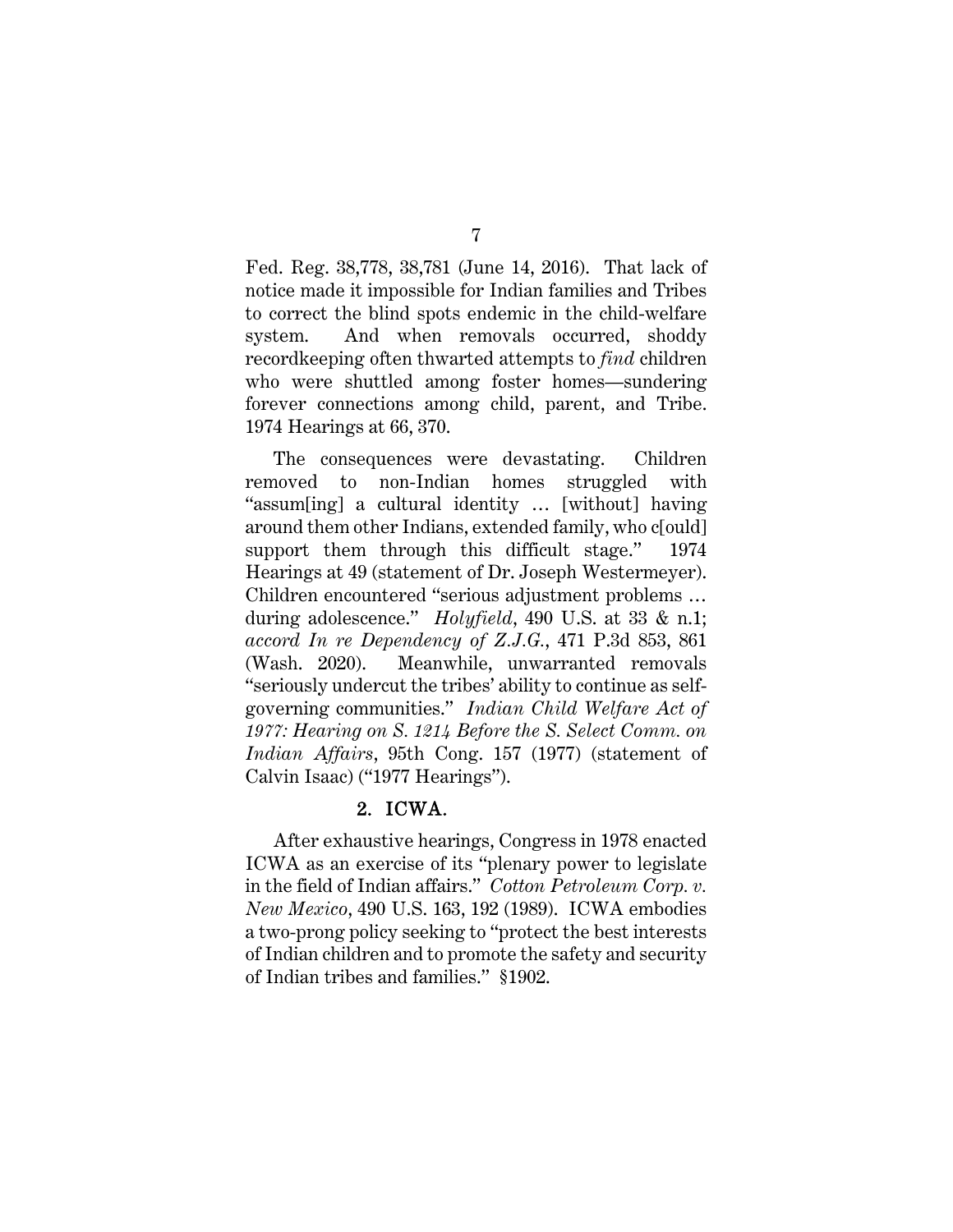Fed. Reg. 38,778, 38,781 (June 14, 2016). That lack of notice made it impossible for Indian families and Tribes to correct the blind spots endemic in the child-welfare system. And when removals occurred, shoddy recordkeeping often thwarted attempts to *find* children who were shuttled among foster homes—sundering forever connections among child, parent, and Tribe. 1974 Hearings at 66, 370.

The consequences were devastating. Children removed to non-Indian homes struggled with "assum[ing] a cultural identity … [without] having around them other Indians, extended family, who c[ould] support them through this difficult stage." 1974 Hearings at 49 (statement of Dr. Joseph Westermeyer). Children encountered "serious adjustment problems … during adolescence." *Holyfield*, 490 U.S. at 33 & n.1; *accord In re Dependency of Z.J.G.*, 471 P.3d 853, 861 (Wash. 2020). Meanwhile, unwarranted removals "seriously undercut the tribes' ability to continue as self-governing communities." *Indian Child Welfare Act of 1977: Hearing on S. 1214 Before the S. Select Comm. on Indian Affairs*, 95th Cong. 157 (1977) (statement of Calvin Isaac) ("1977 Hearings").

### 2. ICWA.

After exhaustive hearings, Congress in 1978 enacted ICWA as an exercise of its "plenary power to legislate in the field of Indian affairs." *Cotton Petroleum Corp. v. New Mexico*, 490 U.S. 163, 192 (1989). ICWA embodies a two-prong policy seeking to "protect the best interests of Indian children and to promote the safety and security of Indian tribes and families." §1902.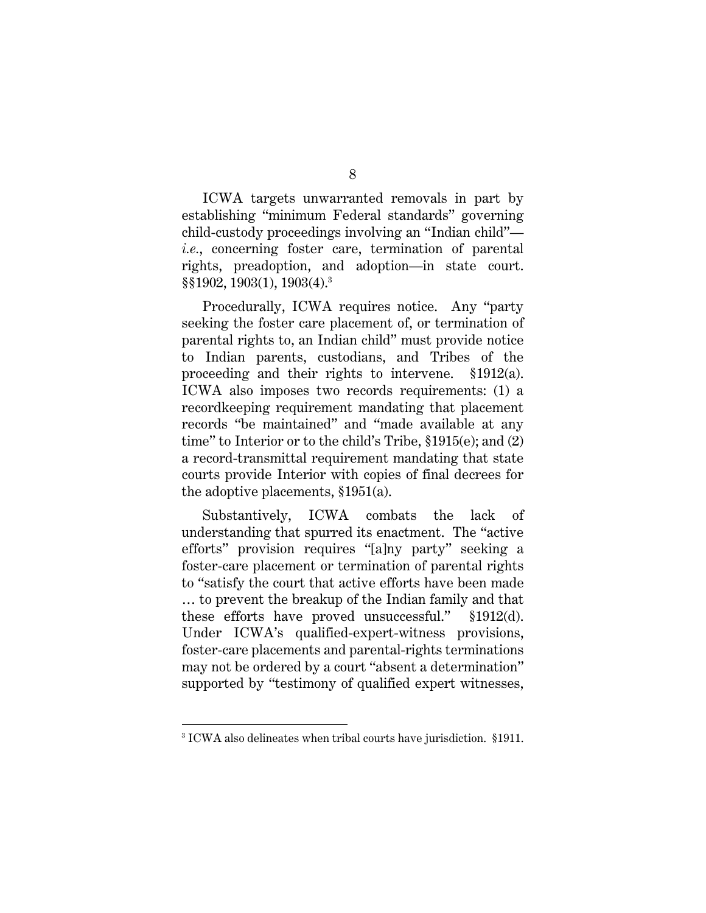ICWA targets unwarranted removals in part by establishing "minimum Federal standards" governing child-custody proceedings involving an "Indian child"—*i.e.*, concerning foster care, termination of parental rights, preadoption, and adoption—in state court. §§1902, 1903(1), 1903(4).[3]

Procedurally, ICWA requires notice. Any "party seeking the foster care placement of, or termination of parental rights to, an Indian child" must provide notice to Indian parents, custodians, and Tribes of the proceeding and their rights to intervene. §1912(a). ICWA also imposes two records requirements: (1) a recordkeeping requirement mandating that placement records "be maintained" and "made available at any time" to Interior or to the child's Tribe, §1915(e); and (2) a record-transmittal requirement mandating that state courts provide Interior with copies of final decrees for the adoptive placements, §1951(a).

Substantively, ICWA combats the lack of understanding that spurred its enactment. The "active efforts" provision requires "[a]ny party" seeking a foster-care placement or termination of parental rights to "satisfy the court that active efforts have been made … to prevent the breakup of the Indian family and that these efforts have proved unsuccessful." §1912(d). Under ICWA's qualified-expert-witness provisions, foster-care placements and parental-rights terminations may not be ordered by a court "absent a determination" supported by "testimony of qualified expert witnesses,

---

[3] ICWA also delineates when tribal courts have jurisdiction. §1911.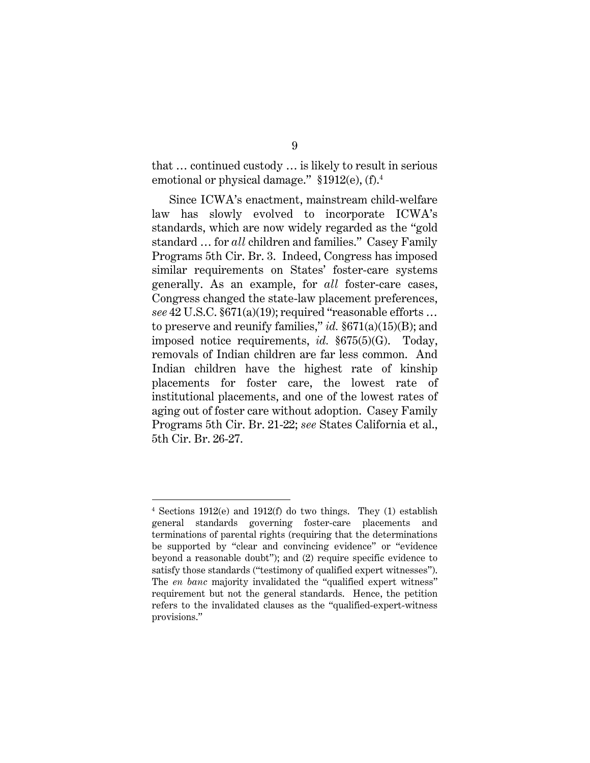that … continued custody … is likely to result in serious emotional or physical damage." §1912(e), (f).[4]

Since ICWA's enactment, mainstream child-welfare law has slowly evolved to incorporate ICWA's standards, which are now widely regarded as the "gold standard … for *all* children and families." Casey Family Programs 5th Cir. Br. 3. Indeed, Congress has imposed similar requirements on States' foster-care systems generally. As an example, for *all* foster-care cases, Congress changed the state-law placement preferences, *see* 42 U.S.C. §671(a)(19); required "reasonable efforts … to preserve and reunify families," *id.* §671(a)(15)(B); and imposed notice requirements, *id.* §675(5)(G). Today, removals of Indian children are far less common. And Indian children have the highest rate of kinship placements for foster care, the lowest rate of institutional placements, and one of the lowest rates of aging out of foster care without adoption. Casey Family Programs 5th Cir. Br. 21-22; *see* States California et al., 5th Cir. Br. 26-27.

---

[4] Sections 1912(e) and 1912(f) do two things. They (1) establish general standards governing foster-care placements and terminations of parental rights (requiring that the determinations be supported by "clear and convincing evidence" or "evidence beyond a reasonable doubt"); and (2) require specific evidence to satisfy those standards ("testimony of qualified expert witnesses"). The *en banc* majority invalidated the "qualified expert witness" requirement but not the general standards. Hence, the petition refers to the invalidated clauses as the "qualified-expert-witness provisions."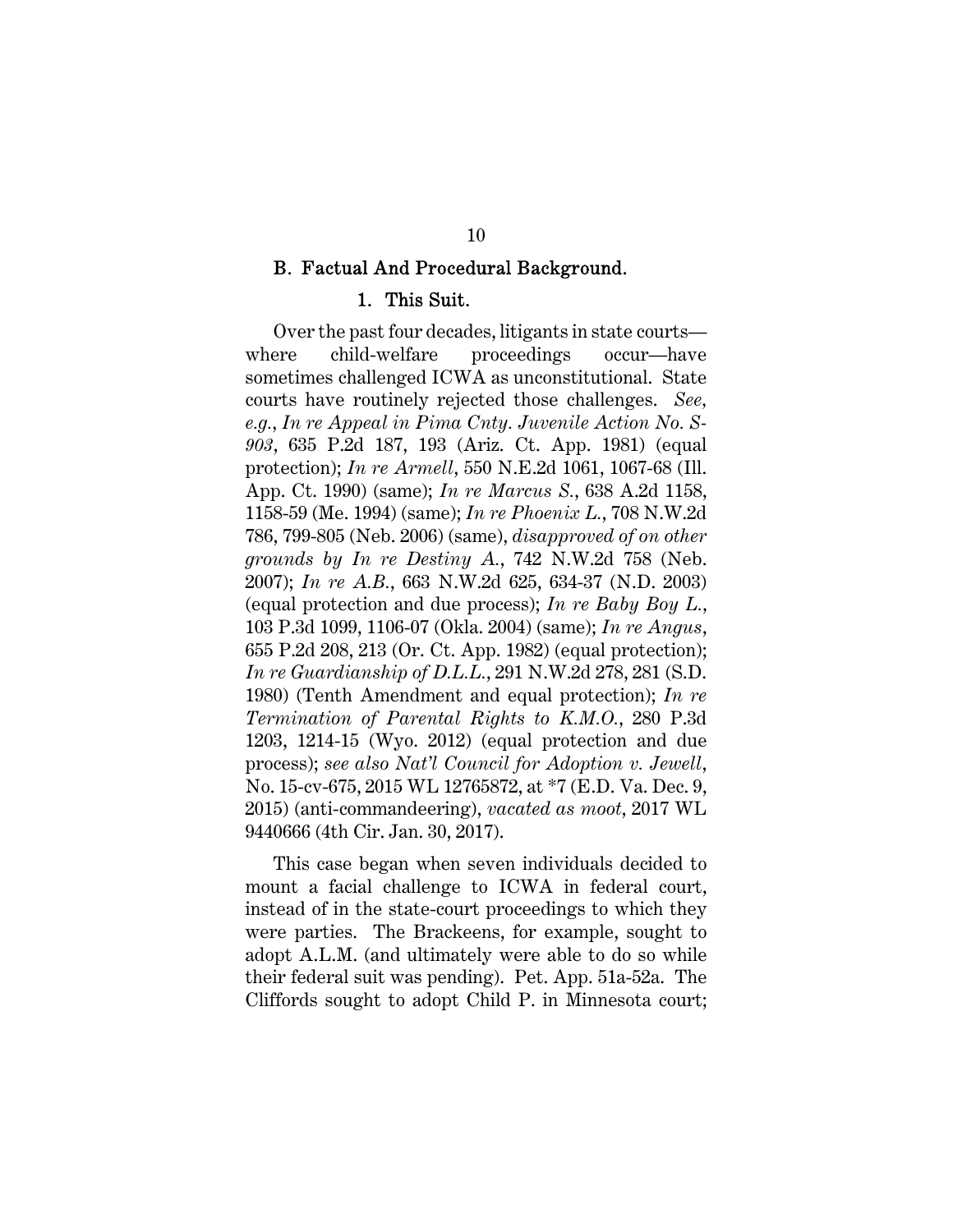## B. Factual And Procedural Background.

### 1. This Suit.

Over the past four decades, litigants in state courts—where child-welfare proceedings occur—have sometimes challenged ICWA as unconstitutional. State courts have routinely rejected those challenges. *See, e.g.*, *In re Appeal in Pima Cnty. Juvenile Action No. S-903*, 635 P.2d 187, 193 (Ariz. Ct. App. 1981) (equal protection); *In re Armell*, 550 N.E.2d 1061, 1067-68 (Ill. App. Ct. 1990) (same); *In re Marcus S.*, 638 A.2d 1158, 1158-59 (Me. 1994) (same); *In re Phoenix L.*, 708 N.W.2d 786, 799-805 (Neb. 2006) (same), *disapproved of on other grounds by In re Destiny A.*, 742 N.W.2d 758 (Neb. 2007); *In re A.B.*, 663 N.W.2d 625, 634-37 (N.D. 2003) (equal protection and due process); *In re Baby Boy L.*, 103 P.3d 1099, 1106-07 (Okla. 2004) (same); *In re Angus*, 655 P.2d 208, 213 (Or. Ct. App. 1982) (equal protection); *In re Guardianship of D.L.L.*, 291 N.W.2d 278, 281 (S.D. 1980) (Tenth Amendment and equal protection); *In re Termination of Parental Rights to K.M.O.*, 280 P.3d 1203, 1214-15 (Wyo. 2012) (equal protection and due process); *see also Nat'l Council for Adoption v. Jewell*, No. 15-cv-675, 2015 WL 12765872, at *7 (E.D. Va. Dec. 9, 2015) (anti-commandeering), *vacated as moot*, 2017 WL 9440666 (4th Cir. Jan. 30, 2017).

This case began when seven individuals decided to mount a facial challenge to ICWA in federal court, instead of in the state-court proceedings to which they were parties. The Brackeens, for example, sought to adopt A.L.M. (and ultimately were able to do so while their federal suit was pending). Pet. App. 51a-52a. The Cliffords sought to adopt Child P. in Minnesota court;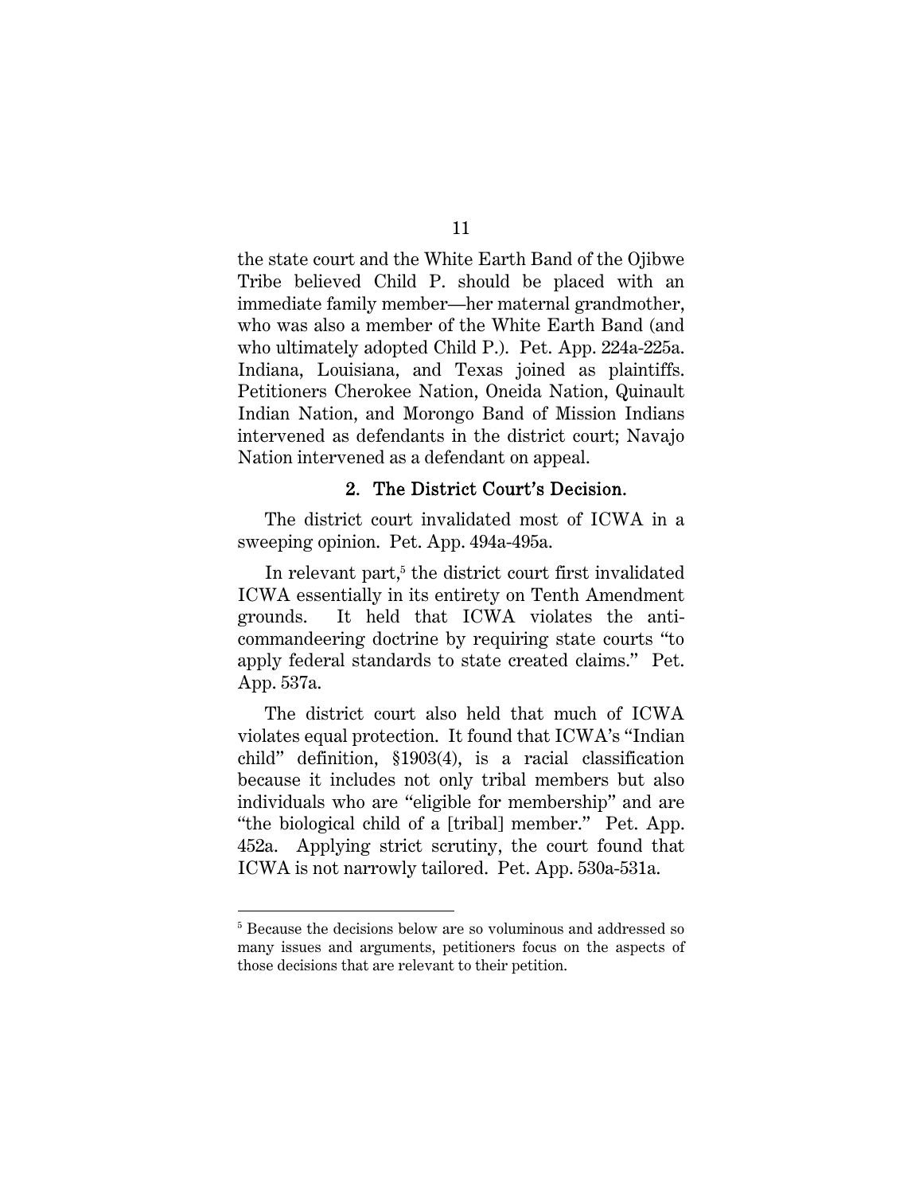the state court and the White Earth Band of the Ojibwe Tribe believed Child P. should be placed with an immediate family member—her maternal grandmother, who was also a member of the White Earth Band (and who ultimately adopted Child P.). Pet. App. 224a-225a. Indiana, Louisiana, and Texas joined as plaintiffs. Petitioners Cherokee Nation, Oneida Nation, Quinault Indian Nation, and Morongo Band of Mission Indians intervened as defendants in the district court; Navajo Nation intervened as a defendant on appeal.

### 2. The District Court's Decision.

The district court invalidated most of ICWA in a sweeping opinion. Pet. App. 494a-495a.

In relevant part,[5] the district court first invalidated ICWA essentially in its entirety on Tenth Amendment grounds. It held that ICWA violates the anti-commandeering doctrine by requiring state courts "to apply federal standards to state created claims." Pet. App. 537a.

The district court also held that much of ICWA violates equal protection. It found that ICWA's "Indian child" definition, §1903(4), is a racial classification because it includes not only tribal members but also individuals who are "eligible for membership" and are "the biological child of a [tribal] member." Pet. App. 452a. Applying strict scrutiny, the court found that ICWA is not narrowly tailored. Pet. App. 530a-531a.

[5] Because the decisions below are so voluminous and addressed so many issues and arguments, petitioners focus on the aspects of those decisions that are relevant to their petition.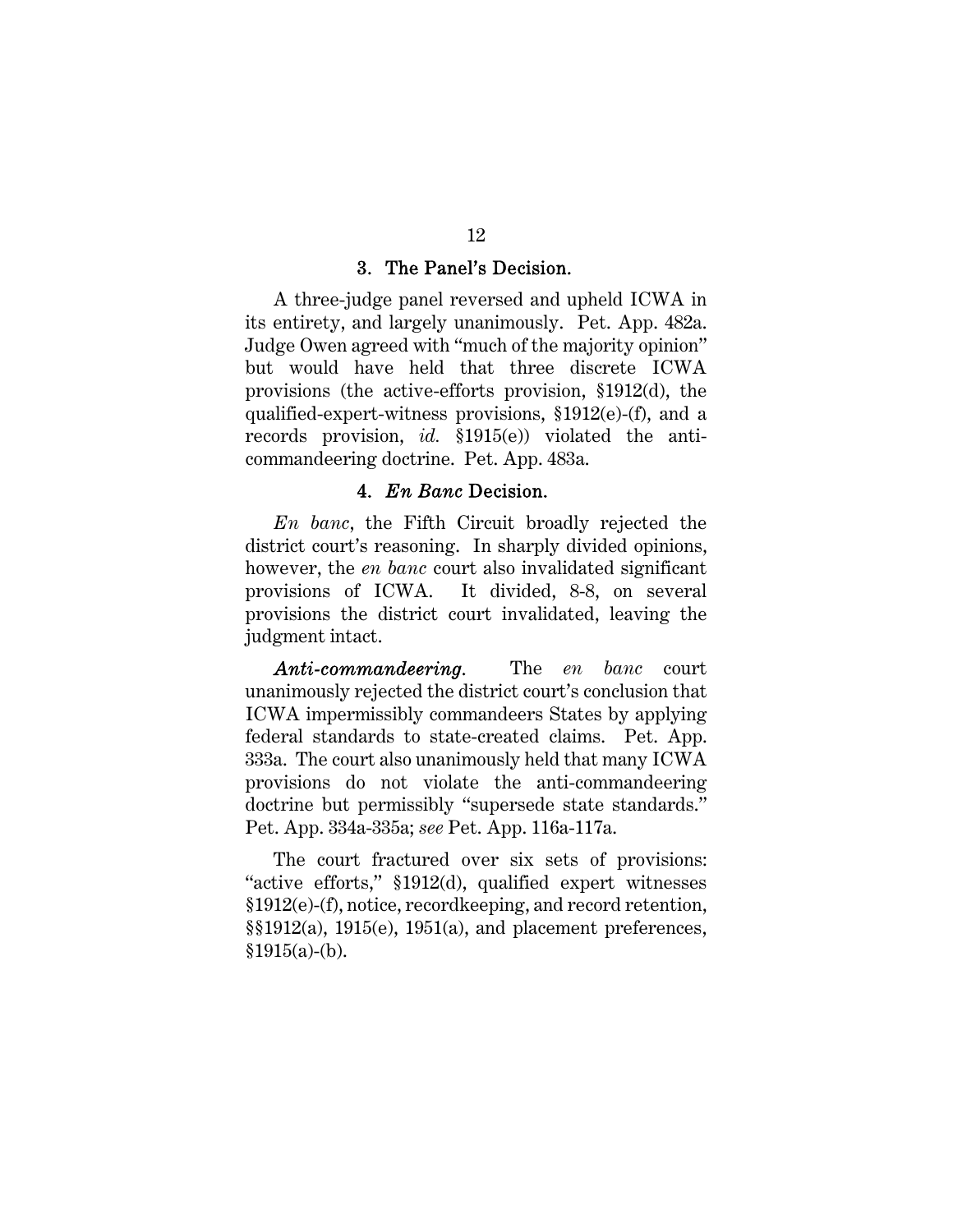### 3. The Panel's Decision.

A three-judge panel reversed and upheld ICWA in its entirety, and largely unanimously. Pet. App. 482a. Judge Owen agreed with "much of the majority opinion" but would have held that three discrete ICWA provisions (the active-efforts provision, §1912(d), the qualified-expert-witness provisions, §1912(e)-(f), and a records provision, *id.* §1915(e)) violated the anti-commandeering doctrine. Pet. App. 483a.

### 4. *En Banc* Decision.

*En banc*, the Fifth Circuit broadly rejected the district court's reasoning. In sharply divided opinions, however, the *en banc* court also invalidated significant provisions of ICWA. It divided, 8-8, on several provisions the district court invalidated, leaving the judgment intact.

***Anti-commandeering.*** The *en banc* court unanimously rejected the district court's conclusion that ICWA impermissibly commandeers States by applying federal standards to state-created claims. Pet. App. 333a. The court also unanimously held that many ICWA provisions do not violate the anti-commandeering doctrine but permissibly "supersede state standards." Pet. App. 334a-335a; *see* Pet. App. 116a-117a.

The court fractured over six sets of provisions: "active efforts," §1912(d), qualified expert witnesses §1912(e)-(f), notice, recordkeeping, and record retention, §§1912(a), 1915(e), 1951(a), and placement preferences, §1915(a)-(b).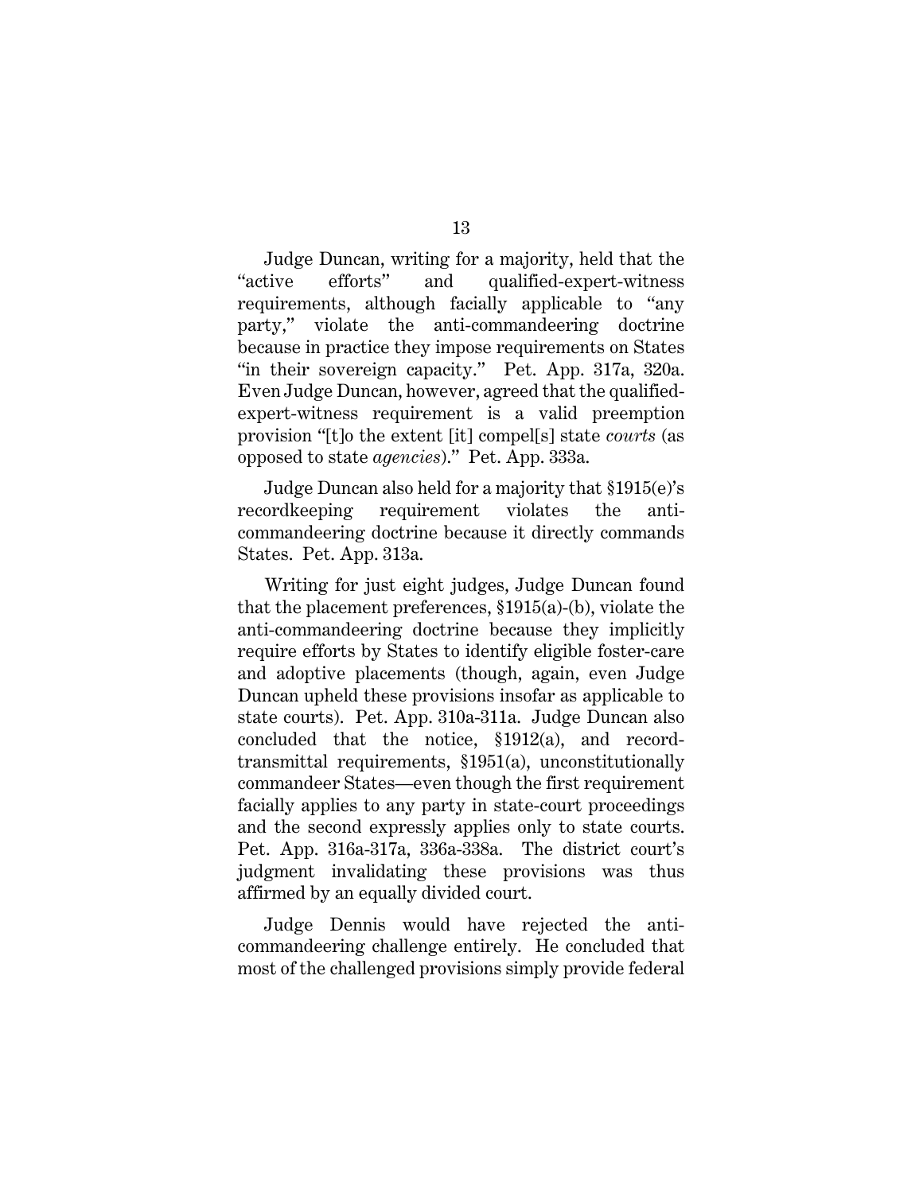Judge Duncan, writing for a majority, held that the "active efforts" and qualified-expert-witness requirements, although facially applicable to "any party," violate the anti-commandeering doctrine because in practice they impose requirements on States "in their sovereign capacity." Pet. App. 317a, 320a. Even Judge Duncan, however, agreed that the qualified-expert-witness requirement is a valid preemption provision "[t]o the extent [it] compel[s] state *courts* (as opposed to state *agencies*)." Pet. App. 333a.

Judge Duncan also held for a majority that §1915(e)'s recordkeeping requirement violates the anti-commandeering doctrine because it directly commands States. Pet. App. 313a.

Writing for just eight judges, Judge Duncan found that the placement preferences, §1915(a)-(b), violate the anti-commandeering doctrine because they implicitly require efforts by States to identify eligible foster-care and adoptive placements (though, again, even Judge Duncan upheld these provisions insofar as applicable to state courts). Pet. App. 310a-311a. Judge Duncan also concluded that the notice, §1912(a), and record-transmittal requirements, §1951(a), unconstitutionally commandeer States—even though the first requirement facially applies to any party in state-court proceedings and the second expressly applies only to state courts. Pet. App. 316a-317a, 336a-338a. The district court's judgment invalidating these provisions was thus affirmed by an equally divided court.

Judge Dennis would have rejected the anti-commandeering challenge entirely. He concluded that most of the challenged provisions simply provide federal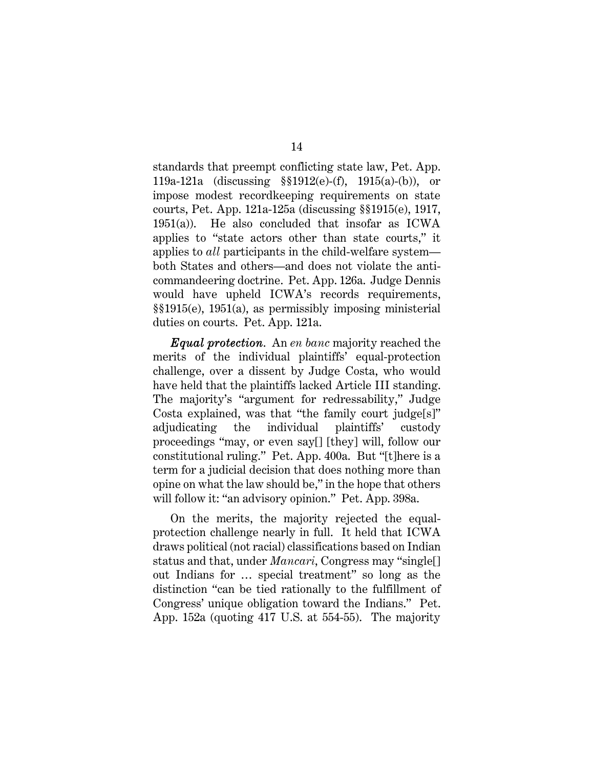standards that preempt conflicting state law, Pet. App. 119a-121a (discussing §§1912(e)-(f), 1915(a)-(b)), or impose modest recordkeeping requirements on state courts, Pet. App. 121a-125a (discussing §§1915(e), 1917, 1951(a)). He also concluded that insofar as ICWA applies to "state actors other than state courts," it applies to *all* participants in the child-welfare system—both States and others—and does not violate the anti-commandeering doctrine. Pet. App. 126a. Judge Dennis would have upheld ICWA's records requirements, §§1915(e), 1951(a), as permissibly imposing ministerial duties on courts. Pet. App. 121a.

***Equal protection***. An *en banc* majority reached the merits of the individual plaintiffs' equal-protection challenge, over a dissent by Judge Costa, who would have held that the plaintiffs lacked Article III standing. The majority's "argument for redressability," Judge Costa explained, was that "the family court judge[s]" adjudicating the individual plaintiffs' custody proceedings "may, or even say[] [they] will, follow our constitutional ruling." Pet. App. 400a. But "[t]here is a term for a judicial decision that does nothing more than opine on what the law should be," in the hope that others will follow it: "an advisory opinion." Pet. App. 398a.

On the merits, the majority rejected the equal-protection challenge nearly in full. It held that ICWA draws political (not racial) classifications based on Indian status and that, under *Mancari*, Congress may "single[] out Indians for … special treatment" so long as the distinction "can be tied rationally to the fulfillment of Congress' unique obligation toward the Indians." Pet. App. 152a (quoting 417 U.S. at 554-55). The majority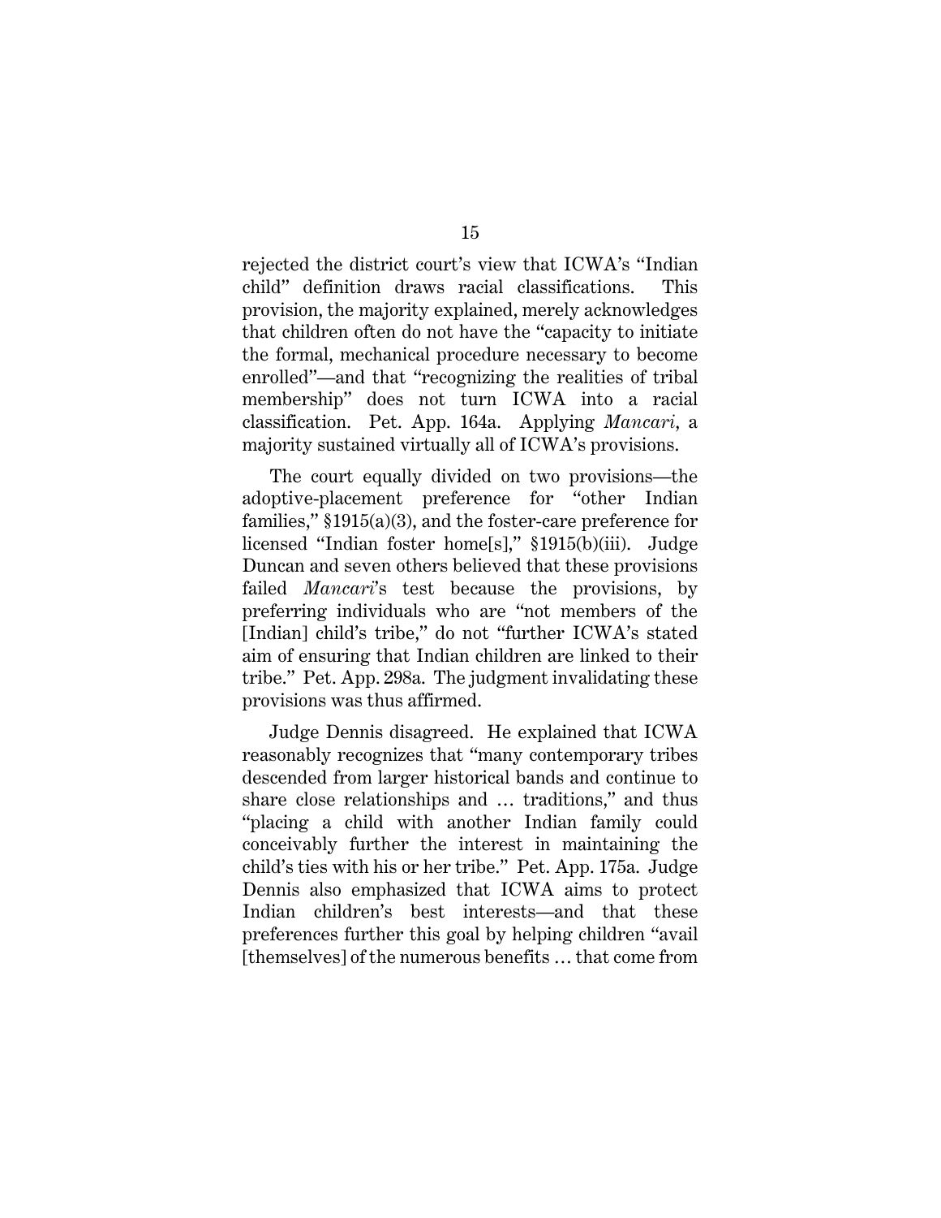rejected the district court's view that ICWA's "Indian child" definition draws racial classifications. This provision, the majority explained, merely acknowledges that children often do not have the "capacity to initiate the formal, mechanical procedure necessary to become enrolled"—and that "recognizing the realities of tribal membership" does not turn ICWA into a racial classification. Pet. App. 164a. Applying *Mancari*, a majority sustained virtually all of ICWA's provisions.

The court equally divided on two provisions—the adoptive-placement preference for "other Indian families," §1915(a)(3), and the foster-care preference for licensed "Indian foster home[s]," §1915(b)(iii). Judge Duncan and seven others believed that these provisions failed *Mancari*'s test because the provisions, by preferring individuals who are "not members of the [Indian] child's tribe," do not "further ICWA's stated aim of ensuring that Indian children are linked to their tribe." Pet. App. 298a. The judgment invalidating these provisions was thus affirmed.

Judge Dennis disagreed. He explained that ICWA reasonably recognizes that "many contemporary tribes descended from larger historical bands and continue to share close relationships and … traditions," and thus "placing a child with another Indian family could conceivably further the interest in maintaining the child's ties with his or her tribe." Pet. App. 175a. Judge Dennis also emphasized that ICWA aims to protect Indian children's best interests—and that these preferences further this goal by helping children "avail [themselves] of the numerous benefits … that come from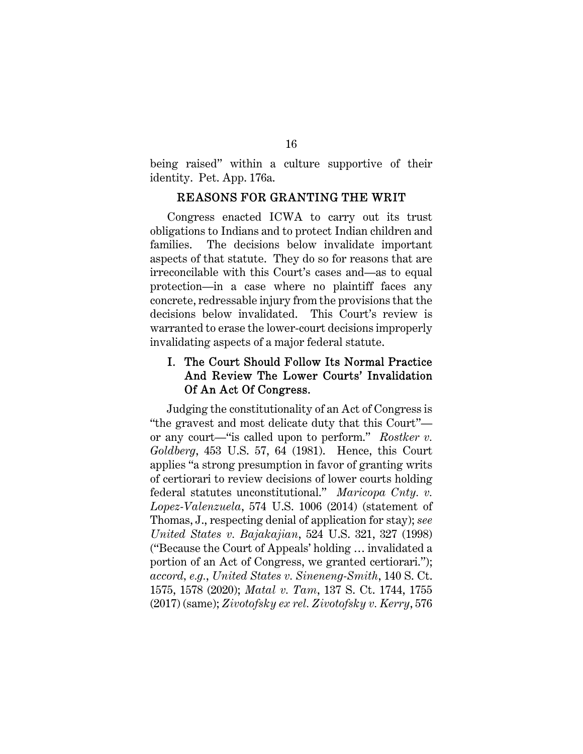being raised" within a culture supportive of their identity. Pet. App. 176a.

## REASONS FOR GRANTING THE WRIT

Congress enacted ICWA to carry out its trust obligations to Indians and to protect Indian children and families. The decisions below invalidate important aspects of that statute. They do so for reasons that are irreconcilable with this Court's cases and—as to equal protection—in a case where no plaintiff faces any concrete, redressable injury from the provisions that the decisions below invalidated. This Court's review is warranted to erase the lower-court decisions improperly invalidating aspects of a major federal statute.

### I. The Court Should Follow Its Normal Practice And Review The Lower Courts' Invalidation Of An Act Of Congress.

Judging the constitutionality of an Act of Congress is "the gravest and most delicate duty that this Court"—or any court—"is called upon to perform." *Rostker v. Goldberg*, 453 U.S. 57, 64 (1981). Hence, this Court applies "a strong presumption in favor of granting writs of certiorari to review decisions of lower courts holding federal statutes unconstitutional." *Maricopa Cnty. v. Lopez-Valenzuela*, 574 U.S. 1006 (2014) (statement of Thomas, J., respecting denial of application for stay); *see United States v. Bajakajian*, 524 U.S. 321, 327 (1998) ("Because the Court of Appeals' holding … invalidated a portion of an Act of Congress, we granted certiorari."); *accord, e.g.*, *United States v. Sineneng-Smith*, 140 S. Ct. 1575, 1578 (2020); *Matal v. Tam*, 137 S. Ct. 1744, 1755 (2017) (same); *Zivotofsky ex rel. Zivotofsky v. Kerry*, 576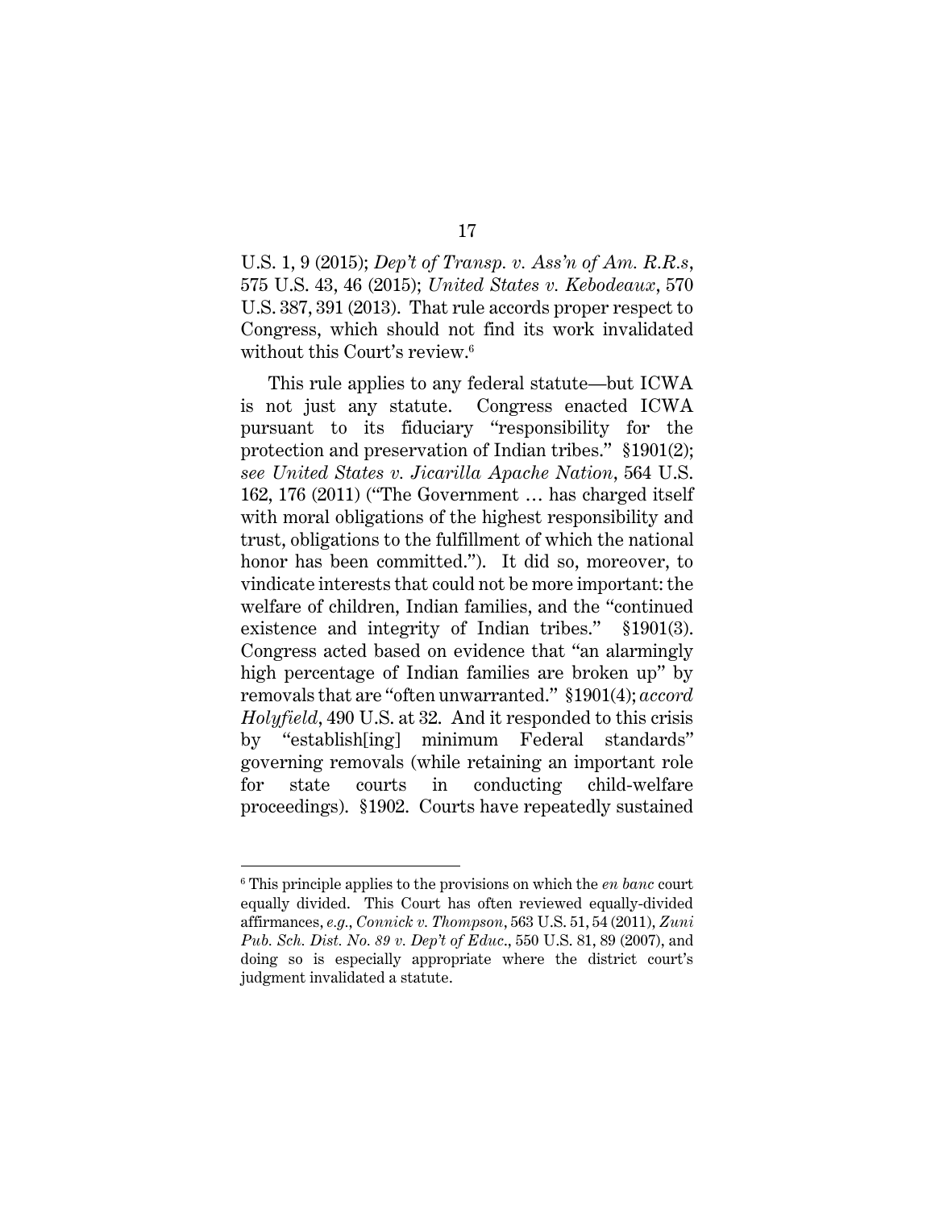U.S. 1, 9 (2015); *Dep't of Transp. v. Ass'n of Am. R.R.s*, 575 U.S. 43, 46 (2015); *United States v. Kebodeaux*, 570 U.S. 387, 391 (2013). That rule accords proper respect to Congress, which should not find its work invalidated without this Court's review.[6]

This rule applies to any federal statute—but ICWA is not just any statute. Congress enacted ICWA pursuant to its fiduciary "responsibility for the protection and preservation of Indian tribes." §1901(2); *see United States v. Jicarilla Apache Nation*, 564 U.S. 162, 176 (2011) ("The Government … has charged itself with moral obligations of the highest responsibility and trust, obligations to the fulfillment of which the national honor has been committed."). It did so, moreover, to vindicate interests that could not be more important: the welfare of children, Indian families, and the "continued existence and integrity of Indian tribes." §1901(3). Congress acted based on evidence that "an alarmingly high percentage of Indian families are broken up" by removals that are "often unwarranted." §1901(4); *accord Holyfield*, 490 U.S. at 32. And it responded to this crisis by "establish[ing] minimum Federal standards" governing removals (while retaining an important role for state courts in conducting child-welfare proceedings). §1902. Courts have repeatedly sustained

---

[6] This principle applies to the provisions on which the *en banc* court equally divided. This Court has often reviewed equally-divided affirmances, *e.g.*, *Connick v. Thompson*, 563 U.S. 51, 54 (2011), *Zuni Pub. Sch. Dist. No. 89 v. Dep't of Educ.*, 550 U.S. 81, 89 (2007), and doing so is especially appropriate where the district court's judgment invalidated a statute.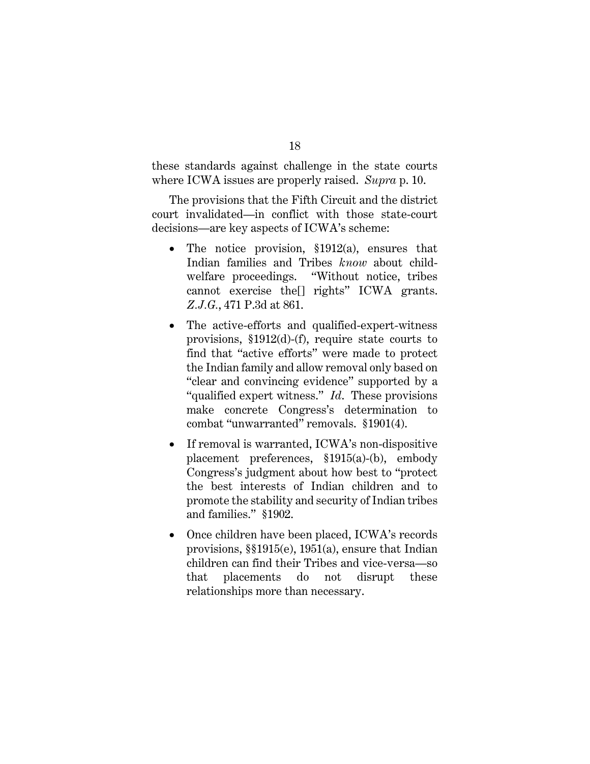these standards against challenge in the state courts where ICWA issues are properly raised. *Supra* p. 10.

The provisions that the Fifth Circuit and the district court invalidated—in conflict with those state-court decisions—are key aspects of ICWA's scheme:

- The notice provision, §1912(a), ensures that Indian families and Tribes *know* about child-welfare proceedings. "Without notice, tribes cannot exercise the[] rights" ICWA grants. *Z.J.G.*, 471 P.3d at 861.
- The active-efforts and qualified-expert-witness provisions, §1912(d)-(f), require state courts to find that "active efforts" were made to protect the Indian family and allow removal only based on "clear and convincing evidence" supported by a "qualified expert witness." *Id.* These provisions make concrete Congress's determination to combat "unwarranted" removals. §1901(4).
- If removal is warranted, ICWA's non-dispositive placement preferences, §1915(a)-(b), embody Congress's judgment about how best to "protect the best interests of Indian children and to promote the stability and security of Indian tribes and families." §1902.
- Once children have been placed, ICWA's records provisions, §§1915(e), 1951(a), ensure that Indian children can find their Tribes and vice-versa—so that placements do not disrupt these relationships more than necessary.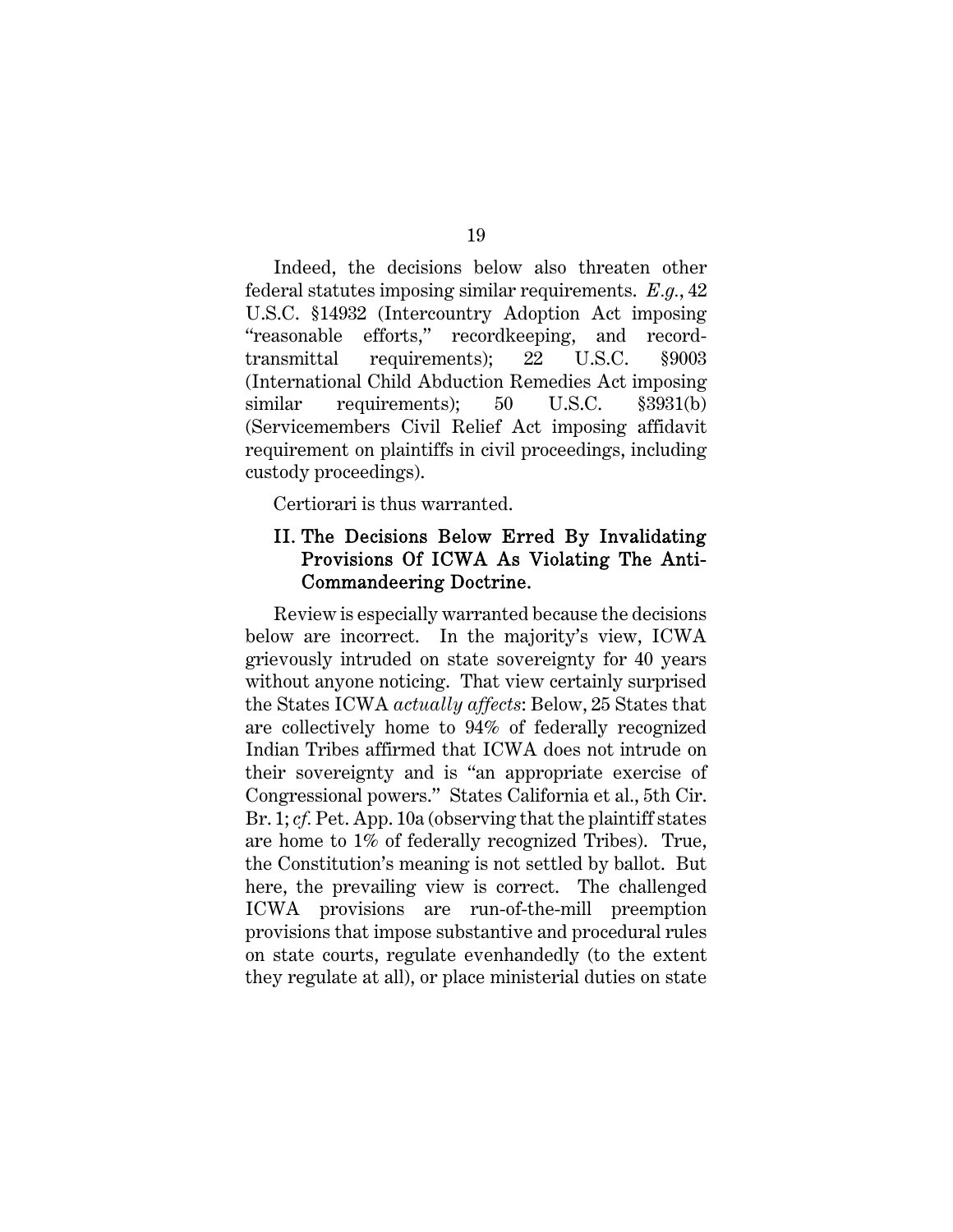Indeed, the decisions below also threaten other federal statutes imposing similar requirements. *E.g.*, 42 U.S.C. §14932 (Intercountry Adoption Act imposing "reasonable efforts," recordkeeping, and record-transmittal requirements); 22 U.S.C. §9003 (International Child Abduction Remedies Act imposing similar requirements); 50 U.S.C. §3931(b) (Servicemembers Civil Relief Act imposing affidavit requirement on plaintiffs in civil proceedings, including custody proceedings).

Certiorari is thus warranted.

## II. The Decisions Below Erred By Invalidating Provisions Of ICWA As Violating The Anti-Commandeering Doctrine.

Review is especially warranted because the decisions below are incorrect. In the majority's view, ICWA grievously intruded on state sovereignty for 40 years without anyone noticing. That view certainly surprised the States ICWA *actually affects*: Below, 25 States that are collectively home to 94% of federally recognized Indian Tribes affirmed that ICWA does not intrude on their sovereignty and is "an appropriate exercise of Congressional powers." States California et al., 5th Cir. Br. 1; *cf.* Pet. App. 10a (observing that the plaintiff states are home to 1% of federally recognized Tribes). True, the Constitution's meaning is not settled by ballot. But here, the prevailing view is correct. The challenged ICWA provisions are run-of-the-mill preemption provisions that impose substantive and procedural rules on state courts, regulate evenhandedly (to the extent they regulate at all), or place ministerial duties on state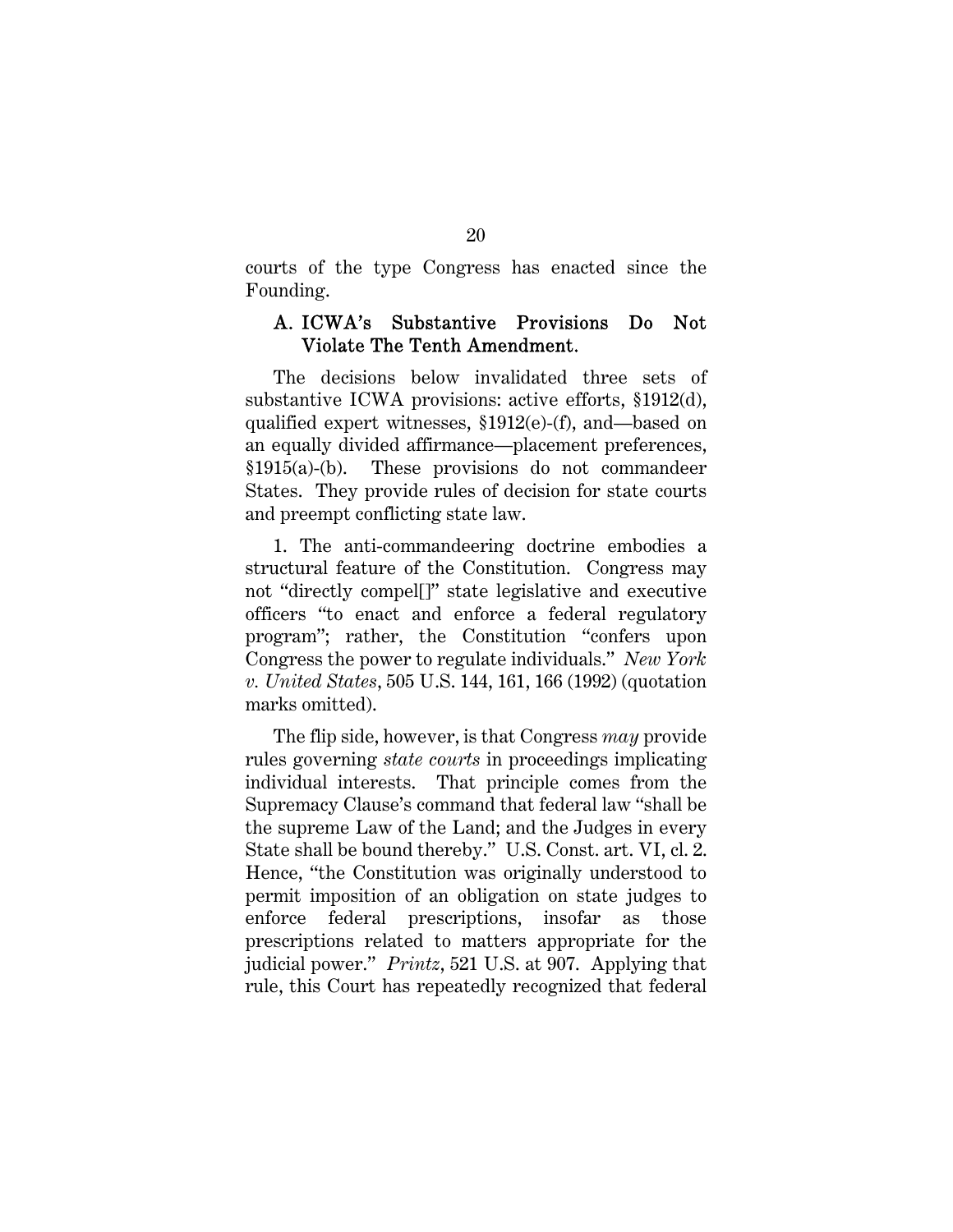courts of the type Congress has enacted since the Founding.

### A. ICWA's Substantive Provisions Do Not Violate The Tenth Amendment.

The decisions below invalidated three sets of substantive ICWA provisions: active efforts, §1912(d), qualified expert witnesses, §1912(e)-(f), and—based on an equally divided affirmance—placement preferences, §1915(a)-(b). These provisions do not commandeer States. They provide rules of decision for state courts and preempt conflicting state law.

1. The anti-commandeering doctrine embodies a structural feature of the Constitution. Congress may not "directly compel[]" state legislative and executive officers "to enact and enforce a federal regulatory program"; rather, the Constitution "confers upon Congress the power to regulate individuals." *New York v. United States*, 505 U.S. 144, 161, 166 (1992) (quotation marks omitted).

The flip side, however, is that Congress *may* provide rules governing *state courts* in proceedings implicating individual interests. That principle comes from the Supremacy Clause's command that federal law "shall be the supreme Law of the Land; and the Judges in every State shall be bound thereby." U.S. Const. art. VI, cl. 2. Hence, "the Constitution was originally understood to permit imposition of an obligation on state judges to enforce federal prescriptions, insofar as those prescriptions related to matters appropriate for the judicial power." *Printz*, 521 U.S. at 907. Applying that rule, this Court has repeatedly recognized that federal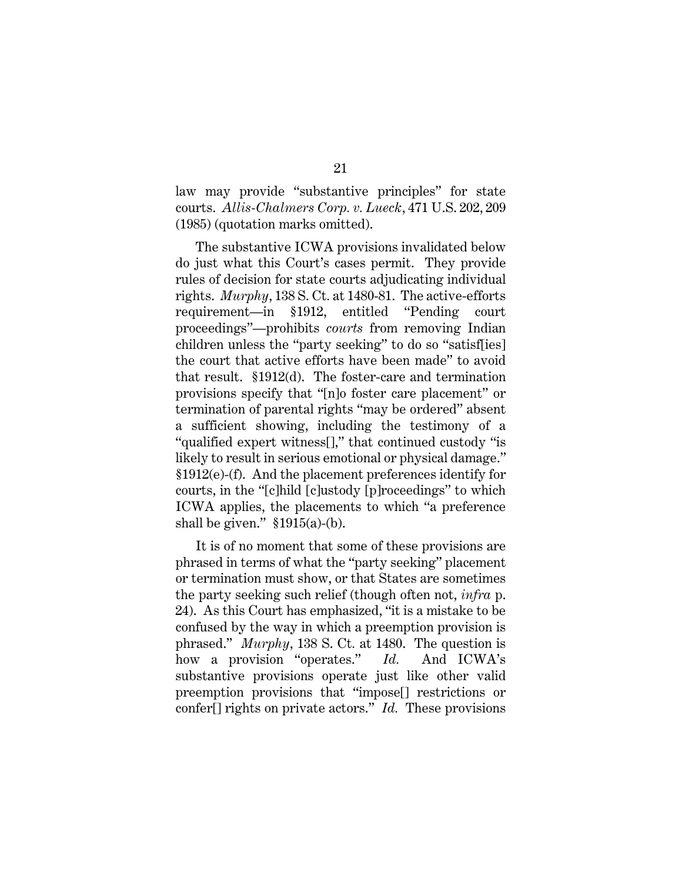law may provide "substantive principles" for state courts. *Allis-Chalmers Corp. v. Lueck*, 471 U.S. 202, 209 (1985) (quotation marks omitted).

The substantive ICWA provisions invalidated below do just what this Court's cases permit. They provide rules of decision for state courts adjudicating individual rights. *Murphy*, 138 S. Ct. at 1480-81. The active-efforts requirement—in §1912, entitled "Pending court proceedings"—prohibits *courts* from removing Indian children unless the "party seeking" to do so "satisf[ies] the court that active efforts have been made" to avoid that result. §1912(d). The foster-care and termination provisions specify that "[n]o foster care placement" or termination of parental rights "may be ordered" absent a sufficient showing, including the testimony of a "qualified expert witness[]," that continued custody "is likely to result in serious emotional or physical damage." §1912(e)-(f). And the placement preferences identify for courts, in the "[c]hild [c]ustody [p]roceedings" to which ICWA applies, the placements to which "a preference shall be given." §1915(a)-(b).

It is of no moment that some of these provisions are phrased in terms of what the "party seeking" placement or termination must show, or that States are sometimes the party seeking such relief (though often not, *infra* p. 24). As this Court has emphasized, "it is a mistake to be confused by the way in which a preemption provision is phrased." *Murphy*, 138 S. Ct. at 1480. The question is how a provision "operates." *Id.* And ICWA's substantive provisions operate just like other valid preemption provisions that "impose[] restrictions or confer[] rights on private actors." *Id.* These provisions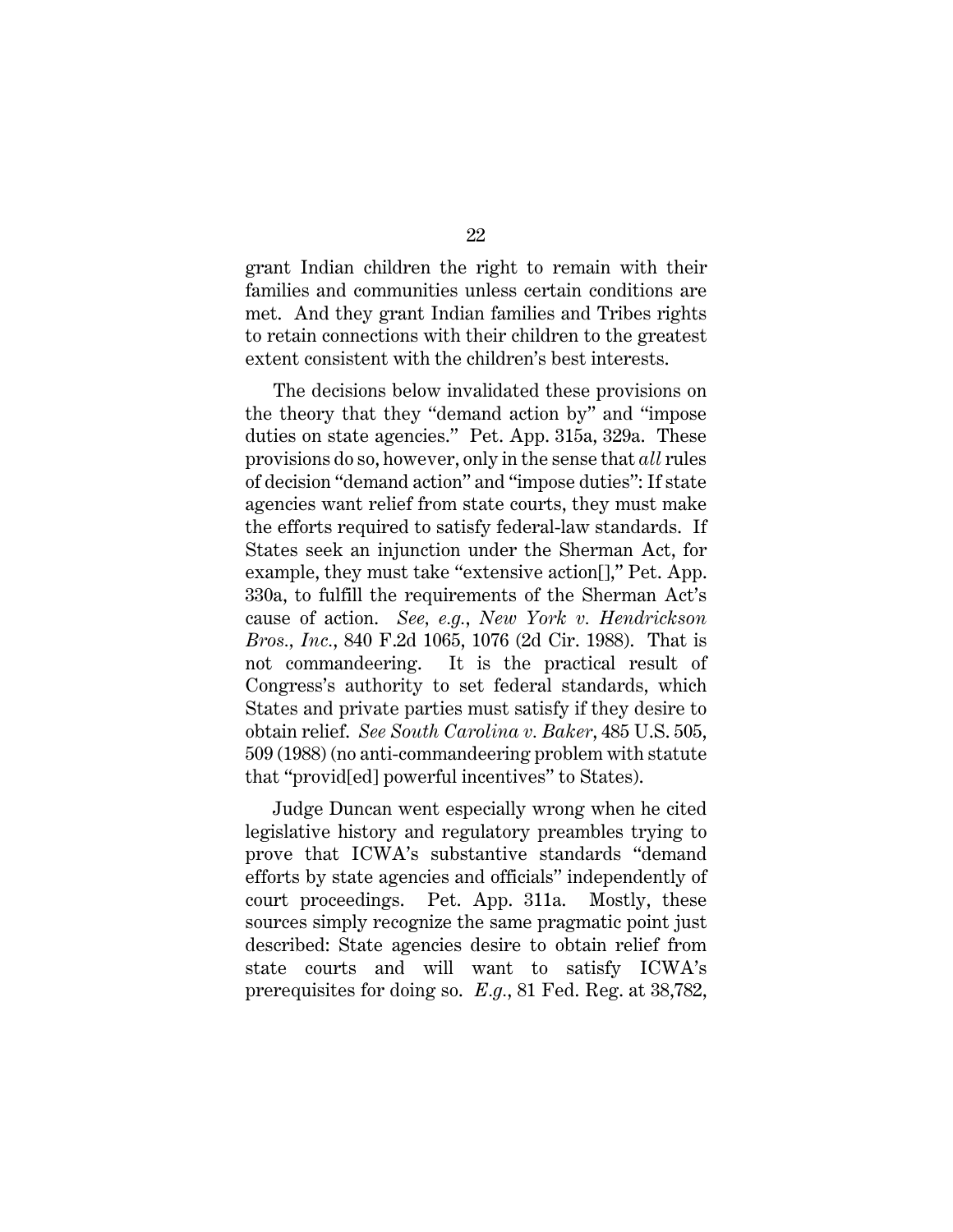grant Indian children the right to remain with their families and communities unless certain conditions are met. And they grant Indian families and Tribes rights to retain connections with their children to the greatest extent consistent with the children's best interests.

The decisions below invalidated these provisions on the theory that they "demand action by" and "impose duties on state agencies." Pet. App. 315a, 329a. These provisions do so, however, only in the sense that *all* rules of decision "demand action" and "impose duties": If state agencies want relief from state courts, they must make the efforts required to satisfy federal-law standards. If States seek an injunction under the Sherman Act, for example, they must take "extensive action[]," Pet. App. 330a, to fulfill the requirements of the Sherman Act's cause of action. *See, e.g.*, *New York v. Hendrickson Bros., Inc.*, 840 F.2d 1065, 1076 (2d Cir. 1988). That is not commandeering. It is the practical result of Congress's authority to set federal standards, which States and private parties must satisfy if they desire to obtain relief. *See South Carolina v. Baker*, 485 U.S. 505, 509 (1988) (no anti-commandeering problem with statute that "provid[ed] powerful incentives" to States).

Judge Duncan went especially wrong when he cited legislative history and regulatory preambles trying to prove that ICWA's substantive standards "demand efforts by state agencies and officials" independently of court proceedings. Pet. App. 311a. Mostly, these sources simply recognize the same pragmatic point just described: State agencies desire to obtain relief from state courts and will want to satisfy ICWA's prerequisites for doing so. *E.g.*, 81 Fed. Reg. at 38,782,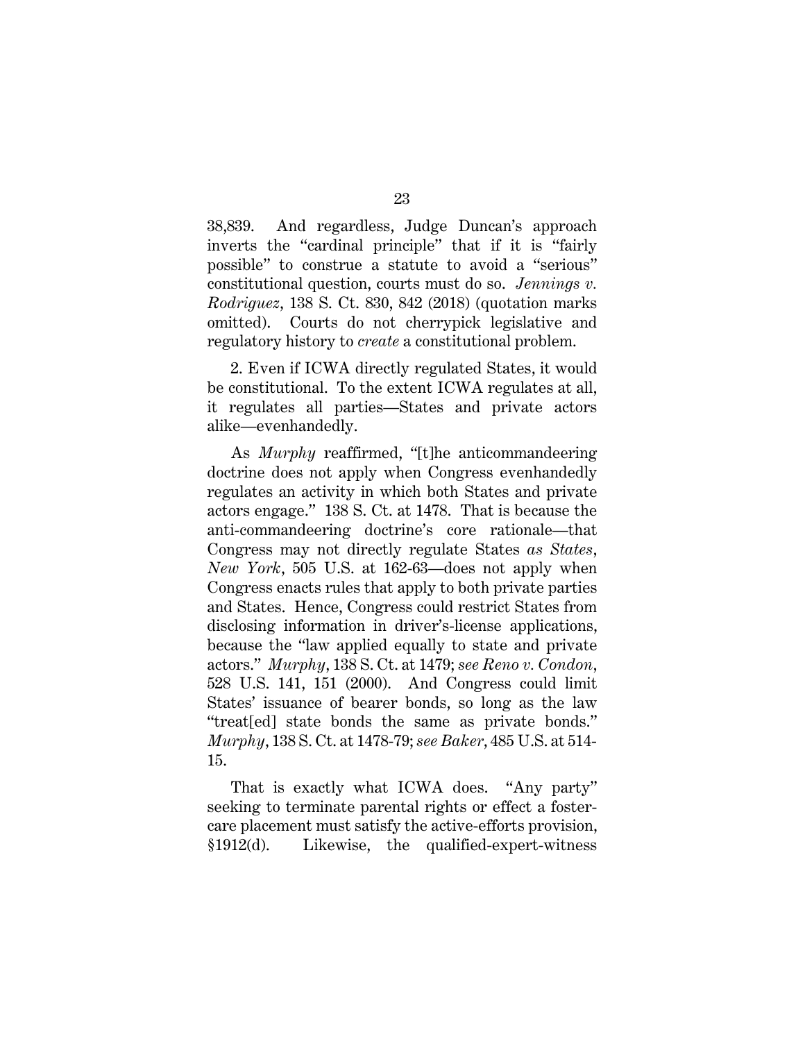38,839. And regardless, Judge Duncan's approach inverts the "cardinal principle" that if it is "fairly possible" to construe a statute to avoid a "serious" constitutional question, courts must do so. *Jennings v. Rodriguez*, 138 S. Ct. 830, 842 (2018) (quotation marks omitted). Courts do not cherrypick legislative and regulatory history to *create* a constitutional problem.

2. Even if ICWA directly regulated States, it would be constitutional. To the extent ICWA regulates at all, it regulates all parties—States and private actors alike—evenhandedly.

As *Murphy* reaffirmed, "[t]he anticommandeering doctrine does not apply when Congress evenhandedly regulates an activity in which both States and private actors engage." 138 S. Ct. at 1478. That is because the anti-commandeering doctrine's core rationale—that Congress may not directly regulate States *as States*, *New York*, 505 U.S. at 162-63—does not apply when Congress enacts rules that apply to both private parties and States. Hence, Congress could restrict States from disclosing information in driver's-license applications, because the "law applied equally to state and private actors." *Murphy*, 138 S. Ct. at 1479; *see Reno v. Condon*, 528 U.S. 141, 151 (2000). And Congress could limit States' issuance of bearer bonds, so long as the law "treat[ed] state bonds the same as private bonds." *Murphy*, 138 S. Ct. at 1478-79; *see Baker*, 485 U.S. at 514-15.

That is exactly what ICWA does. "Any party" seeking to terminate parental rights or effect a foster-care placement must satisfy the active-efforts provision, §1912(d). Likewise, the qualified-expert-witness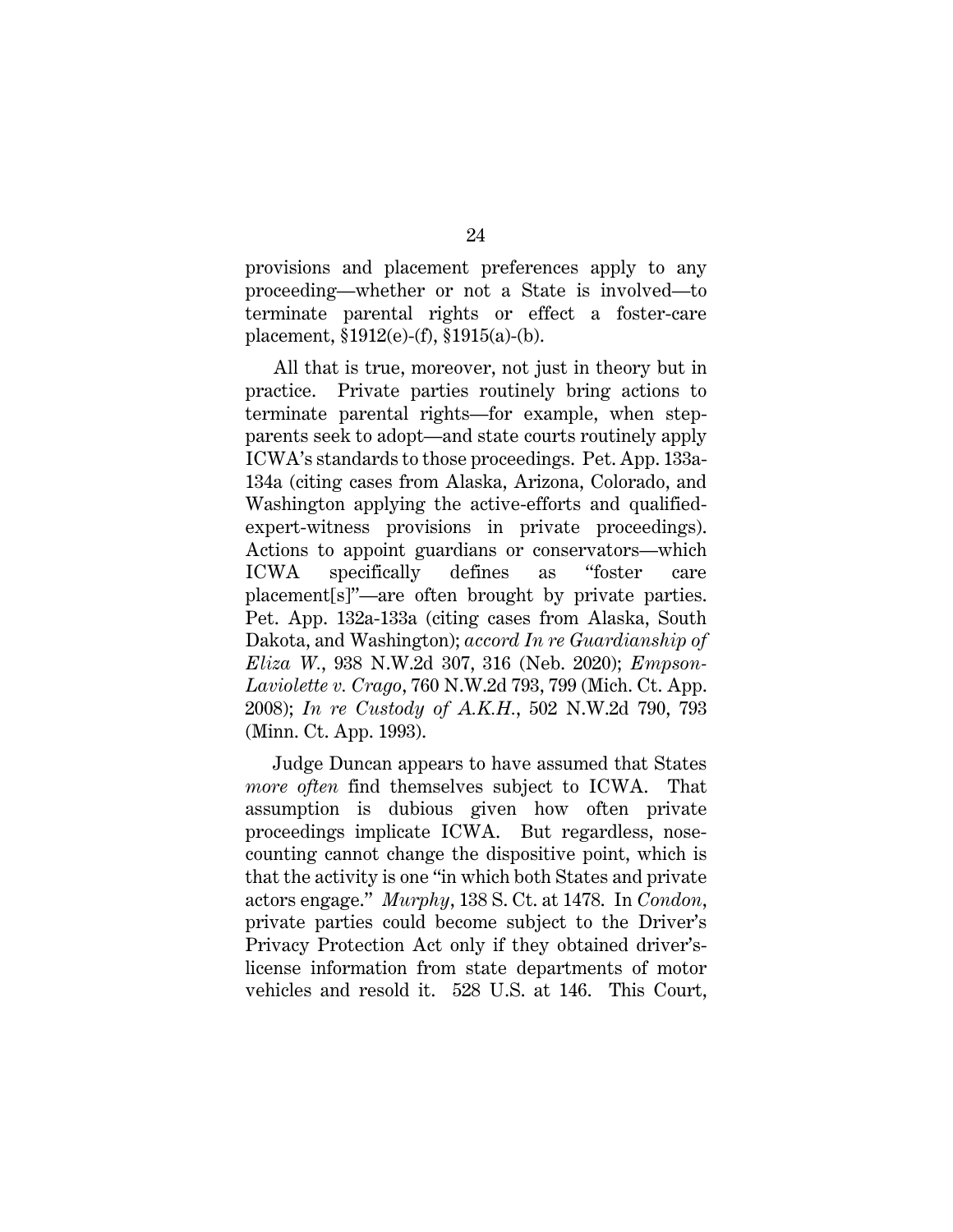provisions and placement preferences apply to any proceeding—whether or not a State is involved—to terminate parental rights or effect a foster-care placement, §1912(e)-(f), §1915(a)-(b).

All that is true, moreover, not just in theory but in practice. Private parties routinely bring actions to terminate parental rights—for example, when step-parents seek to adopt—and state courts routinely apply ICWA's standards to those proceedings. Pet. App. 133a-134a (citing cases from Alaska, Arizona, Colorado, and Washington applying the active-efforts and qualified-expert-witness provisions in private proceedings). Actions to appoint guardians or conservators—which ICWA specifically defines as "foster care placement[s]"—are often brought by private parties. Pet. App. 132a-133a (citing cases from Alaska, South Dakota, and Washington); *accord In re Guardianship of Eliza W.*, 938 N.W.2d 307, 316 (Neb. 2020); *Empson-Laviolette v. Crago*, 760 N.W.2d 793, 799 (Mich. Ct. App. 2008); *In re Custody of A.K.H.*, 502 N.W.2d 790, 793 (Minn. Ct. App. 1993).

Judge Duncan appears to have assumed that States *more often* find themselves subject to ICWA. That assumption is dubious given how often private proceedings implicate ICWA. But regardless, nose-counting cannot change the dispositive point, which is that the activity is one "in which both States and private actors engage." *Murphy*, 138 S. Ct. at 1478. In *Condon*, private parties could become subject to the Driver's Privacy Protection Act only if they obtained driver's-license information from state departments of motor vehicles and resold it. 528 U.S. at 146. This Court,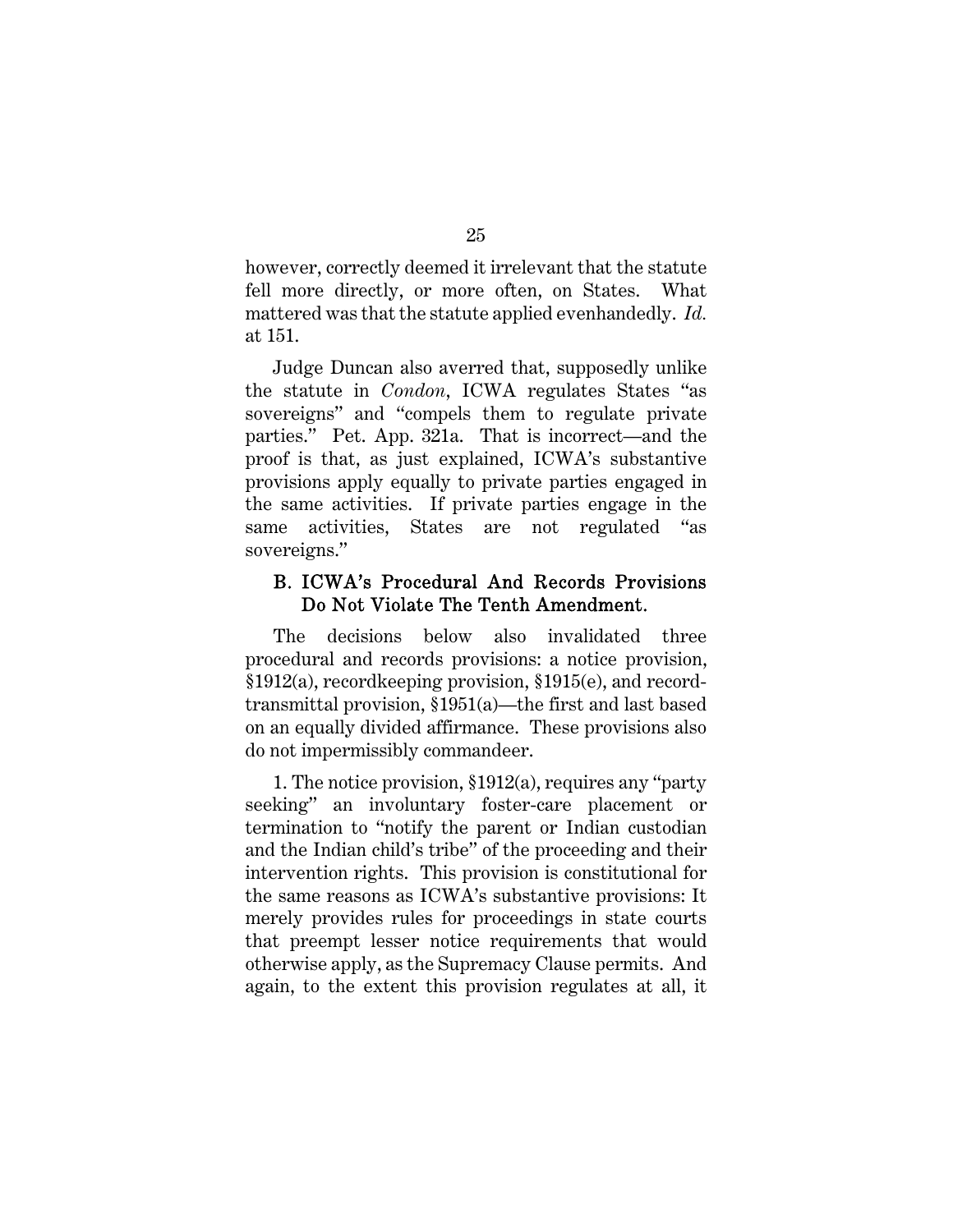however, correctly deemed it irrelevant that the statute fell more directly, or more often, on States. What mattered was that the statute applied evenhandedly. *Id.* at 151.

Judge Duncan also averred that, supposedly unlike the statute in *Condon*, ICWA regulates States "as sovereigns" and "compels them to regulate private parties." Pet. App. 321a. That is incorrect—and the proof is that, as just explained, ICWA's substantive provisions apply equally to private parties engaged in the same activities. If private parties engage in the same activities, States are not regulated "as sovereigns."

### B. ICWA's Procedural And Records Provisions Do Not Violate The Tenth Amendment.

The decisions below also invalidated three procedural and records provisions: a notice provision, §1912(a), recordkeeping provision, §1915(e), and record-transmittal provision, §1951(a)—the first and last based on an equally divided affirmance. These provisions also do not impermissibly commandeer.

1. The notice provision, §1912(a), requires any "party seeking" an involuntary foster-care placement or termination to "notify the parent or Indian custodian and the Indian child's tribe" of the proceeding and their intervention rights. This provision is constitutional for the same reasons as ICWA's substantive provisions: It merely provides rules for proceedings in state courts that preempt lesser notice requirements that would otherwise apply, as the Supremacy Clause permits. And again, to the extent this provision regulates at all, it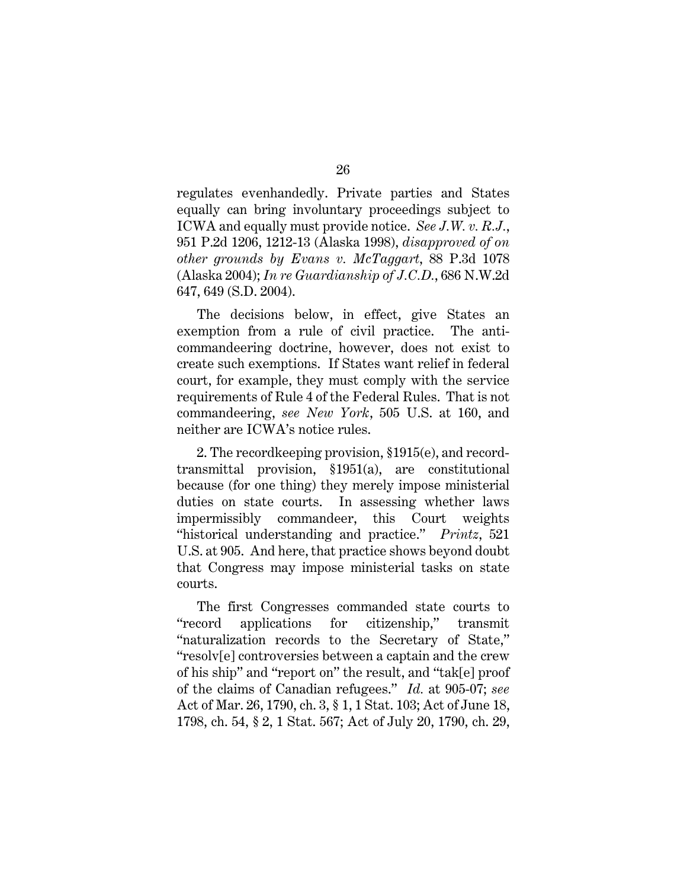regulates evenhandedly. Private parties and States equally can bring involuntary proceedings subject to ICWA and equally must provide notice. *See J.W. v. R.J.*, 951 P.2d 1206, 1212-13 (Alaska 1998), *disapproved of on other grounds by Evans v. McTaggart*, 88 P.3d 1078 (Alaska 2004); *In re Guardianship of J.C.D.*, 686 N.W.2d 647, 649 (S.D. 2004).

The decisions below, in effect, give States an exemption from a rule of civil practice. The anti-commandeering doctrine, however, does not exist to create such exemptions. If States want relief in federal court, for example, they must comply with the service requirements of Rule 4 of the Federal Rules. That is not commandeering, *see New York*, 505 U.S. at 160, and neither are ICWA's notice rules.

2. The recordkeeping provision, §1915(e), and record-transmittal provision, §1951(a), are constitutional because (for one thing) they merely impose ministerial duties on state courts. In assessing whether laws impermissibly commandeer, this Court weights "historical understanding and practice." *Printz*, 521 U.S. at 905. And here, that practice shows beyond doubt that Congress may impose ministerial tasks on state courts.

The first Congresses commanded state courts to "record applications for citizenship," transmit "naturalization records to the Secretary of State," "resolv[e] controversies between a captain and the crew of his ship" and "report on" the result, and "tak[e] proof of the claims of Canadian refugees." *Id.* at 905-07; *see* Act of Mar. 26, 1790, ch. 3, § 1, 1 Stat. 103; Act of June 18, 1798, ch. 54, § 2, 1 Stat. 567; Act of July 20, 1790, ch. 29,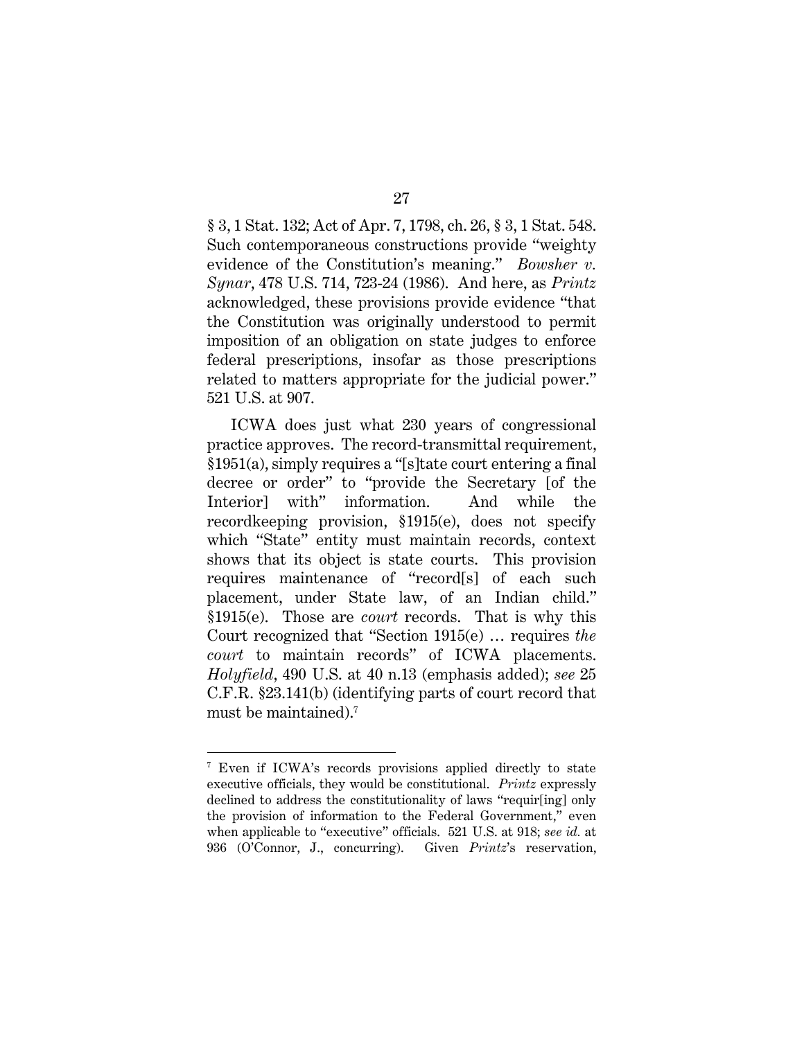§ 3, 1 Stat. 132; Act of Apr. 7, 1798, ch. 26, § 3, 1 Stat. 548. Such contemporaneous constructions provide "weighty evidence of the Constitution's meaning." *Bowsher v. Synar*, 478 U.S. 714, 723-24 (1986). And here, as *Printz* acknowledged, these provisions provide evidence "that the Constitution was originally understood to permit imposition of an obligation on state judges to enforce federal prescriptions, insofar as those prescriptions related to matters appropriate for the judicial power." 521 U.S. at 907.

ICWA does just what 230 years of congressional practice approves. The record-transmittal requirement, §1951(a), simply requires a "[s]tate court entering a final decree or order" to "provide the Secretary [of the Interior] with" information. And while the recordkeeping provision, §1915(e), does not specify which "State" entity must maintain records, context shows that its object is state courts. This provision requires maintenance of "record[s] of each such placement, under State law, of an Indian child." §1915(e). Those are *court* records. That is why this Court recognized that "Section 1915(e) … requires *the court* to maintain records" of ICWA placements. *Holyfield*, 490 U.S. at 40 n.13 (emphasis added); *see* 25 C.F.R. §23.141(b) (identifying parts of court record that must be maintained).[7]

[7] Even if ICWA's records provisions applied directly to state executive officials, they would be constitutional. *Printz* expressly declined to address the constitutionality of laws "requir[ing] only the provision of information to the Federal Government," even when applicable to "executive" officials. 521 U.S. at 918; *see id.* at 936 (O'Connor, J., concurring). Given *Printz*'s reservation,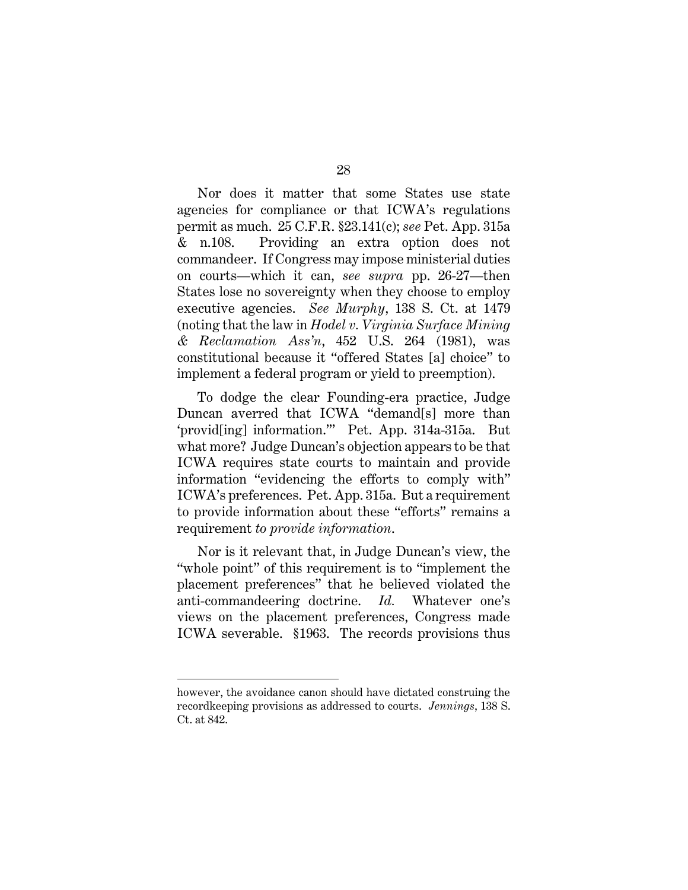Nor does it matter that some States use state agencies for compliance or that ICWA's regulations permit as much. 25 C.F.R. §23.141(c); *see* Pet. App. 315a & n.108. Providing an extra option does not commandeer. If Congress may impose ministerial duties on courts—which it can, *see supra* pp. 26-27—then States lose no sovereignty when they choose to employ executive agencies. *See Murphy*, 138 S. Ct. at 1479 (noting that the law in *Hodel v. Virginia Surface Mining & Reclamation Ass'n*, 452 U.S. 264 (1981), was constitutional because it "offered States [a] choice" to implement a federal program or yield to preemption).

To dodge the clear Founding-era practice, Judge Duncan averred that ICWA "demand[s] more than 'provid[ing] information.'" Pet. App. 314a-315a. But what more? Judge Duncan's objection appears to be that ICWA requires state courts to maintain and provide information "evidencing the efforts to comply with" ICWA's preferences. Pet. App. 315a. But a requirement to provide information about these "efforts" remains a requirement *to provide information*.

Nor is it relevant that, in Judge Duncan's view, the "whole point" of this requirement is to "implement the placement preferences" that he believed violated the anti-commandeering doctrine. *Id.* Whatever one's views on the placement preferences, Congress made ICWA severable. §1963. The records provisions thus

---

however, the avoidance canon should have dictated construing the recordkeeping provisions as addressed to courts. *Jennings*, 138 S. Ct. at 842.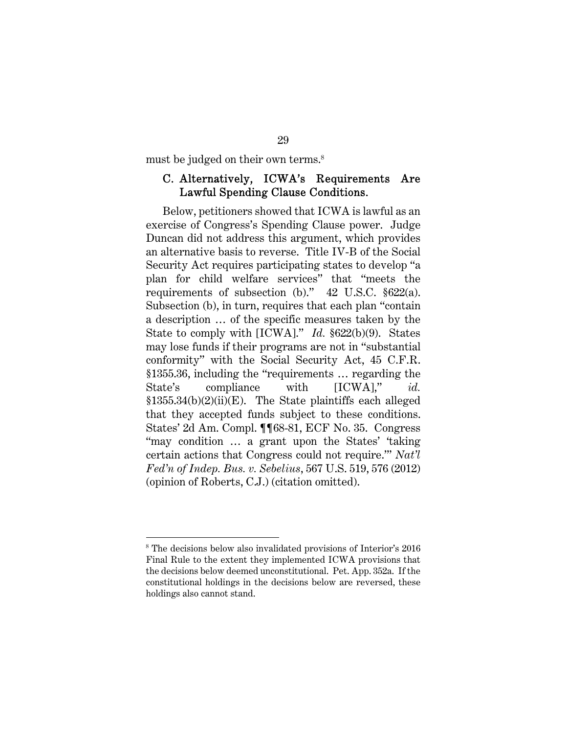must be judged on their own terms.[8]

### C. Alternatively, ICWA's Requirements Are Lawful Spending Clause Conditions.

Below, petitioners showed that ICWA is lawful as an exercise of Congress's Spending Clause power. Judge Duncan did not address this argument, which provides an alternative basis to reverse. Title IV-B of the Social Security Act requires participating states to develop "a plan for child welfare services" that "meets the requirements of subsection (b)." 42 U.S.C. §622(a). Subsection (b), in turn, requires that each plan "contain a description … of the specific measures taken by the State to comply with [ICWA]." *Id.* §622(b)(9). States may lose funds if their programs are not in "substantial conformity" with the Social Security Act, 45 C.F.R. §1355.36, including the "requirements … regarding the State's compliance with [ICWA]," *id.* §1355.34(b)(2)(ii)(E). The State plaintiffs each alleged that they accepted funds subject to these conditions. States' 2d Am. Compl. ¶¶68-81, ECF No. 35. Congress "may condition … a grant upon the States' 'taking certain actions that Congress could not require.'" *Nat'l Fed'n of Indep. Bus. v. Sebelius*, 567 U.S. 519, 576 (2012) (opinion of Roberts, C.J.) (citation omitted).

---

[8] The decisions below also invalidated provisions of Interior's 2016 Final Rule to the extent they implemented ICWA provisions that the decisions below deemed unconstitutional. Pet. App. 352a. If the constitutional holdings in the decisions below are reversed, these holdings also cannot stand.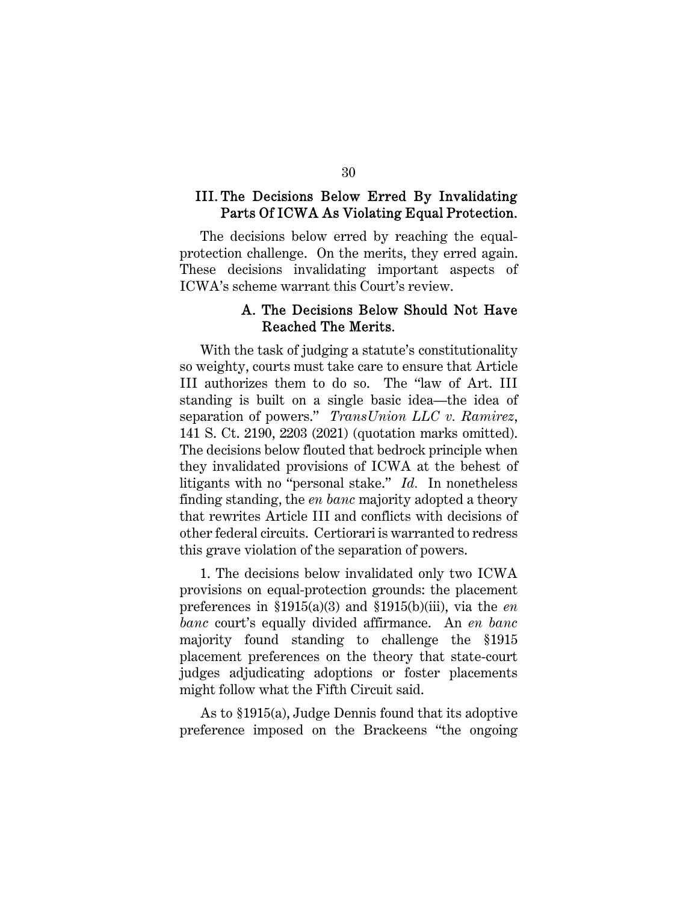## III. The Decisions Below Erred By Invalidating Parts Of ICWA As Violating Equal Protection.

The decisions below erred by reaching the equal-protection challenge. On the merits, they erred again. These decisions invalidating important aspects of ICWA's scheme warrant this Court's review.

### A. The Decisions Below Should Not Have Reached The Merits.

With the task of judging a statute's constitutionality so weighty, courts must take care to ensure that Article III authorizes them to do so. The "law of Art. III standing is built on a single basic idea—the idea of separation of powers." *TransUnion LLC v. Ramirez*, 141 S. Ct. 2190, 2203 (2021) (quotation marks omitted). The decisions below flouted that bedrock principle when they invalidated provisions of ICWA at the behest of litigants with no "personal stake." *Id.* In nonetheless finding standing, the *en banc* majority adopted a theory that rewrites Article III and conflicts with decisions of other federal circuits. Certiorari is warranted to redress this grave violation of the separation of powers.

1. The decisions below invalidated only two ICWA provisions on equal-protection grounds: the placement preferences in §1915(a)(3) and §1915(b)(iii), via the *en banc* court's equally divided affirmance. An *en banc* majority found standing to challenge the §1915 placement preferences on the theory that state-court judges adjudicating adoptions or foster placements might follow what the Fifth Circuit said.

As to §1915(a), Judge Dennis found that its adoptive preference imposed on the Brackeens "the ongoing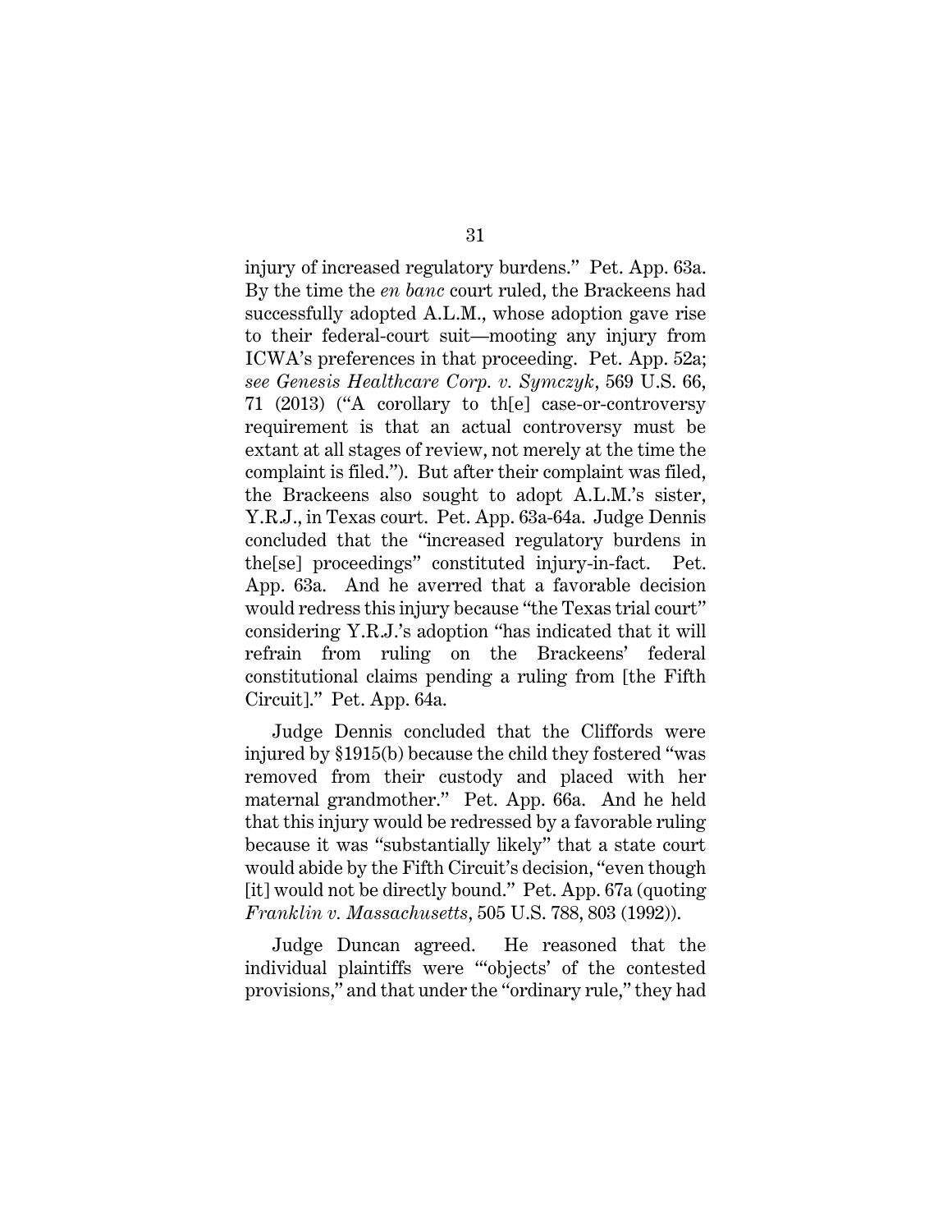injury of increased regulatory burdens." Pet. App. 63a. By the time the *en banc* court ruled, the Brackeens had successfully adopted A.L.M., whose adoption gave rise to their federal-court suit—mooting any injury from ICWA's preferences in that proceeding. Pet. App. 52a; *see Genesis Healthcare Corp. v. Symczyk*, 569 U.S. 66, 71 (2013) ("A corollary to th[e] case-or-controversy requirement is that an actual controversy must be extant at all stages of review, not merely at the time the complaint is filed."). But after their complaint was filed, the Brackeens also sought to adopt A.L.M.'s sister, Y.R.J., in Texas court. Pet. App. 63a-64a. Judge Dennis concluded that the "increased regulatory burdens in the[se] proceedings" constituted injury-in-fact. Pet. App. 63a. And he averred that a favorable decision would redress this injury because "the Texas trial court" considering Y.R.J.'s adoption "has indicated that it will refrain from ruling on the Brackeens' federal constitutional claims pending a ruling from [the Fifth Circuit]." Pet. App. 64a.

Judge Dennis concluded that the Cliffords were injured by §1915(b) because the child they fostered "was removed from their custody and placed with her maternal grandmother." Pet. App. 66a. And he held that this injury would be redressed by a favorable ruling because it was "substantially likely" that a state court would abide by the Fifth Circuit's decision, "even though [it] would not be directly bound." Pet. App. 67a (quoting *Franklin v. Massachusetts*, 505 U.S. 788, 803 (1992)).

Judge Duncan agreed. He reasoned that the individual plaintiffs were "'objects' of the contested provisions," and that under the "ordinary rule," they had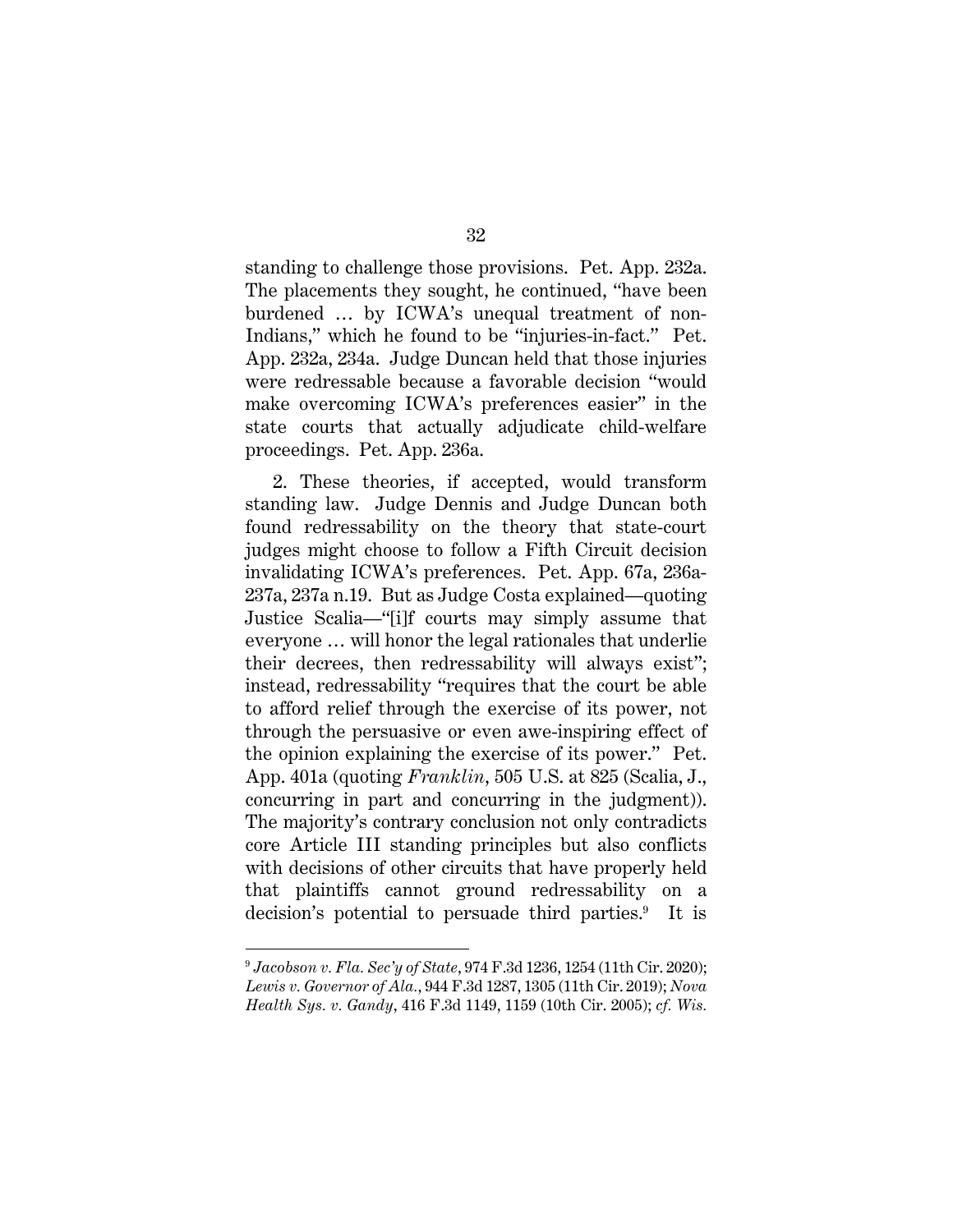standing to challenge those provisions. Pet. App. 232a. The placements they sought, he continued, "have been burdened … by ICWA's unequal treatment of non-Indians," which he found to be "injuries-in-fact." Pet. App. 232a, 234a. Judge Duncan held that those injuries were redressable because a favorable decision "would make overcoming ICWA's preferences easier" in the state courts that actually adjudicate child-welfare proceedings. Pet. App. 236a.

2. These theories, if accepted, would transform standing law. Judge Dennis and Judge Duncan both found redressability on the theory that state-court judges might choose to follow a Fifth Circuit decision invalidating ICWA's preferences. Pet. App. 67a, 236a-237a, 237a n.19. But as Judge Costa explained—quoting Justice Scalia—"[i]f courts may simply assume that everyone … will honor the legal rationales that underlie their decrees, then redressability will always exist"; instead, redressability "requires that the court be able to afford relief through the exercise of its power, not through the persuasive or even awe-inspiring effect of the opinion explaining the exercise of its power." Pet. App. 401a (quoting *Franklin*, 505 U.S. at 825 (Scalia, J., concurring in part and concurring in the judgment)). The majority's contrary conclusion not only contradicts core Article III standing principles but also conflicts with decisions of other circuits that have properly held that plaintiffs cannot ground redressability on a decision's potential to persuade third parties.[9] It is

[9] *Jacobson v. Fla. Sec'y of State*, 974 F.3d 1236, 1254 (11th Cir. 2020); *Lewis v. Governor of Ala.*, 944 F.3d 1287, 1305 (11th Cir. 2019); *Nova Health Sys. v. Gandy*, 416 F.3d 1149, 1159 (10th Cir. 2005); *cf. Wis.*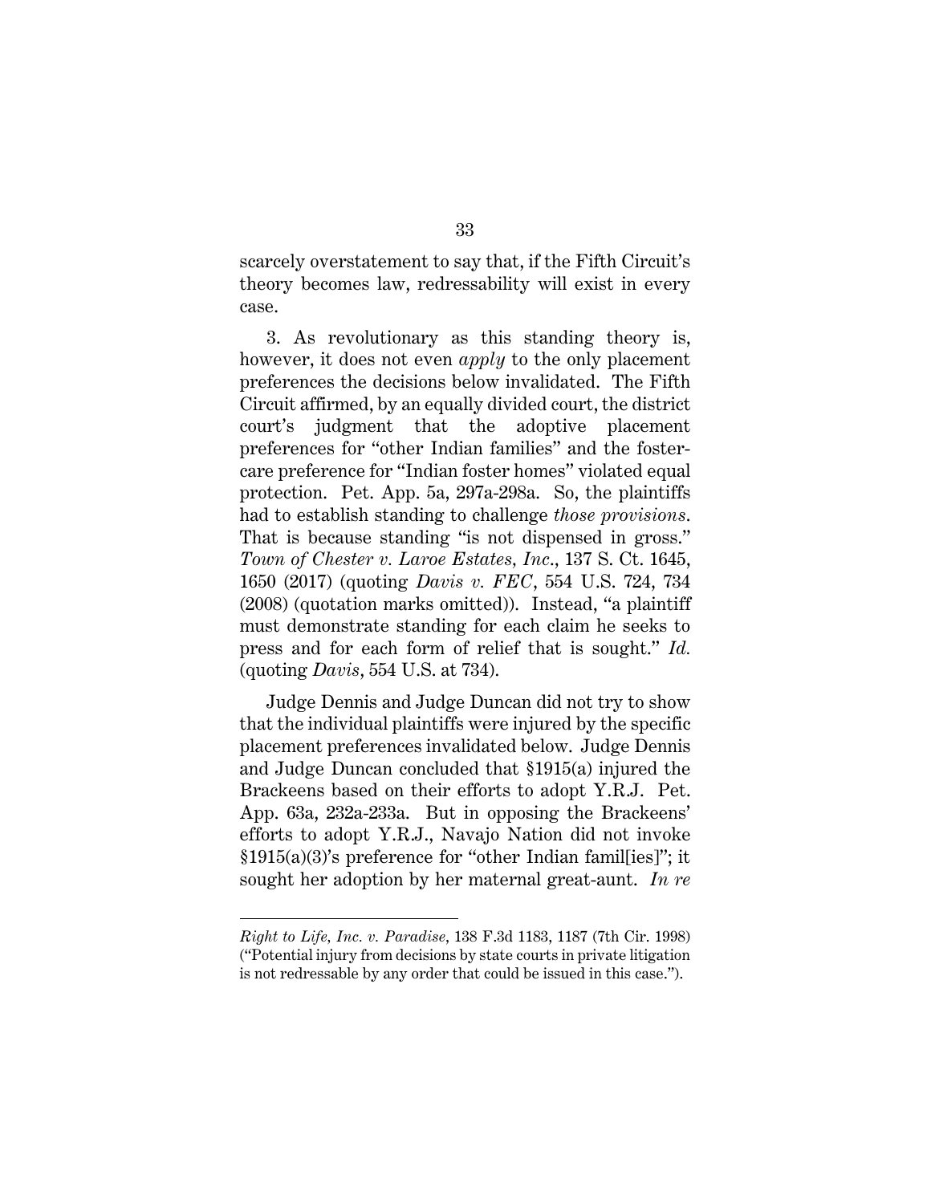scarcely overstatement to say that, if the Fifth Circuit's theory becomes law, redressability will exist in every case.

3. As revolutionary as this standing theory is, however, it does not even *apply* to the only placement preferences the decisions below invalidated. The Fifth Circuit affirmed, by an equally divided court, the district court's judgment that the adoptive placement preferences for "other Indian families" and the foster-care preference for "Indian foster homes" violated equal protection. Pet. App. 5a, 297a-298a. So, the plaintiffs had to establish standing to challenge *those provisions*. That is because standing "is not dispensed in gross." *Town of Chester v. Laroe Estates, Inc.*, 137 S. Ct. 1645, 1650 (2017) (quoting *Davis v. FEC*, 554 U.S. 724, 734 (2008) (quotation marks omitted)). Instead, "a plaintiff must demonstrate standing for each claim he seeks to press and for each form of relief that is sought." *Id.* (quoting *Davis*, 554 U.S. at 734).

Judge Dennis and Judge Duncan did not try to show that the individual plaintiffs were injured by the specific placement preferences invalidated below. Judge Dennis and Judge Duncan concluded that §1915(a) injured the Brackeens based on their efforts to adopt Y.R.J. Pet. App. 63a, 232a-233a. But in opposing the Brackeens' efforts to adopt Y.R.J., Navajo Nation did not invoke §1915(a)(3)'s preference for "other Indian famil[ies]"; it sought her adoption by her maternal great-aunt. *In re*

---

*Right to Life, Inc. v. Paradise*, 138 F.3d 1183, 1187 (7th Cir. 1998) ("Potential injury from decisions by state courts in private litigation is not redressable by any order that could be issued in this case.").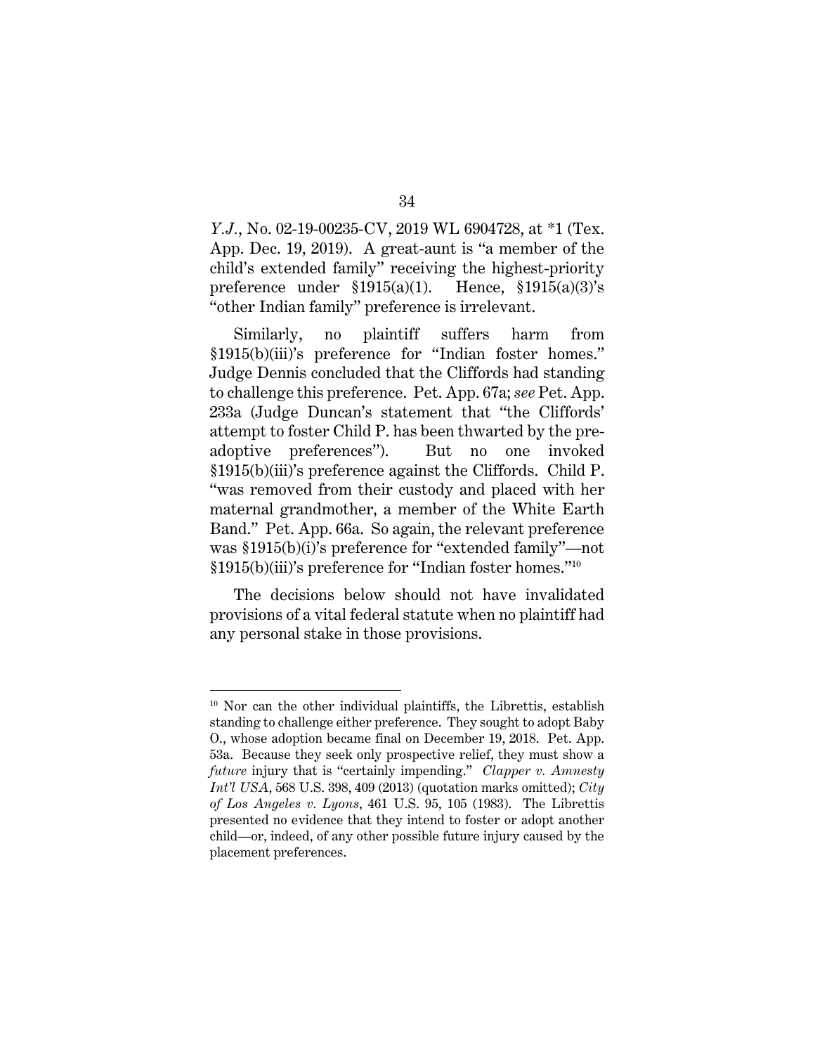*Y.J.*, No. 02-19-00235-CV, 2019 WL 6904728, at *1 (Tex. App. Dec. 19, 2019). A great-aunt is "a member of the child's extended family" receiving the highest-priority preference under §1915(a)(1). Hence, §1915(a)(3)'s "other Indian family" preference is irrelevant.

Similarly, no plaintiff suffers harm from §1915(b)(iii)'s preference for "Indian foster homes." Judge Dennis concluded that the Cliffords had standing to challenge this preference. Pet. App. 67a; *see* Pet. App. 233a (Judge Duncan's statement that "the Cliffords' attempt to foster Child P. has been thwarted by the pre-adoptive preferences"). But no one invoked §1915(b)(iii)'s preference against the Cliffords. Child P. "was removed from their custody and placed with her maternal grandmother, a member of the White Earth Band." Pet. App. 66a. So again, the relevant preference was §1915(b)(i)'s preference for "extended family"—not §1915(b)(iii)'s preference for "Indian foster homes."[10]

The decisions below should not have invalidated provisions of a vital federal statute when no plaintiff had any personal stake in those provisions.

[10] Nor can the other individual plaintiffs, the Librettis, establish standing to challenge either preference. They sought to adopt Baby O., whose adoption became final on December 19, 2018. Pet. App. 53a. Because they seek only prospective relief, they must show a *future* injury that is "certainly impending." *Clapper v. Amnesty Int'l USA*, 568 U.S. 398, 409 (2013) (quotation marks omitted); *City of Los Angeles v. Lyons*, 461 U.S. 95, 105 (1983). The Librettis presented no evidence that they intend to foster or adopt another child—or, indeed, of any other possible future injury caused by the placement preferences.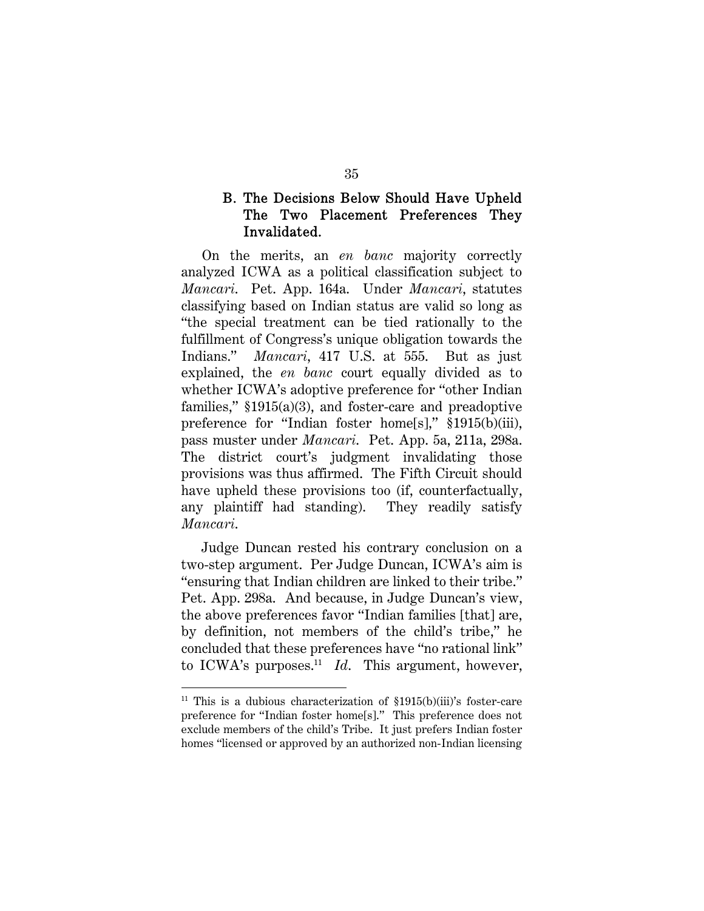### B. The Decisions Below Should Have Upheld The Two Placement Preferences They Invalidated.

On the merits, an *en banc* majority correctly analyzed ICWA as a political classification subject to *Mancari*. Pet. App. 164a. Under *Mancari*, statutes classifying based on Indian status are valid so long as "the special treatment can be tied rationally to the fulfillment of Congress's unique obligation towards the Indians." *Mancari*, 417 U.S. at 555. But as just explained, the *en banc* court equally divided as to whether ICWA's adoptive preference for "other Indian families," §1915(a)(3), and foster-care and preadoptive preference for "Indian foster home[s]," §1915(b)(iii), pass muster under *Mancari*. Pet. App. 5a, 211a, 298a. The district court's judgment invalidating those provisions was thus affirmed. The Fifth Circuit should have upheld these provisions too (if, counterfactually, any plaintiff had standing). They readily satisfy *Mancari*.

Judge Duncan rested his contrary conclusion on a two-step argument. Per Judge Duncan, ICWA's aim is "ensuring that Indian children are linked to their tribe." Pet. App. 298a. And because, in Judge Duncan's view, the above preferences favor "Indian families [that] are, by definition, not members of the child's tribe," he concluded that these preferences have "no rational link" to ICWA's purposes.[11] *Id*. This argument, however,

[11] This is a dubious characterization of §1915(b)(iii)'s foster-care preference for "Indian foster home[s]." This preference does not exclude members of the child's Tribe. It just prefers Indian foster homes "licensed or approved by an authorized non-Indian licensing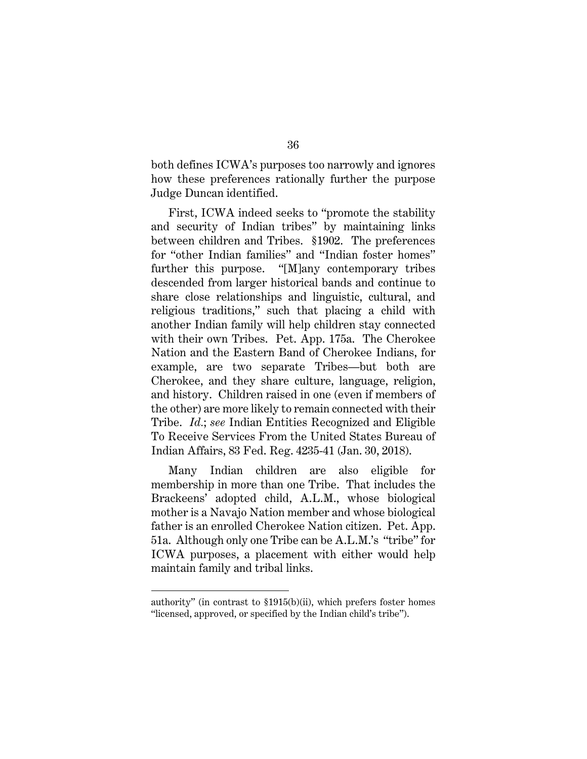both defines ICWA's purposes too narrowly and ignores how these preferences rationally further the purpose Judge Duncan identified.

First, ICWA indeed seeks to "promote the stability and security of Indian tribes" by maintaining links between children and Tribes. §1902. The preferences for "other Indian families" and "Indian foster homes" further this purpose. "[M]any contemporary tribes descended from larger historical bands and continue to share close relationships and linguistic, cultural, and religious traditions," such that placing a child with another Indian family will help children stay connected with their own Tribes. Pet. App. 175a. The Cherokee Nation and the Eastern Band of Cherokee Indians, for example, are two separate Tribes—but both are Cherokee, and they share culture, language, religion, and history. Children raised in one (even if members of the other) are more likely to remain connected with their Tribe. *Id.*; *see* Indian Entities Recognized and Eligible To Receive Services From the United States Bureau of Indian Affairs, 83 Fed. Reg. 4235-41 (Jan. 30, 2018).

Many Indian children are also eligible for membership in more than one Tribe. That includes the Brackeens' adopted child, A.L.M., whose biological mother is a Navajo Nation member and whose biological father is an enrolled Cherokee Nation citizen. Pet. App. 51a. Although only one Tribe can be A.L.M.'s "tribe" for ICWA purposes, a placement with either would help maintain family and tribal links.

---

authority" (in contrast to §1915(b)(ii), which prefers foster homes "licensed, approved, or specified by the Indian child's tribe").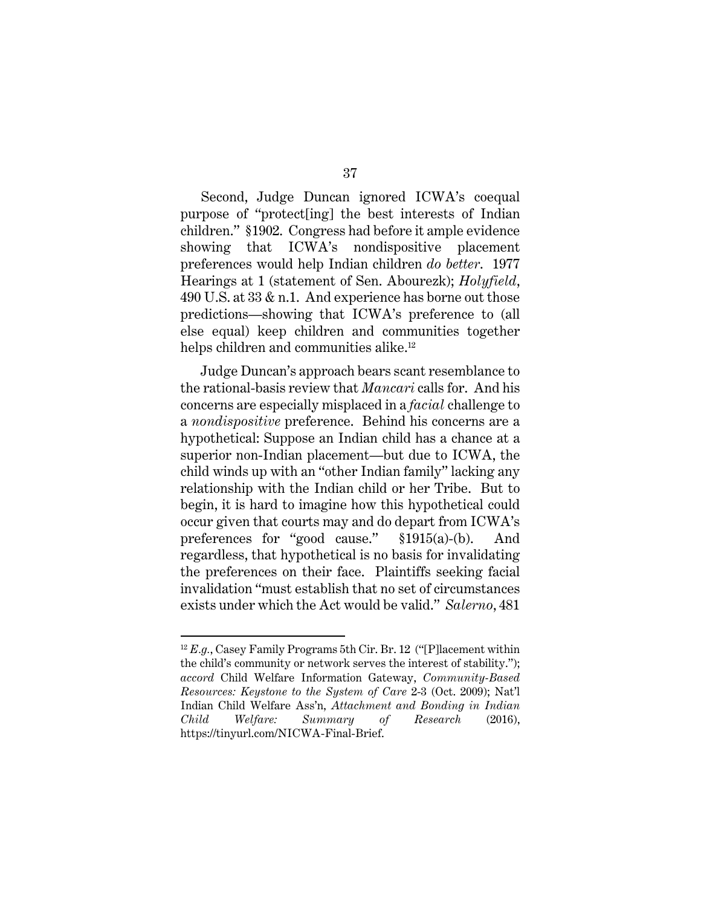Second, Judge Duncan ignored ICWA's coequal purpose of "protect[ing] the best interests of Indian children." §1902. Congress had before it ample evidence showing that ICWA's nondispositive placement preferences would help Indian children *do better*. 1977 Hearings at 1 (statement of Sen. Abourezk); *Holyfield*, 490 U.S. at 33 & n.1. And experience has borne out those predictions—showing that ICWA's preference to (all else equal) keep children and communities together helps children and communities alike.[12]

Judge Duncan's approach bears scant resemblance to the rational-basis review that *Mancari* calls for. And his concerns are especially misplaced in a *facial* challenge to a *nondispositive* preference. Behind his concerns are a hypothetical: Suppose an Indian child has a chance at a superior non-Indian placement—but due to ICWA, the child winds up with an "other Indian family" lacking any relationship with the Indian child or her Tribe. But to begin, it is hard to imagine how this hypothetical could occur given that courts may and do depart from ICWA's preferences for "good cause." §1915(a)-(b). And regardless, that hypothetical is no basis for invalidating the preferences on their face. Plaintiffs seeking facial invalidation "must establish that no set of circumstances exists under which the Act would be valid." *Salerno*, 481

---

[12] *E.g.*, Casey Family Programs 5th Cir. Br. 12 ("[P]lacement within the child's community or network serves the interest of stability."); *accord* Child Welfare Information Gateway, *Community-Based Resources: Keystone to the System of Care* 2-3 (Oct. 2009); Nat'l Indian Child Welfare Ass'n, *Attachment and Bonding in Indian Child Welfare: Summary of Research* (2016), https://tinyurl.com/NICWA-Final-Brief.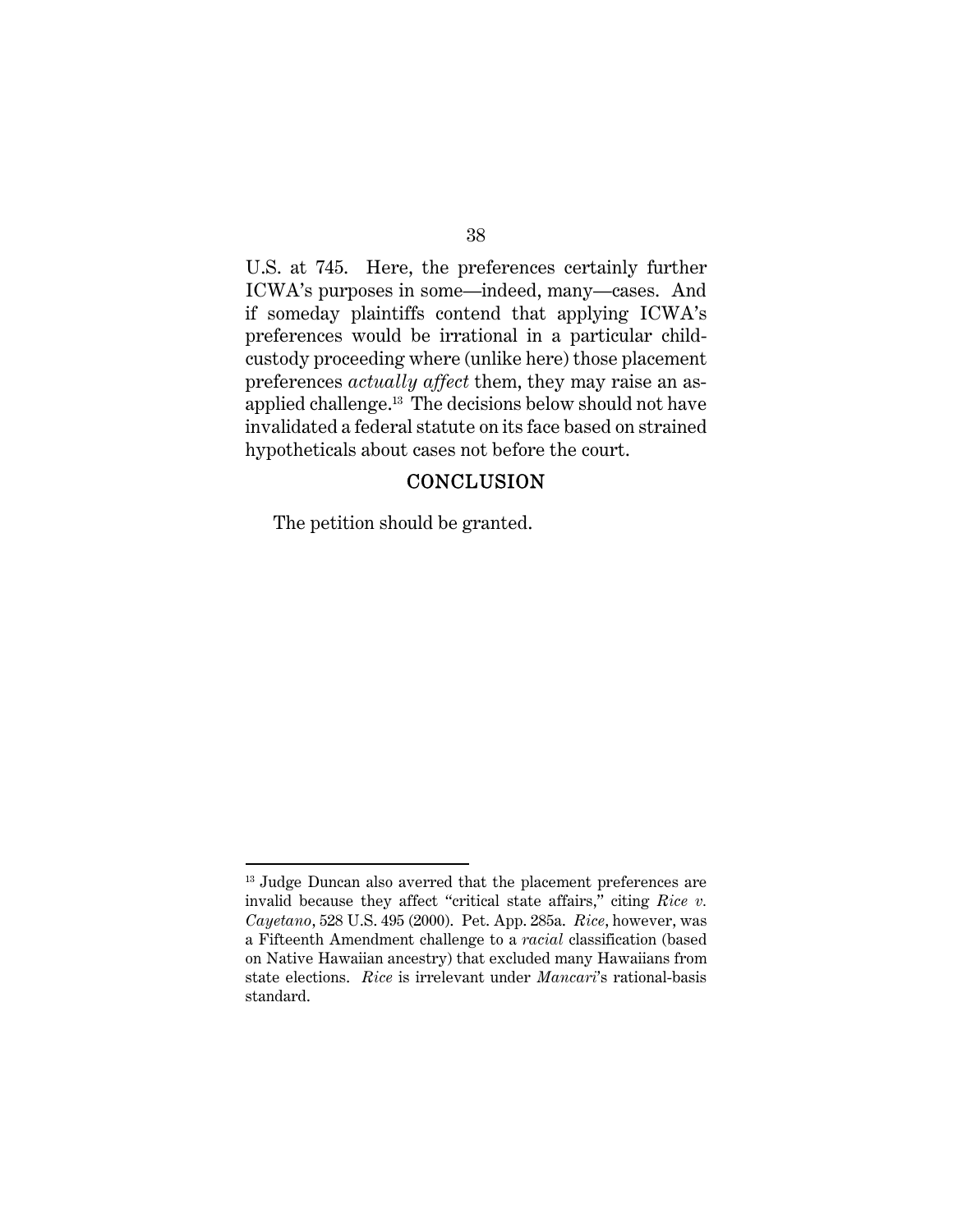U.S. at 745. Here, the preferences certainly further ICWA's purposes in some—indeed, many—cases. And if someday plaintiffs contend that applying ICWA's preferences would be irrational in a particular child-custody proceeding where (unlike here) those placement preferences *actually affect* them, they may raise an as-applied challenge.[13] The decisions below should not have invalidated a federal statute on its face based on strained hypotheticals about cases not before the court.

## CONCLUSION

The petition should be granted.

---

[13] Judge Duncan also averred that the placement preferences are invalid because they affect "critical state affairs," citing *Rice v. Cayetano*, 528 U.S. 495 (2000). Pet. App. 285a. *Rice*, however, was a Fifteenth Amendment challenge to a *racial* classification (based on Native Hawaiian ancestry) that excluded many Hawaiians from state elections. *Rice* is irrelevant under *Mancari*'s rational-basis standard.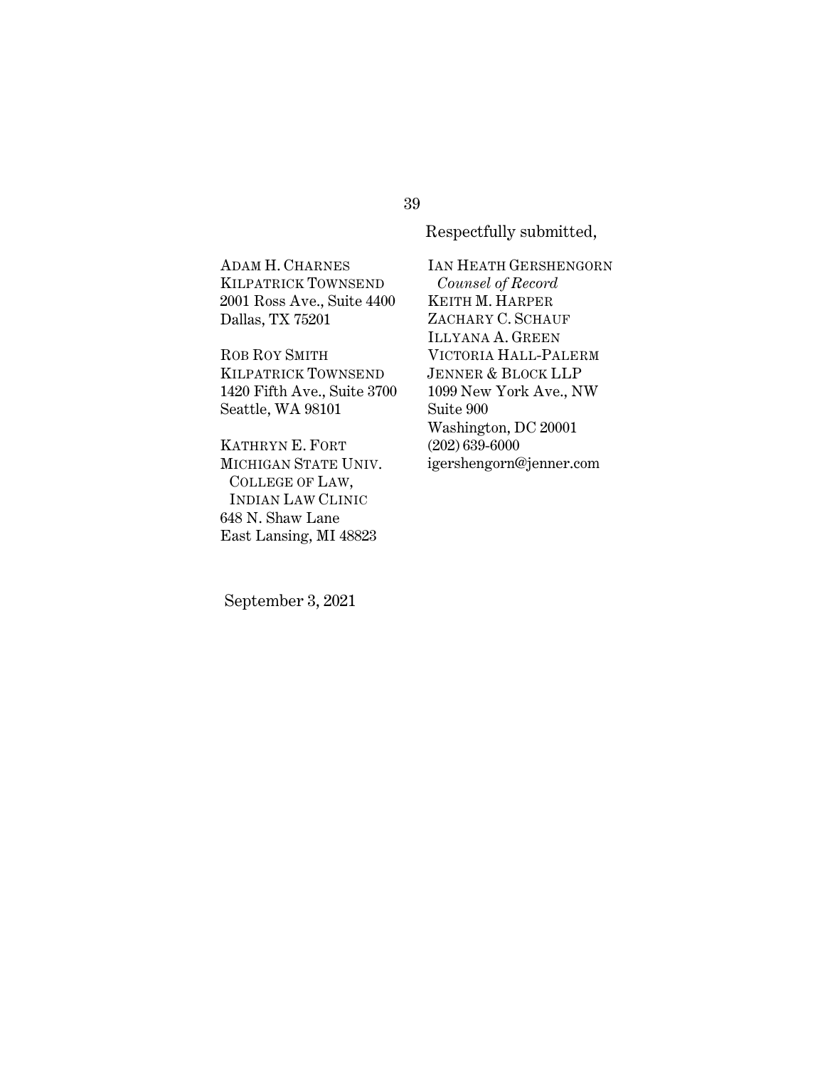Respectfully submitted,

IAN HEATH GERSHENGORN
*Counsel of Record*
KEITH M. HARPER
ZACHARY C. SCHAUF
ILLYANA A. GREEN
VICTORIA HALL-PALERM
JENNER & BLOCK LLP
1099 New York Ave., NW
Suite 900
Washington, DC 20001
(202) 639-6000
igershengorn@jenner.com

ADAM H. CHARNES
KILPATRICK TOWNSEND
2001 Ross Ave., Suite 4400
Dallas, TX 75201

ROB ROY SMITH
KILPATRICK TOWNSEND
1420 Fifth Ave., Suite 3700
Seattle, WA 98101

KATHRYN E. FORT
MICHIGAN STATE UNIV.
COLLEGE OF LAW,
INDIAN LAW CLINIC
648 N. Shaw Lane
East Lansing, MI 48823

September 3, 2021